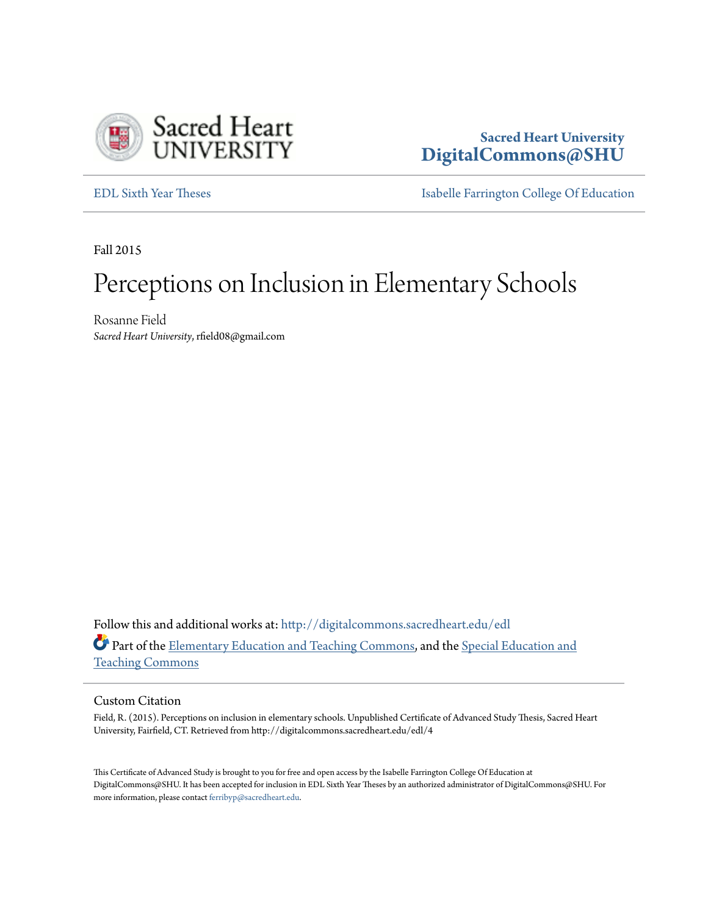Sacred Heart University
**DigitalCommons@SHU**

EDL Sixth Year Theses | Isabelle Farrington College Of Education

Fall 2015

# Perceptions on Inclusion in Elementary Schools

Rosanne Field
*Sacred Heart University*, rfield08@gmail.com

Follow this and additional works at: http://digitalcommons.sacredheart.edu/edl

Part of the Elementary Education and Teaching Commons, and the Special Education and Teaching Commons

## Custom Citation

Field, R. (2015). Perceptions on inclusion in elementary schools. Unpublished Certificate of Advanced Study Thesis, Sacred Heart University, Fairfield, CT. Retrieved from http://digitalcommons.sacredheart.edu/edl/4

This Certificate of Advanced Study is brought to you for free and open access by the Isabelle Farrington College Of Education at DigitalCommons@SHU. It has been accepted for inclusion in EDL Sixth Year Theses by an authorized administrator of DigitalCommons@SHU. For more information, please contact ferribyp@sacredheart.edu.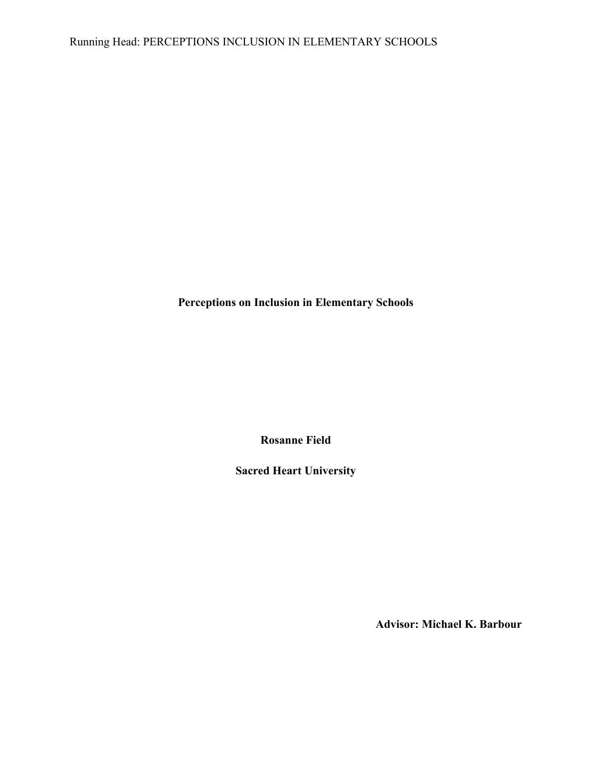# Perceptions on Inclusion in Elementary Schools

**Rosanne Field**

**Sacred Heart University**

**Advisor: Michael K. Barbour**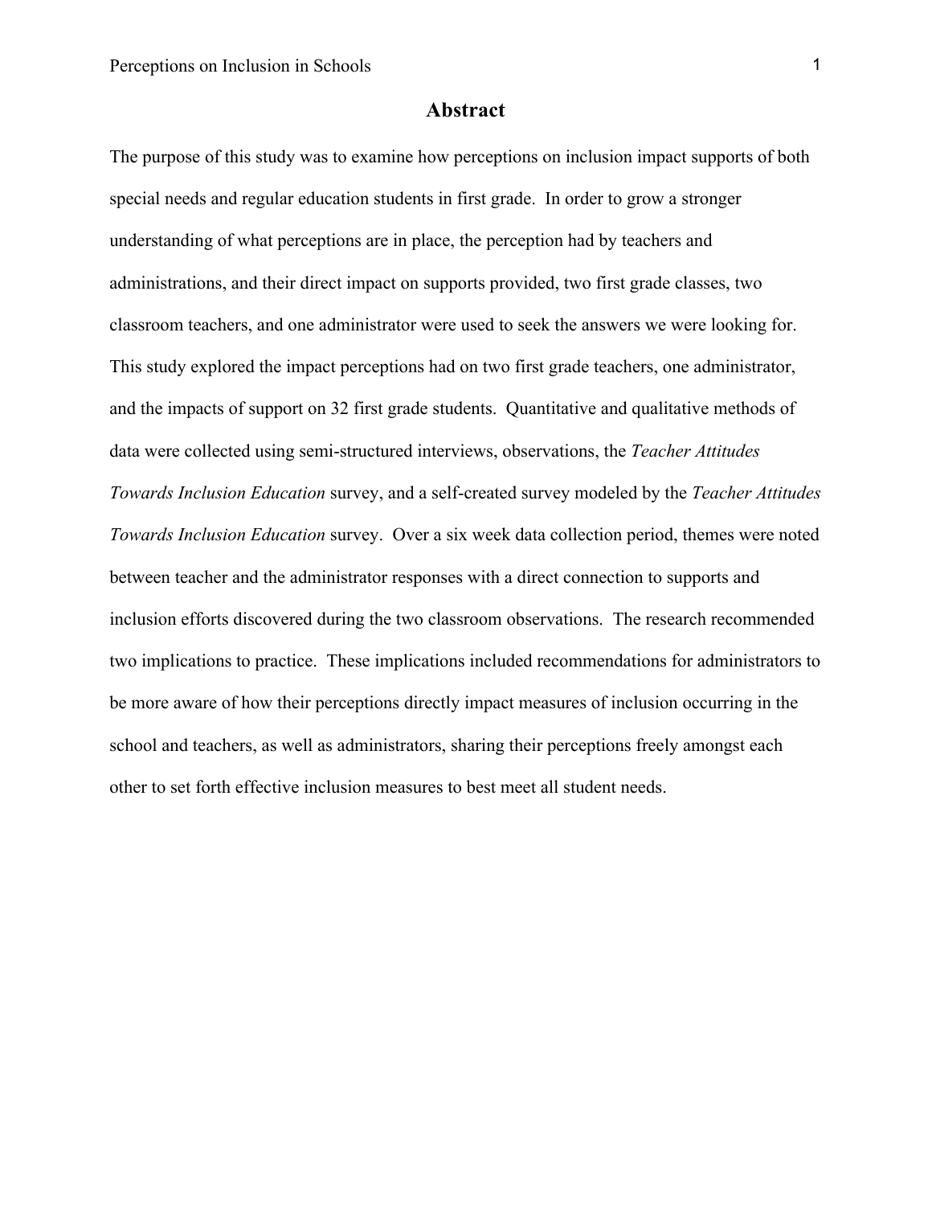# Abstract

The purpose of this study was to examine how perceptions on inclusion impact supports of both special needs and regular education students in first grade. In order to grow a stronger understanding of what perceptions are in place, the perception had by teachers and administrations, and their direct impact on supports provided, two first grade classes, two classroom teachers, and one administrator were used to seek the answers we were looking for. This study explored the impact perceptions had on two first grade teachers, one administrator, and the impacts of support on 32 first grade students. Quantitative and qualitative methods of data were collected using semi-structured interviews, observations, the *Teacher Attitudes Towards Inclusion Education* survey, and a self-created survey modeled by the *Teacher Attitudes Towards Inclusion Education* survey. Over a six week data collection period, themes were noted between teacher and the administrator responses with a direct connection to supports and inclusion efforts discovered during the two classroom observations. The research recommended two implications to practice. These implications included recommendations for administrators to be more aware of how their perceptions directly impact measures of inclusion occurring in the school and teachers, as well as administrators, sharing their perceptions freely amongst each other to set forth effective inclusion measures to best meet all student needs.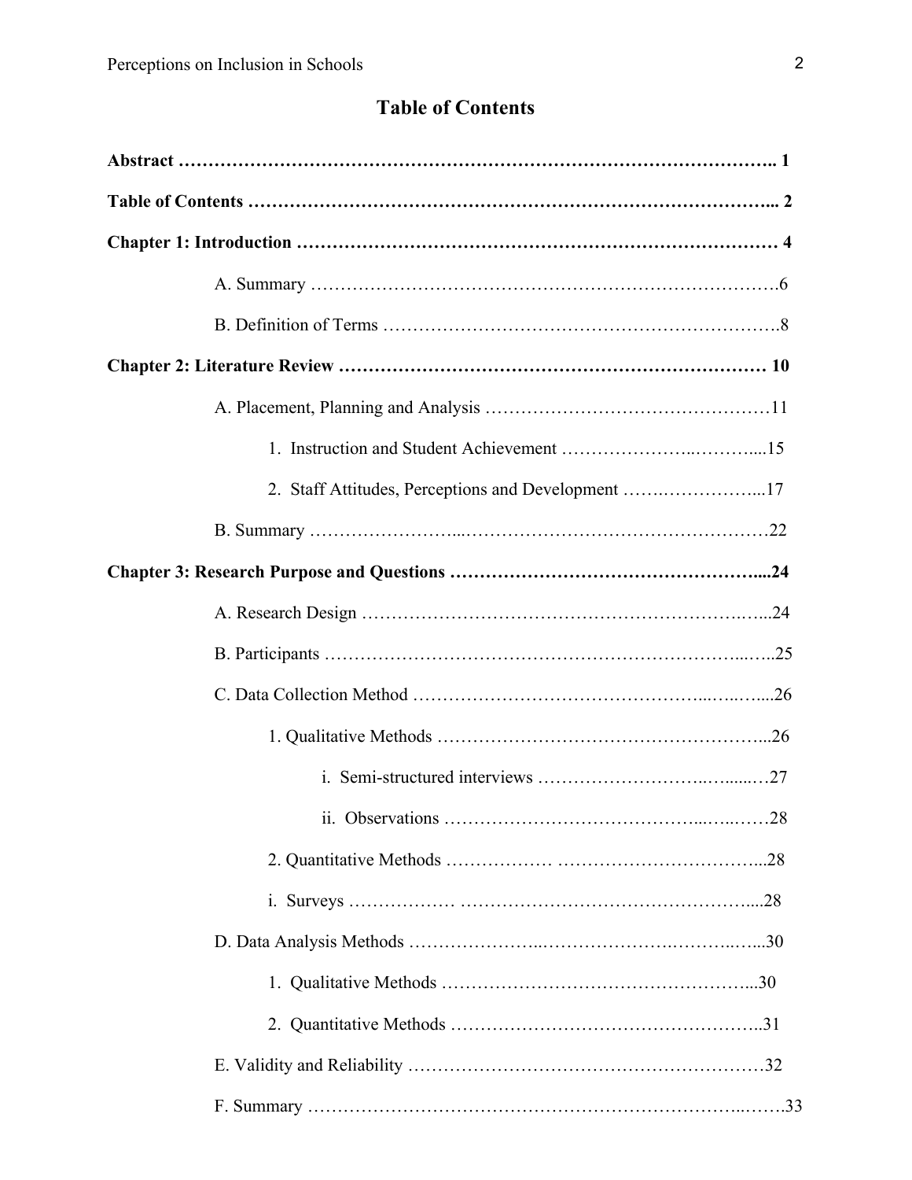# Table of Contents

**Abstract** ………………………………………………………………………………………….. **1**

**Table of Contents** ………………………………………………………………………….. **2**

**Chapter 1: Introduction** ……………………………………………………………………… **4**

A. Summary …………………………………………………………………….6

B. Definition of Terms ………………………………………………………….8

**Chapter 2: Literature Review** …………………………………………………………… **10**

A. Placement, Planning and Analysis ……………………………………….11

1. Instruction and Student Achievement ……………………..………....15

2. Staff Attitudes, Perceptions and Development …….……………...17

B. Summary ……………………...…………………………………………….22

**Chapter 3: Research Purpose and Questions** ………………………………………....**24**

A. Research Design ……………………………………………………….…...24

B. Participants ……………………………………………………………...…..25

C. Data Collection Method ………………………………………...…..…....26

1. Qualitative Methods ……………………………………………….....26

i. Semi-structured interviews ……………………….….......…27

ii. Observations …………………………………...…..….…28

2. Quantitative Methods ……………… ……………………………..28

i. Surveys ……………… …………………………………………....28

D. Data Analysis Methods …………………..………………….………..…...30

1. Qualitative Methods …………………………….…………….…...30

2. Quantitative Methods ……………………………………….……..31

E. Validity and Reliability ……………………………………………………32

F. Summary ……………………………………………………………...…….33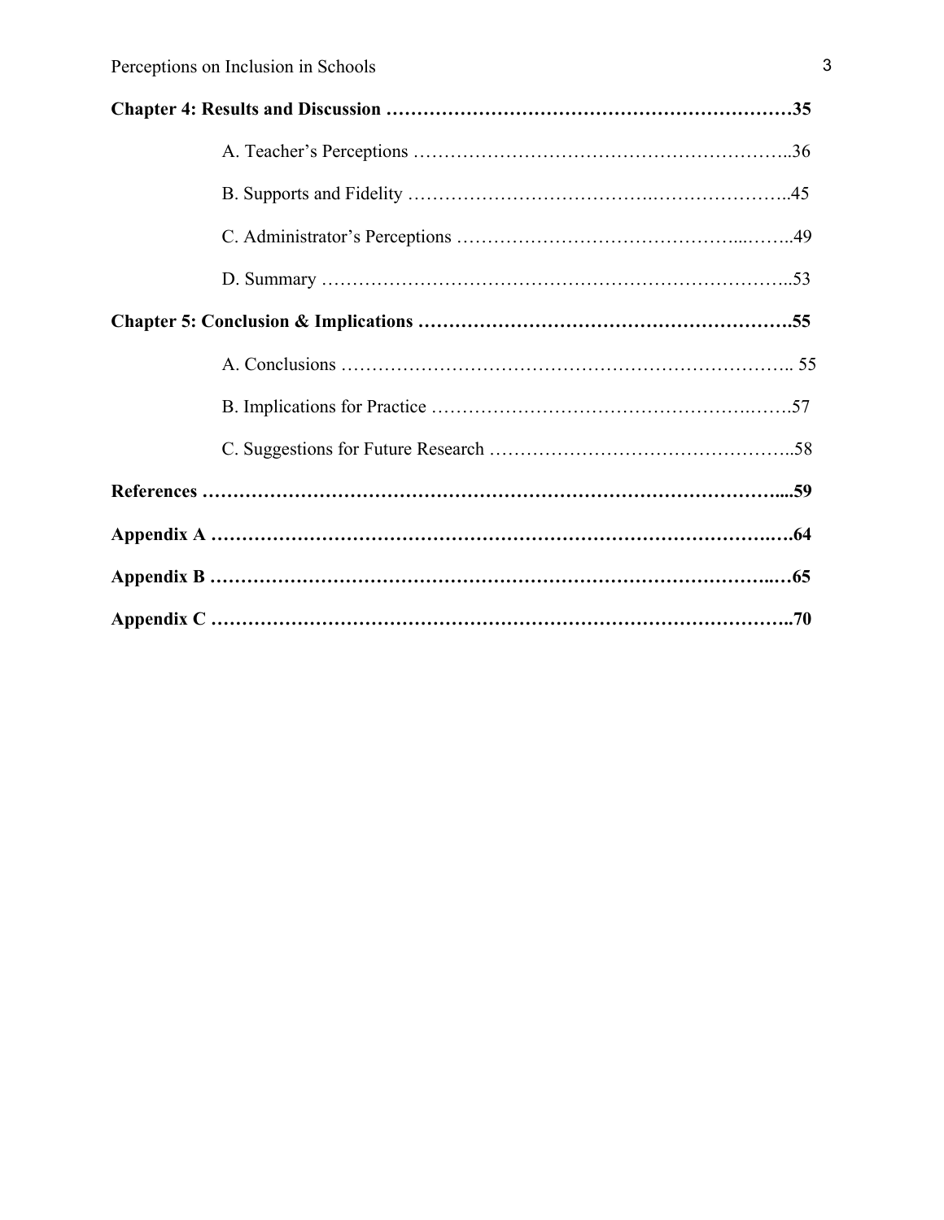**Chapter 4: Results and Discussion ………………………………………………………35**

A. Teacher's Perceptions …………………………………………………..36

B. Supports and Fidelity ………………………………….…………………..45

C. Administrator's Perceptions ……………………………………...……..49

D. Summary ………………………………………………………………..53

**Chapter 5: Conclusion & Implications …………………………………………………55**

A. Conclusions ……………………………………………………………….. 55

B. Implications for Practice …………………………………………….…….57

C. Suggestions for Future Research ………………………………………..58

**References ……………………………………………………………………………....59**

**Appendix A …………………………………………………………………………….…64**

**Appendix B ……………………………………………………………………………..…65**

**Appendix C ……………………………………………………………………………..70**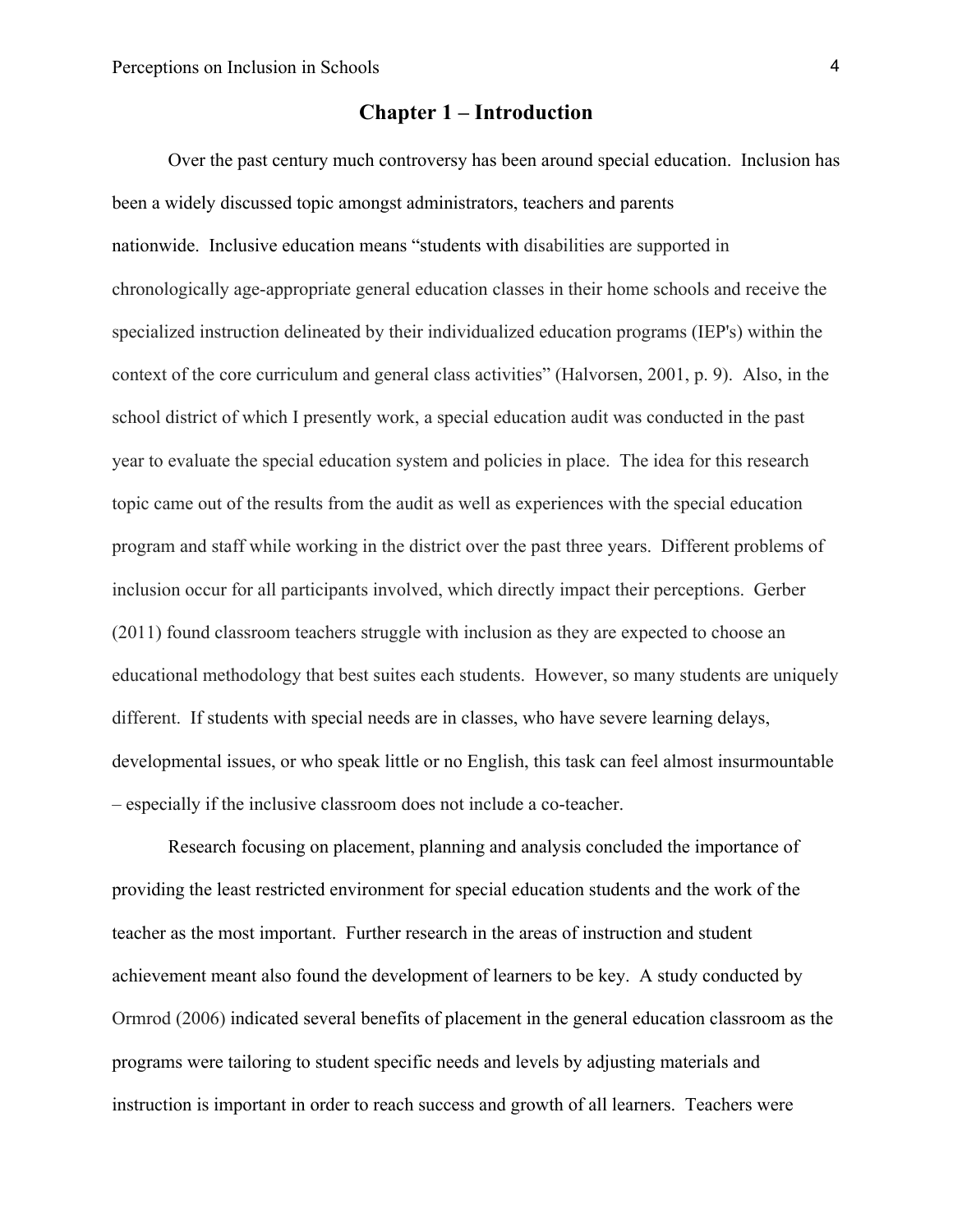# Chapter 1 – Introduction

Over the past century much controversy has been around special education. Inclusion has been a widely discussed topic amongst administrators, teachers and parents nationwide. Inclusive education means "students with disabilities are supported in chronologically age-appropriate general education classes in their home schools and receive the specialized instruction delineated by their individualized education programs (IEP's) within the context of the core curriculum and general class activities" (Halvorsen, 2001, p. 9). Also, in the school district of which I presently work, a special education audit was conducted in the past year to evaluate the special education system and policies in place. The idea for this research topic came out of the results from the audit as well as experiences with the special education program and staff while working in the district over the past three years. Different problems of inclusion occur for all participants involved, which directly impact their perceptions. Gerber (2011) found classroom teachers struggle with inclusion as they are expected to choose an educational methodology that best suites each students. However, so many students are uniquely different. If students with special needs are in classes, who have severe learning delays, developmental issues, or who speak little or no English, this task can feel almost insurmountable – especially if the inclusive classroom does not include a co-teacher.

Research focusing on placement, planning and analysis concluded the importance of providing the least restricted environment for special education students and the work of the teacher as the most important. Further research in the areas of instruction and student achievement meant also found the development of learners to be key. A study conducted by Ormrod (2006) indicated several benefits of placement in the general education classroom as the programs were tailoring to student specific needs and levels by adjusting materials and instruction is important in order to reach success and growth of all learners. Teachers were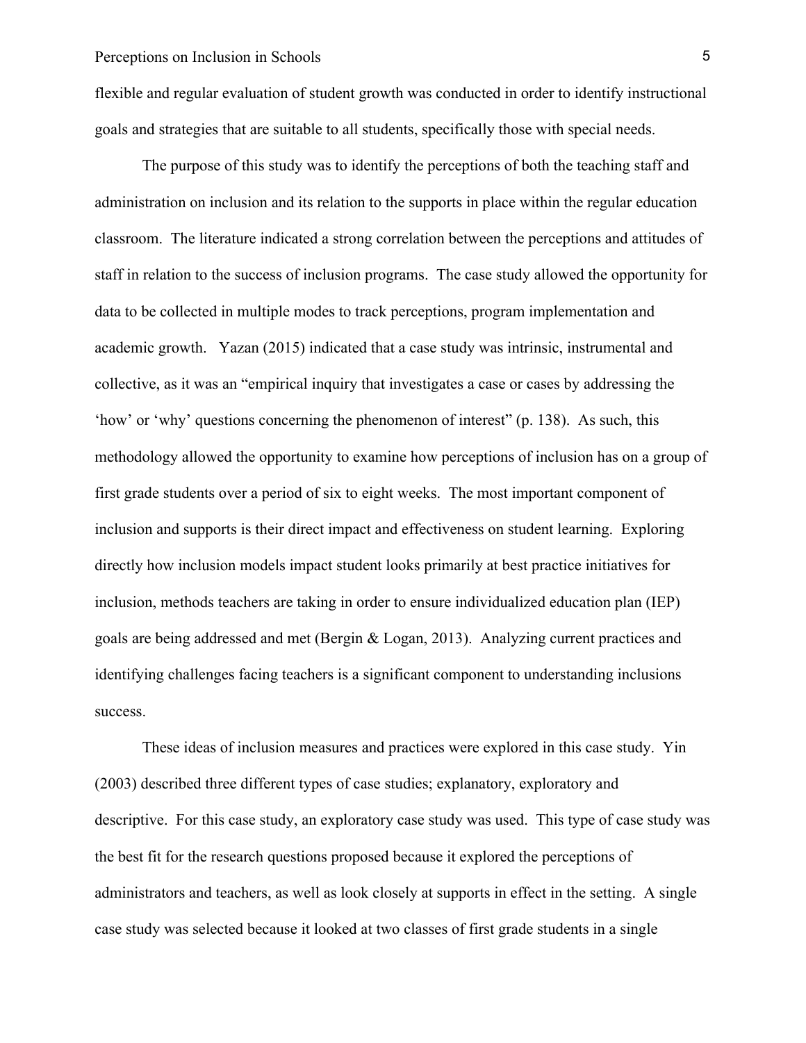flexible and regular evaluation of student growth was conducted in order to identify instructional goals and strategies that are suitable to all students, specifically those with special needs.

The purpose of this study was to identify the perceptions of both the teaching staff and administration on inclusion and its relation to the supports in place within the regular education classroom. The literature indicated a strong correlation between the perceptions and attitudes of staff in relation to the success of inclusion programs. The case study allowed the opportunity for data to be collected in multiple modes to track perceptions, program implementation and academic growth. Yazan (2015) indicated that a case study was intrinsic, instrumental and collective, as it was an "empirical inquiry that investigates a case or cases by addressing the 'how' or 'why' questions concerning the phenomenon of interest" (p. 138). As such, this methodology allowed the opportunity to examine how perceptions of inclusion has on a group of first grade students over a period of six to eight weeks. The most important component of inclusion and supports is their direct impact and effectiveness on student learning. Exploring directly how inclusion models impact student looks primarily at best practice initiatives for inclusion, methods teachers are taking in order to ensure individualized education plan (IEP) goals are being addressed and met (Bergin & Logan, 2013). Analyzing current practices and identifying challenges facing teachers is a significant component to understanding inclusions success.

These ideas of inclusion measures and practices were explored in this case study. Yin (2003) described three different types of case studies; explanatory, exploratory and descriptive. For this case study, an exploratory case study was used. This type of case study was the best fit for the research questions proposed because it explored the perceptions of administrators and teachers, as well as look closely at supports in effect in the setting. A single case study was selected because it looked at two classes of first grade students in a single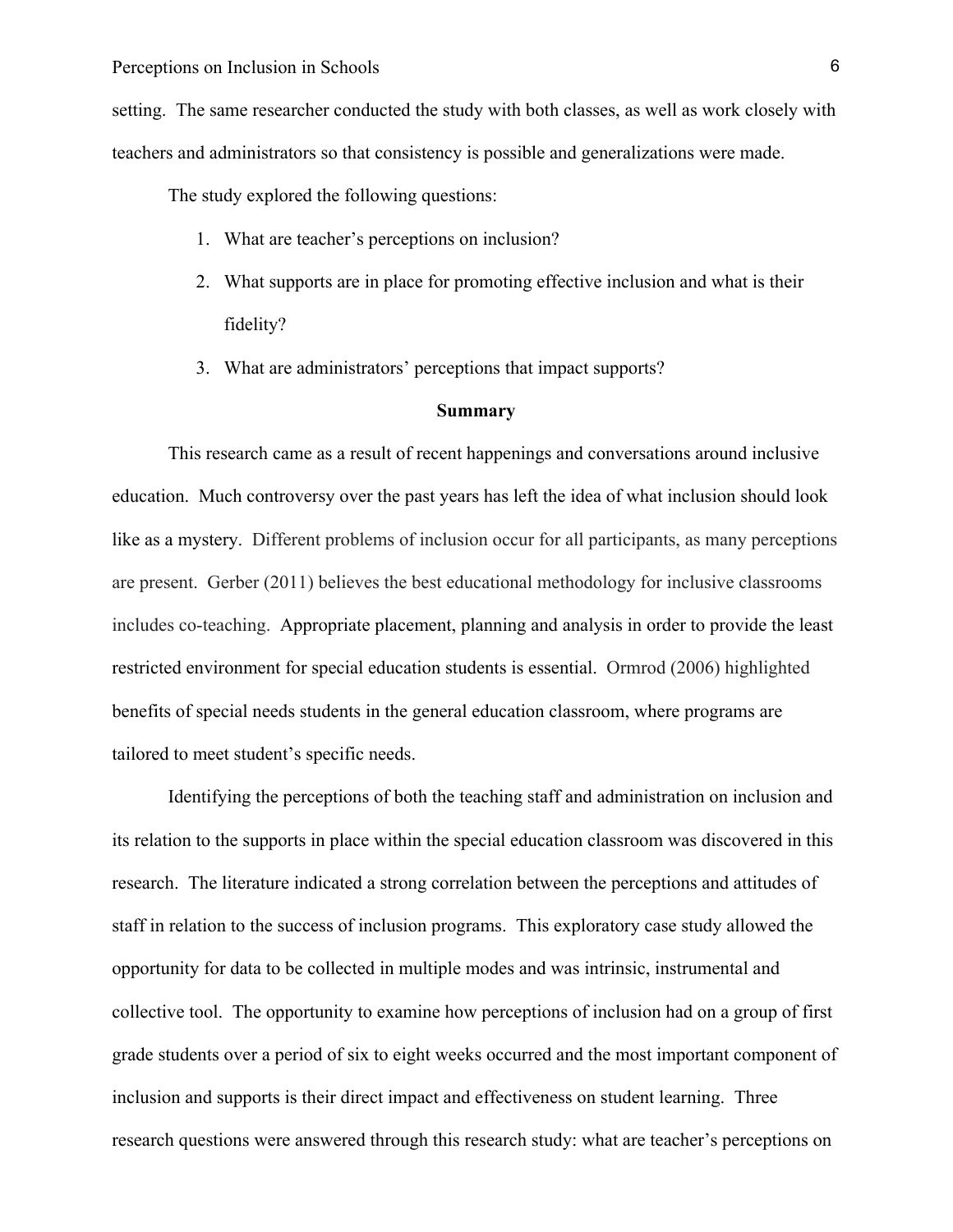setting. The same researcher conducted the study with both classes, as well as work closely with teachers and administrators so that consistency is possible and generalizations were made.

The study explored the following questions:

1. What are teacher's perceptions on inclusion?
2. What supports are in place for promoting effective inclusion and what is their fidelity?
3. What are administrators' perceptions that impact supports?

## Summary

This research came as a result of recent happenings and conversations around inclusive education. Much controversy over the past years has left the idea of what inclusion should look like as a mystery. Different problems of inclusion occur for all participants, as many perceptions are present. Gerber (2011) believes the best educational methodology for inclusive classrooms includes co-teaching. Appropriate placement, planning and analysis in order to provide the least restricted environment for special education students is essential. Ormrod (2006) highlighted benefits of special needs students in the general education classroom, where programs are tailored to meet student's specific needs.

Identifying the perceptions of both the teaching staff and administration on inclusion and its relation to the supports in place within the special education classroom was discovered in this research. The literature indicated a strong correlation between the perceptions and attitudes of staff in relation to the success of inclusion programs. This exploratory case study allowed the opportunity for data to be collected in multiple modes and was intrinsic, instrumental and collective tool. The opportunity to examine how perceptions of inclusion had on a group of first grade students over a period of six to eight weeks occurred and the most important component of inclusion and supports is their direct impact and effectiveness on student learning. Three research questions were answered through this research study: what are teacher's perceptions on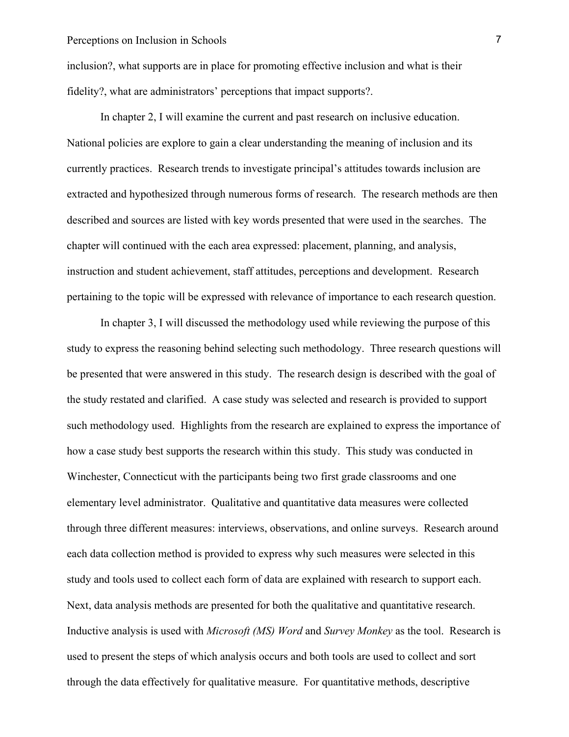inclusion?, what supports are in place for promoting effective inclusion and what is their fidelity?, what are administrators' perceptions that impact supports?.

In chapter 2, I will examine the current and past research on inclusive education. National policies are explore to gain a clear understanding the meaning of inclusion and its currently practices. Research trends to investigate principal's attitudes towards inclusion are extracted and hypothesized through numerous forms of research. The research methods are then described and sources are listed with key words presented that were used in the searches. The chapter will continued with the each area expressed: placement, planning, and analysis, instruction and student achievement, staff attitudes, perceptions and development. Research pertaining to the topic will be expressed with relevance of importance to each research question.

In chapter 3, I will discussed the methodology used while reviewing the purpose of this study to express the reasoning behind selecting such methodology. Three research questions will be presented that were answered in this study. The research design is described with the goal of the study restated and clarified. A case study was selected and research is provided to support such methodology used. Highlights from the research are explained to express the importance of how a case study best supports the research within this study. This study was conducted in Winchester, Connecticut with the participants being two first grade classrooms and one elementary level administrator. Qualitative and quantitative data measures were collected through three different measures: interviews, observations, and online surveys. Research around each data collection method is provided to express why such measures were selected in this study and tools used to collect each form of data are explained with research to support each. Next, data analysis methods are presented for both the qualitative and quantitative research. Inductive analysis is used with *Microsoft (MS) Word* and *Survey Monkey* as the tool. Research is used to present the steps of which analysis occurs and both tools are used to collect and sort through the data effectively for qualitative measure. For quantitative methods, descriptive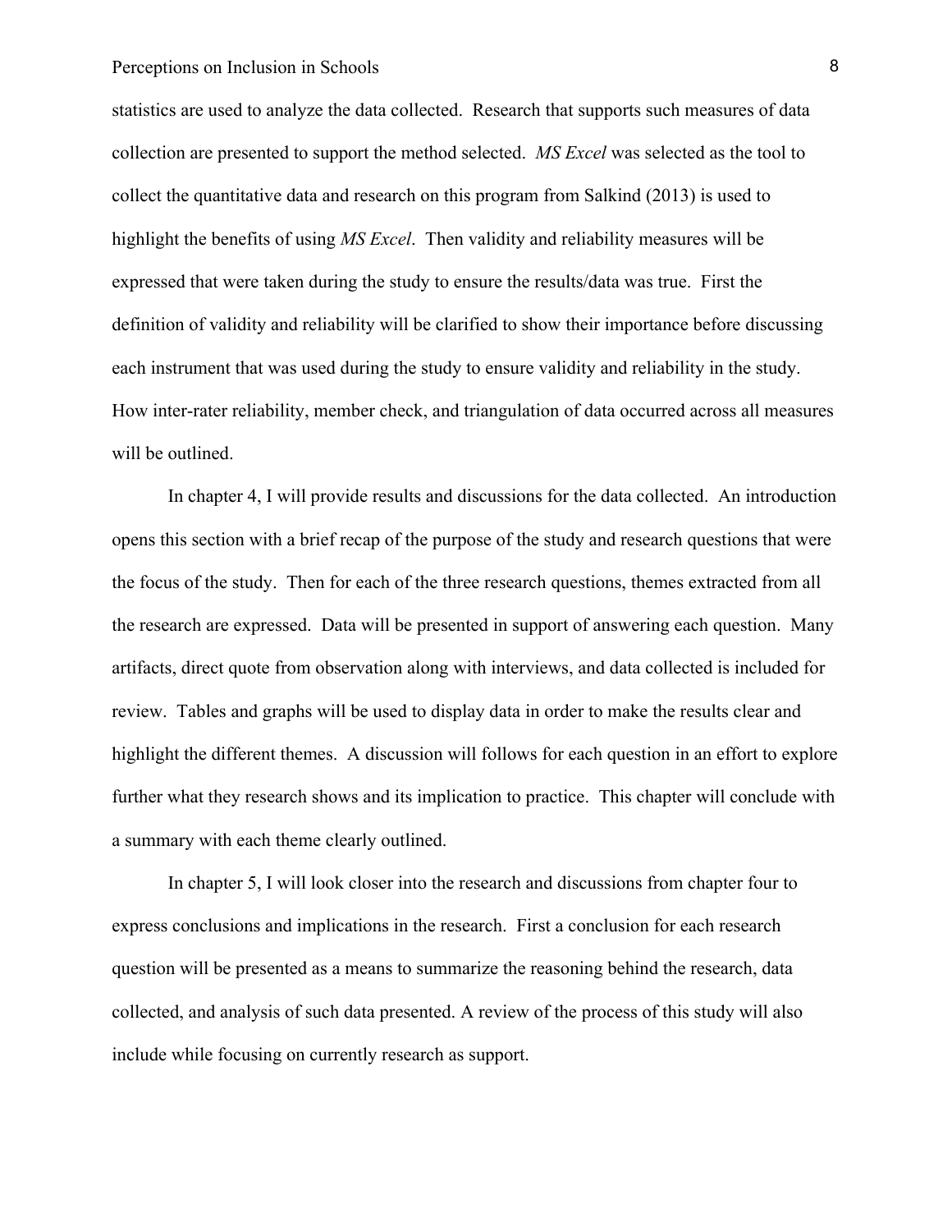statistics are used to analyze the data collected. Research that supports such measures of data collection are presented to support the method selected. *MS Excel* was selected as the tool to collect the quantitative data and research on this program from Salkind (2013) is used to highlight the benefits of using *MS Excel*. Then validity and reliability measures will be expressed that were taken during the study to ensure the results/data was true. First the definition of validity and reliability will be clarified to show their importance before discussing each instrument that was used during the study to ensure validity and reliability in the study. How inter-rater reliability, member check, and triangulation of data occurred across all measures will be outlined.

In chapter 4, I will provide results and discussions for the data collected. An introduction opens this section with a brief recap of the purpose of the study and research questions that were the focus of the study. Then for each of the three research questions, themes extracted from all the research are expressed. Data will be presented in support of answering each question. Many artifacts, direct quote from observation along with interviews, and data collected is included for review. Tables and graphs will be used to display data in order to make the results clear and highlight the different themes. A discussion will follows for each question in an effort to explore further what they research shows and its implication to practice. This chapter will conclude with a summary with each theme clearly outlined.

In chapter 5, I will look closer into the research and discussions from chapter four to express conclusions and implications in the research. First a conclusion for each research question will be presented as a means to summarize the reasoning behind the research, data collected, and analysis of such data presented. A review of the process of this study will also include while focusing on currently research as support.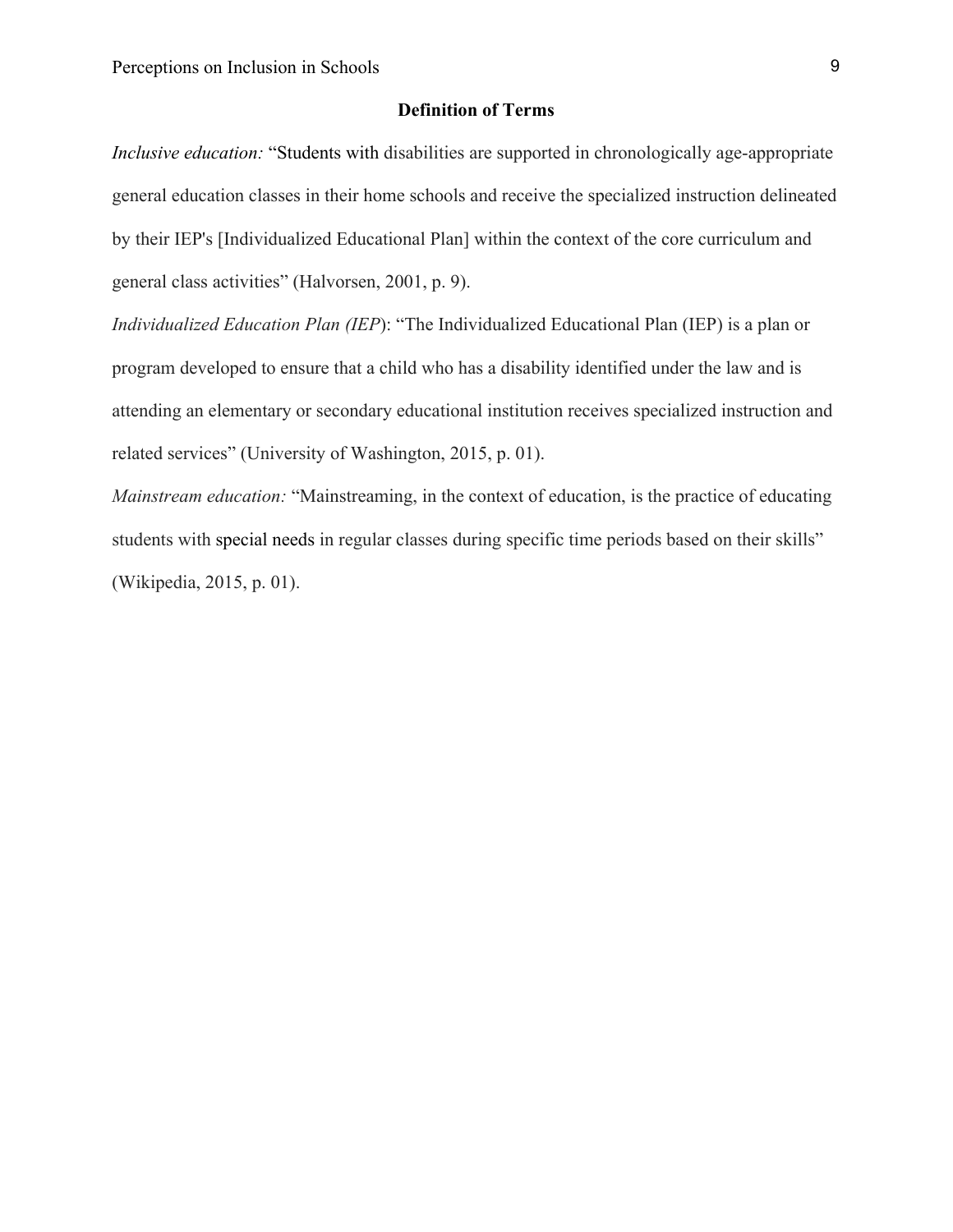## Definition of Terms

*Inclusive education:* "Students with disabilities are supported in chronologically age-appropriate general education classes in their home schools and receive the specialized instruction delineated by their IEP's [Individualized Educational Plan] within the context of the core curriculum and general class activities" (Halvorsen, 2001, p. 9).

*Individualized Education Plan (IEP)*: "The Individualized Educational Plan (IEP) is a plan or program developed to ensure that a child who has a disability identified under the law and is attending an elementary or secondary educational institution receives specialized instruction and related services" (University of Washington, 2015, p. 01).

*Mainstream education:* "Mainstreaming, in the context of education, is the practice of educating students with special needs in regular classes during specific time periods based on their skills" (Wikipedia, 2015, p. 01).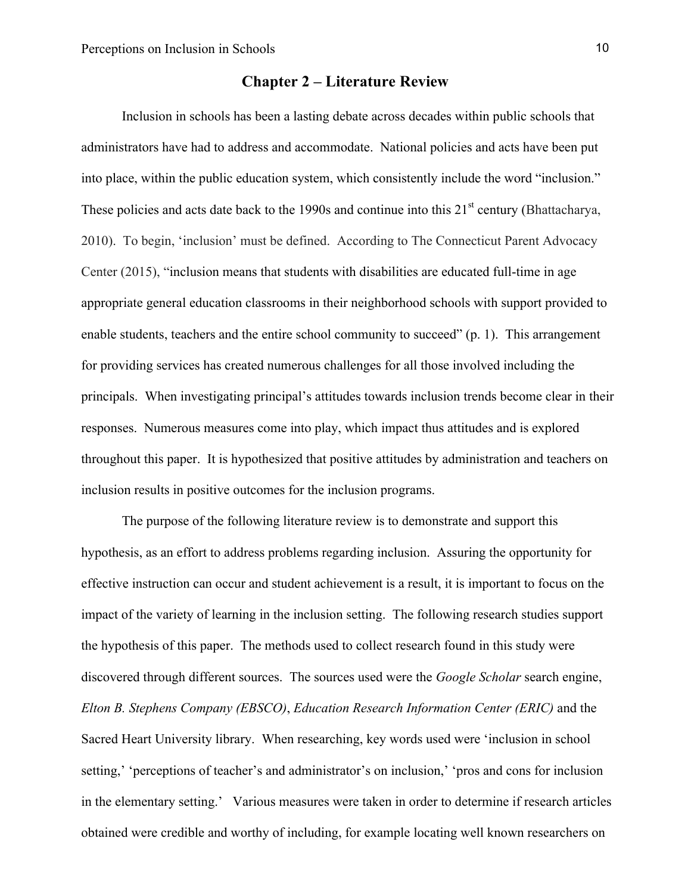## Chapter 2 – Literature Review

Inclusion in schools has been a lasting debate across decades within public schools that administrators have had to address and accommodate. National policies and acts have been put into place, within the public education system, which consistently include the word "inclusion." These policies and acts date back to the 1990s and continue into this 21st century (Bhattacharya, 2010). To begin, 'inclusion' must be defined. According to The Connecticut Parent Advocacy Center (2015), "inclusion means that students with disabilities are educated full-time in age appropriate general education classrooms in their neighborhood schools with support provided to enable students, teachers and the entire school community to succeed" (p. 1). This arrangement for providing services has created numerous challenges for all those involved including the principals. When investigating principal's attitudes towards inclusion trends become clear in their responses. Numerous measures come into play, which impact thus attitudes and is explored throughout this paper. It is hypothesized that positive attitudes by administration and teachers on inclusion results in positive outcomes for the inclusion programs.

The purpose of the following literature review is to demonstrate and support this hypothesis, as an effort to address problems regarding inclusion. Assuring the opportunity for effective instruction can occur and student achievement is a result, it is important to focus on the impact of the variety of learning in the inclusion setting. The following research studies support the hypothesis of this paper. The methods used to collect research found in this study were discovered through different sources. The sources used were the *Google Scholar* search engine, *Elton B. Stephens Company (EBSCO)*, *Education Research Information Center (ERIC)* and the Sacred Heart University library. When researching, key words used were 'inclusion in school setting,' 'perceptions of teacher's and administrator's on inclusion,' 'pros and cons for inclusion in the elementary setting.' Various measures were taken in order to determine if research articles obtained were credible and worthy of including, for example locating well known researchers on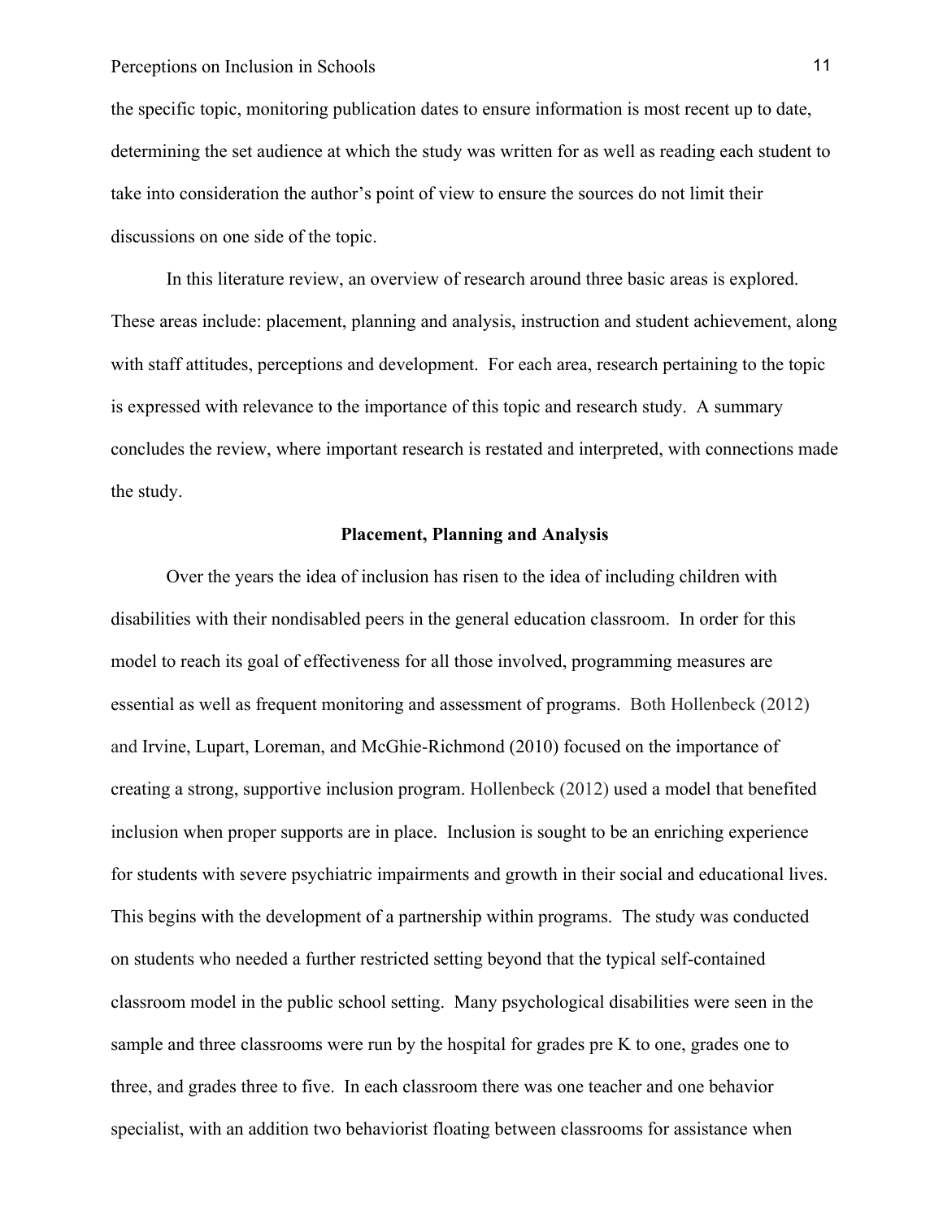the specific topic, monitoring publication dates to ensure information is most recent up to date, determining the set audience at which the study was written for as well as reading each student to take into consideration the author's point of view to ensure the sources do not limit their discussions on one side of the topic.

In this literature review, an overview of research around three basic areas is explored. These areas include: placement, planning and analysis, instruction and student achievement, along with staff attitudes, perceptions and development. For each area, research pertaining to the topic is expressed with relevance to the importance of this topic and research study. A summary concludes the review, where important research is restated and interpreted, with connections made the study.

## Placement, Planning and Analysis

Over the years the idea of inclusion has risen to the idea of including children with disabilities with their nondisabled peers in the general education classroom. In order for this model to reach its goal of effectiveness for all those involved, programming measures are essential as well as frequent monitoring and assessment of programs. Both Hollenbeck (2012) and Irvine, Lupart, Loreman, and McGhie-Richmond (2010) focused on the importance of creating a strong, supportive inclusion program. Hollenbeck (2012) used a model that benefited inclusion when proper supports are in place. Inclusion is sought to be an enriching experience for students with severe psychiatric impairments and growth in their social and educational lives. This begins with the development of a partnership within programs. The study was conducted on students who needed a further restricted setting beyond that the typical self-contained classroom model in the public school setting. Many psychological disabilities were seen in the sample and three classrooms were run by the hospital for grades pre K to one, grades one to three, and grades three to five. In each classroom there was one teacher and one behavior specialist, with an addition two behaviorist floating between classrooms for assistance when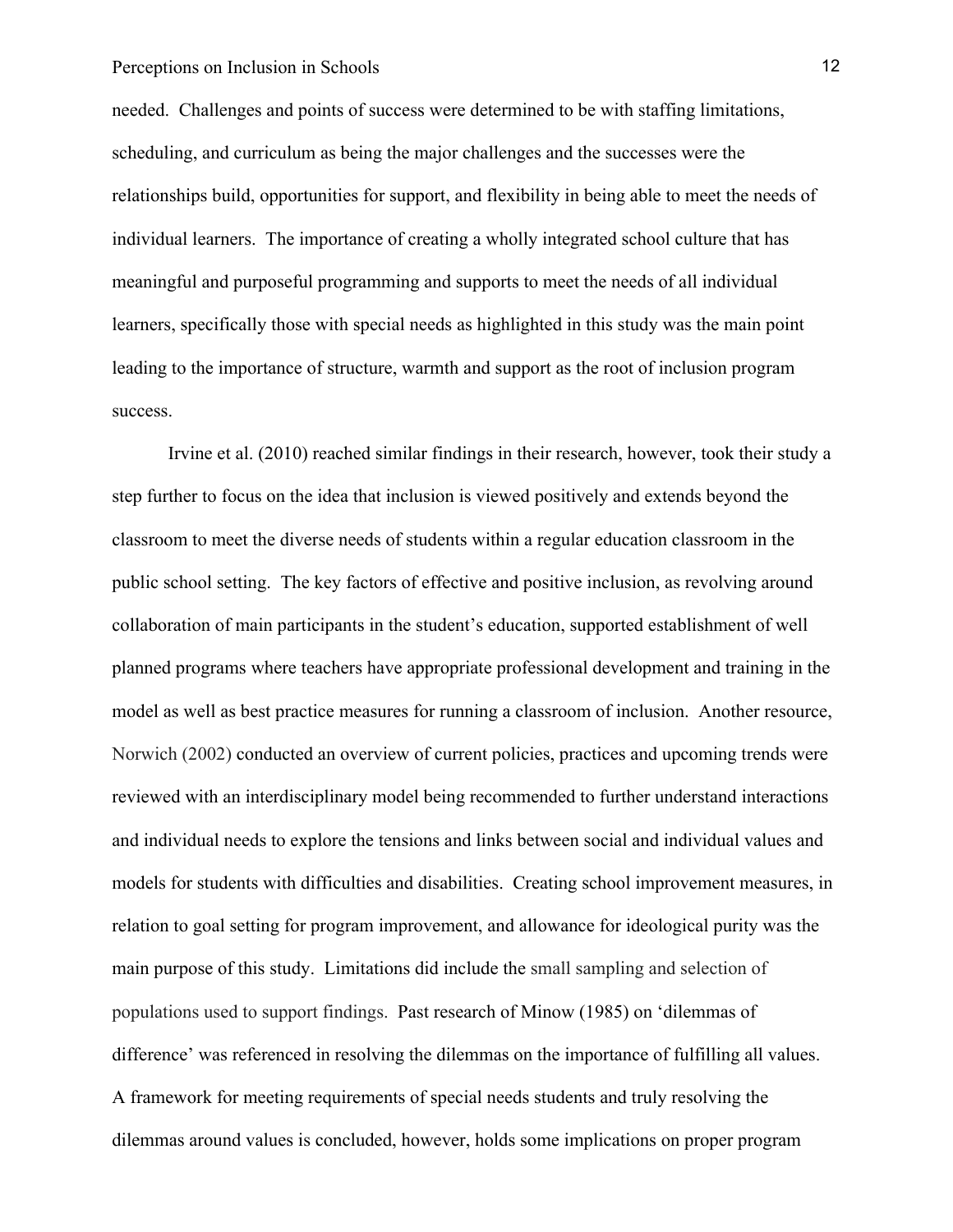needed. Challenges and points of success were determined to be with staffing limitations, scheduling, and curriculum as being the major challenges and the successes were the relationships build, opportunities for support, and flexibility in being able to meet the needs of individual learners. The importance of creating a wholly integrated school culture that has meaningful and purposeful programming and supports to meet the needs of all individual learners, specifically those with special needs as highlighted in this study was the main point leading to the importance of structure, warmth and support as the root of inclusion program success.

Irvine et al. (2010) reached similar findings in their research, however, took their study a step further to focus on the idea that inclusion is viewed positively and extends beyond the classroom to meet the diverse needs of students within a regular education classroom in the public school setting. The key factors of effective and positive inclusion, as revolving around collaboration of main participants in the student's education, supported establishment of well planned programs where teachers have appropriate professional development and training in the model as well as best practice measures for running a classroom of inclusion. Another resource, Norwich (2002) conducted an overview of current policies, practices and upcoming trends were reviewed with an interdisciplinary model being recommended to further understand interactions and individual needs to explore the tensions and links between social and individual values and models for students with difficulties and disabilities. Creating school improvement measures, in relation to goal setting for program improvement, and allowance for ideological purity was the main purpose of this study. Limitations did include the small sampling and selection of populations used to support findings. Past research of Minow (1985) on 'dilemmas of difference' was referenced in resolving the dilemmas on the importance of fulfilling all values. A framework for meeting requirements of special needs students and truly resolving the dilemmas around values is concluded, however, holds some implications on proper program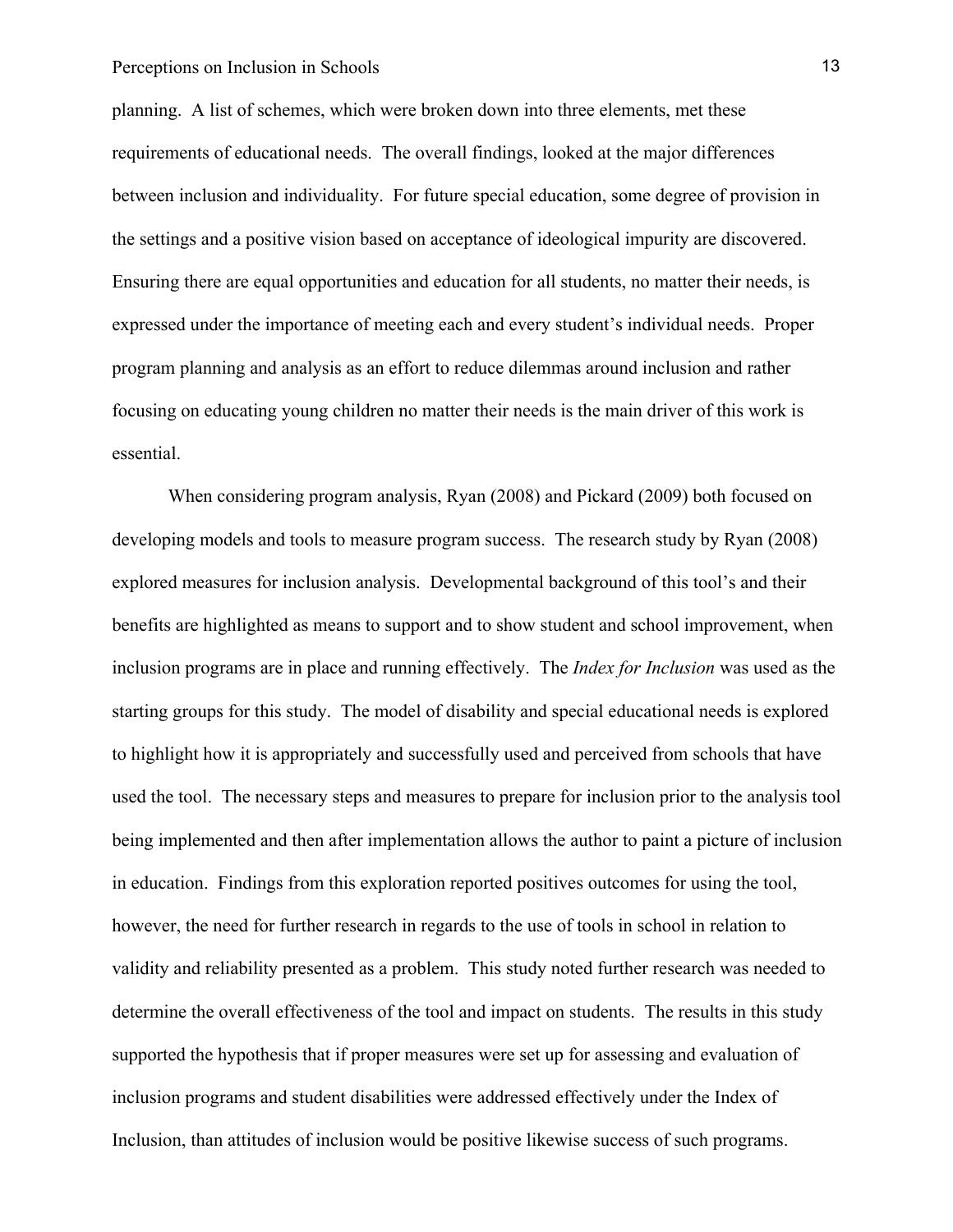planning. A list of schemes, which were broken down into three elements, met these requirements of educational needs. The overall findings, looked at the major differences between inclusion and individuality. For future special education, some degree of provision in the settings and a positive vision based on acceptance of ideological impurity are discovered. Ensuring there are equal opportunities and education for all students, no matter their needs, is expressed under the importance of meeting each and every student's individual needs. Proper program planning and analysis as an effort to reduce dilemmas around inclusion and rather focusing on educating young children no matter their needs is the main driver of this work is essential.

When considering program analysis, Ryan (2008) and Pickard (2009) both focused on developing models and tools to measure program success. The research study by Ryan (2008) explored measures for inclusion analysis. Developmental background of this tool's and their benefits are highlighted as means to support and to show student and school improvement, when inclusion programs are in place and running effectively. The *Index for Inclusion* was used as the starting groups for this study. The model of disability and special educational needs is explored to highlight how it is appropriately and successfully used and perceived from schools that have used the tool. The necessary steps and measures to prepare for inclusion prior to the analysis tool being implemented and then after implementation allows the author to paint a picture of inclusion in education. Findings from this exploration reported positives outcomes for using the tool, however, the need for further research in regards to the use of tools in school in relation to validity and reliability presented as a problem. This study noted further research was needed to determine the overall effectiveness of the tool and impact on students. The results in this study supported the hypothesis that if proper measures were set up for assessing and evaluation of inclusion programs and student disabilities were addressed effectively under the Index of Inclusion, than attitudes of inclusion would be positive likewise success of such programs.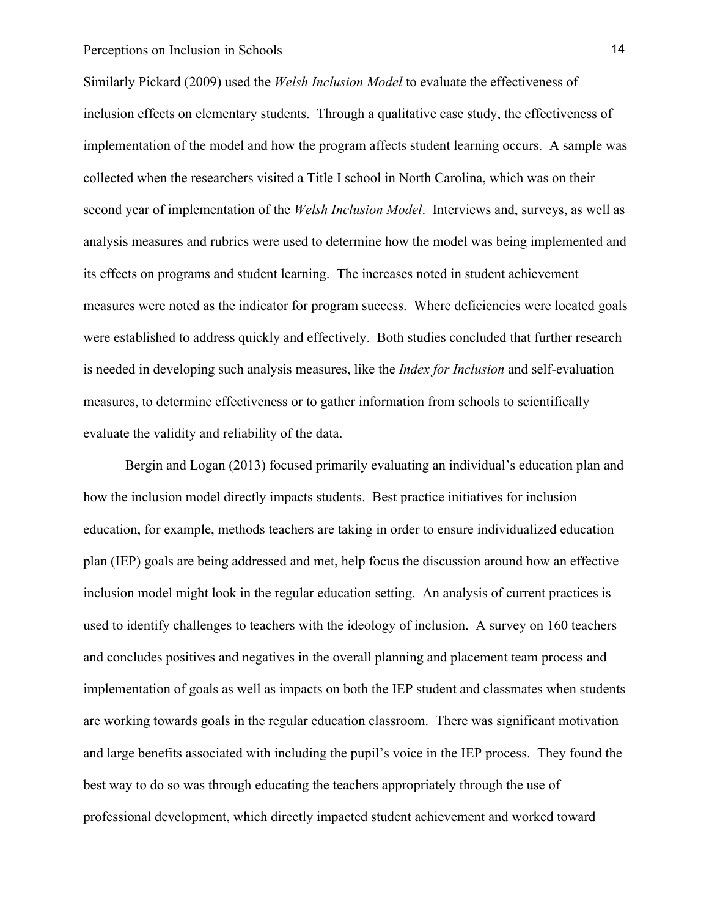Similarly Pickard (2009) used the *Welsh Inclusion Model* to evaluate the effectiveness of inclusion effects on elementary students. Through a qualitative case study, the effectiveness of implementation of the model and how the program affects student learning occurs. A sample was collected when the researchers visited a Title I school in North Carolina, which was on their second year of implementation of the *Welsh Inclusion Model*. Interviews and, surveys, as well as analysis measures and rubrics were used to determine how the model was being implemented and its effects on programs and student learning. The increases noted in student achievement measures were noted as the indicator for program success. Where deficiencies were located goals were established to address quickly and effectively. Both studies concluded that further research is needed in developing such analysis measures, like the *Index for Inclusion* and self-evaluation measures, to determine effectiveness or to gather information from schools to scientifically evaluate the validity and reliability of the data.

Bergin and Logan (2013) focused primarily evaluating an individual's education plan and how the inclusion model directly impacts students. Best practice initiatives for inclusion education, for example, methods teachers are taking in order to ensure individualized education plan (IEP) goals are being addressed and met, help focus the discussion around how an effective inclusion model might look in the regular education setting. An analysis of current practices is used to identify challenges to teachers with the ideology of inclusion. A survey on 160 teachers and concludes positives and negatives in the overall planning and placement team process and implementation of goals as well as impacts on both the IEP student and classmates when students are working towards goals in the regular education classroom. There was significant motivation and large benefits associated with including the pupil's voice in the IEP process. They found the best way to do so was through educating the teachers appropriately through the use of professional development, which directly impacted student achievement and worked toward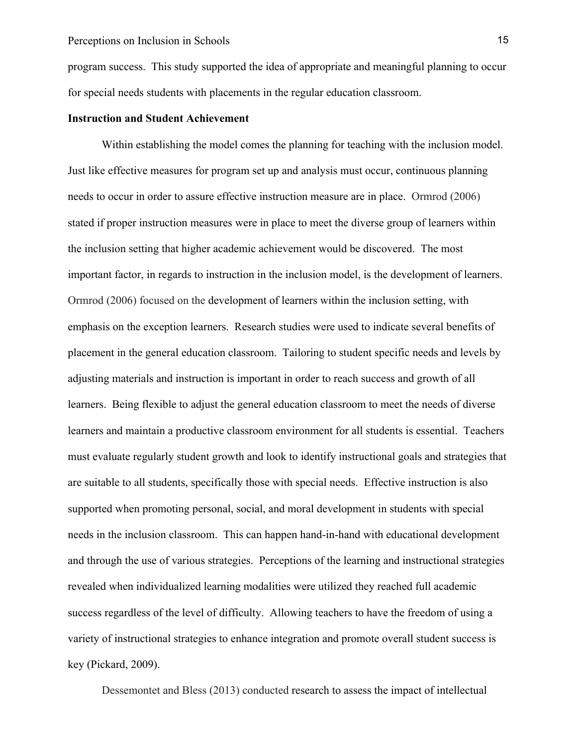program success. This study supported the idea of appropriate and meaningful planning to occur for special needs students with placements in the regular education classroom.

**Instruction and Student Achievement**

Within establishing the model comes the planning for teaching with the inclusion model. Just like effective measures for program set up and analysis must occur, continuous planning needs to occur in order to assure effective instruction measure are in place. Ormrod (2006) stated if proper instruction measures were in place to meet the diverse group of learners within the inclusion setting that higher academic achievement would be discovered. The most important factor, in regards to instruction in the inclusion model, is the development of learners. Ormrod (2006) focused on the development of learners within the inclusion setting, with emphasis on the exception learners. Research studies were used to indicate several benefits of placement in the general education classroom. Tailoring to student specific needs and levels by adjusting materials and instruction is important in order to reach success and growth of all learners. Being flexible to adjust the general education classroom to meet the needs of diverse learners and maintain a productive classroom environment for all students is essential. Teachers must evaluate regularly student growth and look to identify instructional goals and strategies that are suitable to all students, specifically those with special needs. Effective instruction is also supported when promoting personal, social, and moral development in students with special needs in the inclusion classroom. This can happen hand-in-hand with educational development and through the use of various strategies. Perceptions of the learning and instructional strategies revealed when individualized learning modalities were utilized they reached full academic success regardless of the level of difficulty. Allowing teachers to have the freedom of using a variety of instructional strategies to enhance integration and promote overall student success is key (Pickard, 2009).

Dessemontet and Bless (2013) conducted research to assess the impact of intellectual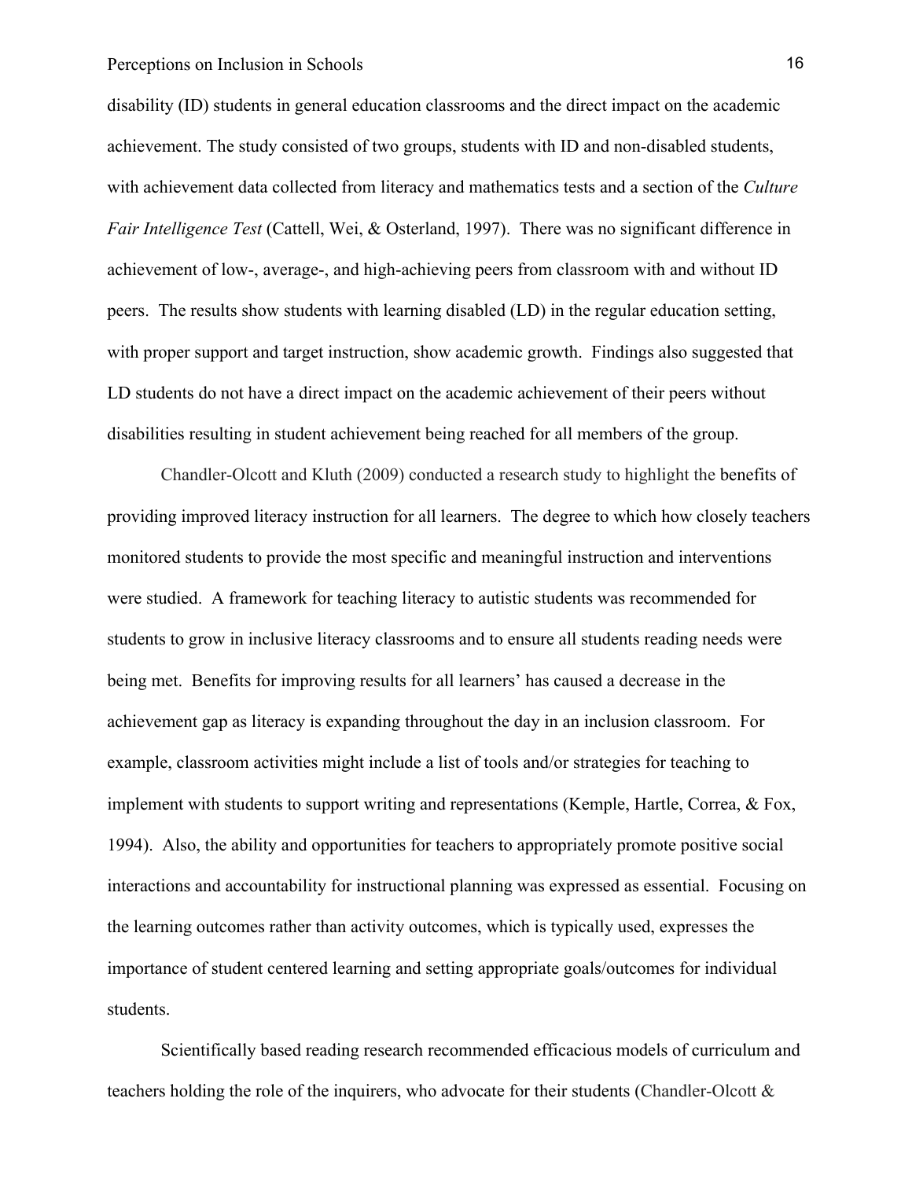disability (ID) students in general education classrooms and the direct impact on the academic achievement. The study consisted of two groups, students with ID and non-disabled students, with achievement data collected from literacy and mathematics tests and a section of the *Culture Fair Intelligence Test* (Cattell, Wei, & Osterland, 1997). There was no significant difference in achievement of low-, average-, and high-achieving peers from classroom with and without ID peers. The results show students with learning disabled (LD) in the regular education setting, with proper support and target instruction, show academic growth. Findings also suggested that LD students do not have a direct impact on the academic achievement of their peers without disabilities resulting in student achievement being reached for all members of the group.

Chandler-Olcott and Kluth (2009) conducted a research study to highlight the benefits of providing improved literacy instruction for all learners. The degree to which how closely teachers monitored students to provide the most specific and meaningful instruction and interventions were studied. A framework for teaching literacy to autistic students was recommended for students to grow in inclusive literacy classrooms and to ensure all students reading needs were being met. Benefits for improving results for all learners' has caused a decrease in the achievement gap as literacy is expanding throughout the day in an inclusion classroom. For example, classroom activities might include a list of tools and/or strategies for teaching to implement with students to support writing and representations (Kemple, Hartle, Correa, & Fox, 1994). Also, the ability and opportunities for teachers to appropriately promote positive social interactions and accountability for instructional planning was expressed as essential. Focusing on the learning outcomes rather than activity outcomes, which is typically used, expresses the importance of student centered learning and setting appropriate goals/outcomes for individual students.

Scientifically based reading research recommended efficacious models of curriculum and teachers holding the role of the inquirers, who advocate for their students (Chandler-Olcott &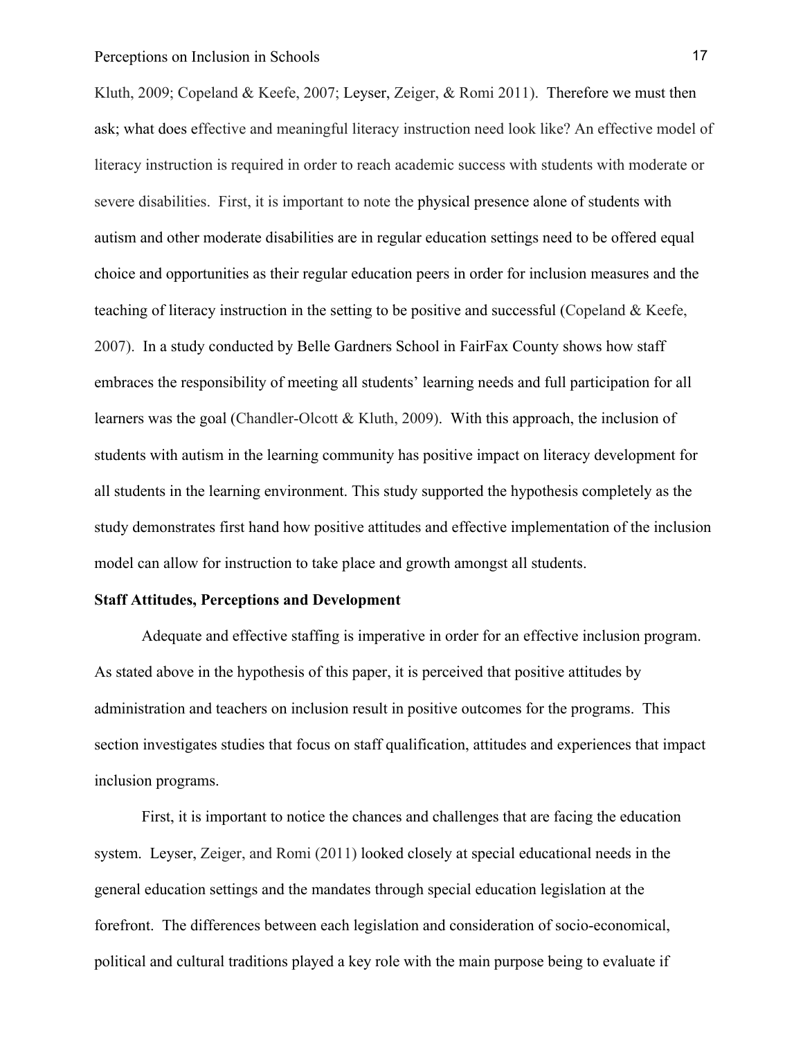Kluth, 2009; Copeland & Keefe, 2007; Leyser, Zeiger, & Romi 2011). Therefore we must then ask; what does effective and meaningful literacy instruction need look like? An effective model of literacy instruction is required in order to reach academic success with students with moderate or severe disabilities. First, it is important to note the physical presence alone of students with autism and other moderate disabilities are in regular education settings need to be offered equal choice and opportunities as their regular education peers in order for inclusion measures and the teaching of literacy instruction in the setting to be positive and successful (Copeland & Keefe, 2007). In a study conducted by Belle Gardners School in FairFax County shows how staff embraces the responsibility of meeting all students' learning needs and full participation for all learners was the goal (Chandler-Olcott & Kluth, 2009). With this approach, the inclusion of students with autism in the learning community has positive impact on literacy development for all students in the learning environment. This study supported the hypothesis completely as the study demonstrates first hand how positive attitudes and effective implementation of the inclusion model can allow for instruction to take place and growth amongst all students.

**Staff Attitudes, Perceptions and Development**

Adequate and effective staffing is imperative in order for an effective inclusion program. As stated above in the hypothesis of this paper, it is perceived that positive attitudes by administration and teachers on inclusion result in positive outcomes for the programs. This section investigates studies that focus on staff qualification, attitudes and experiences that impact inclusion programs.

First, it is important to notice the chances and challenges that are facing the education system. Leyser, Zeiger, and Romi (2011) looked closely at special educational needs in the general education settings and the mandates through special education legislation at the forefront. The differences between each legislation and consideration of socio-economical, political and cultural traditions played a key role with the main purpose being to evaluate if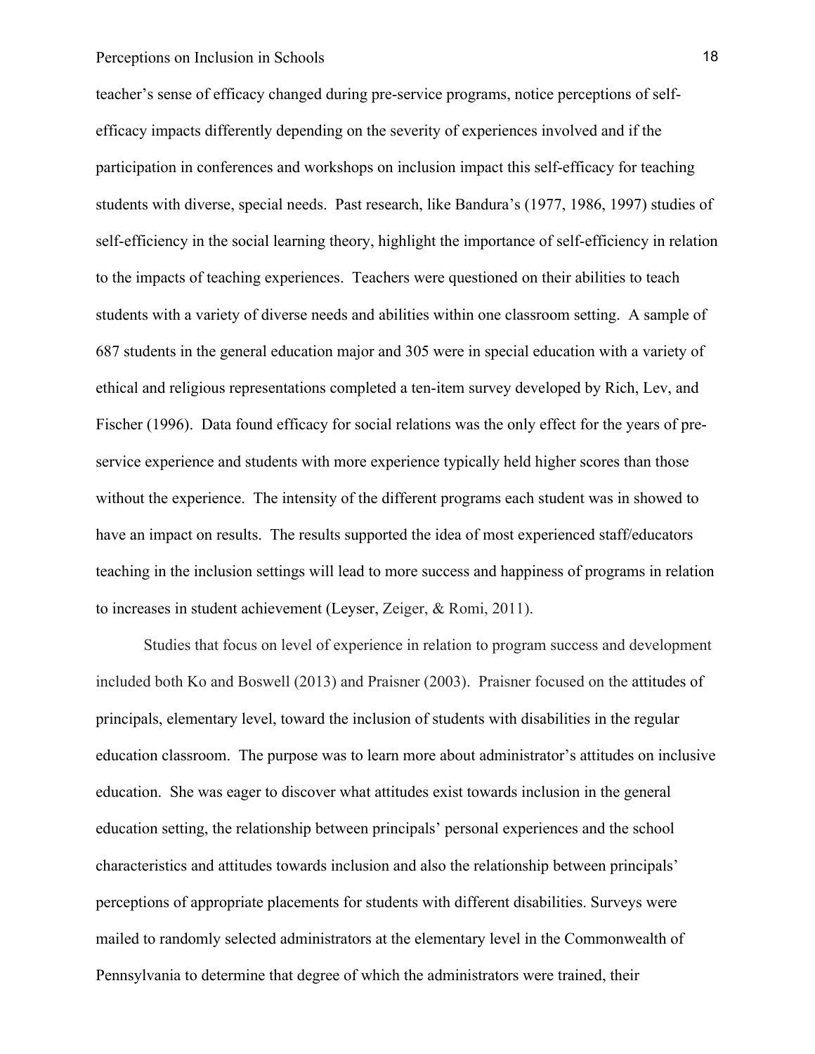teacher's sense of efficacy changed during pre-service programs, notice perceptions of self-efficacy impacts differently depending on the severity of experiences involved and if the participation in conferences and workshops on inclusion impact this self-efficacy for teaching students with diverse, special needs. Past research, like Bandura's (1977, 1986, 1997) studies of self-efficiency in the social learning theory, highlight the importance of self-efficiency in relation to the impacts of teaching experiences. Teachers were questioned on their abilities to teach students with a variety of diverse needs and abilities within one classroom setting. A sample of 687 students in the general education major and 305 were in special education with a variety of ethical and religious representations completed a ten-item survey developed by Rich, Lev, and Fischer (1996). Data found efficacy for social relations was the only effect for the years of pre-service experience and students with more experience typically held higher scores than those without the experience. The intensity of the different programs each student was in showed to have an impact on results. The results supported the idea of most experienced staff/educators teaching in the inclusion settings will lead to more success and happiness of programs in relation to increases in student achievement (Leyser, Zeiger, & Romi, 2011).

Studies that focus on level of experience in relation to program success and development included both Ko and Boswell (2013) and Praisner (2003). Praisner focused on the attitudes of principals, elementary level, toward the inclusion of students with disabilities in the regular education classroom. The purpose was to learn more about administrator's attitudes on inclusive education. She was eager to discover what attitudes exist towards inclusion in the general education setting, the relationship between principals' personal experiences and the school characteristics and attitudes towards inclusion and also the relationship between principals' perceptions of appropriate placements for students with different disabilities. Surveys were mailed to randomly selected administrators at the elementary level in the Commonwealth of Pennsylvania to determine that degree of which the administrators were trained, their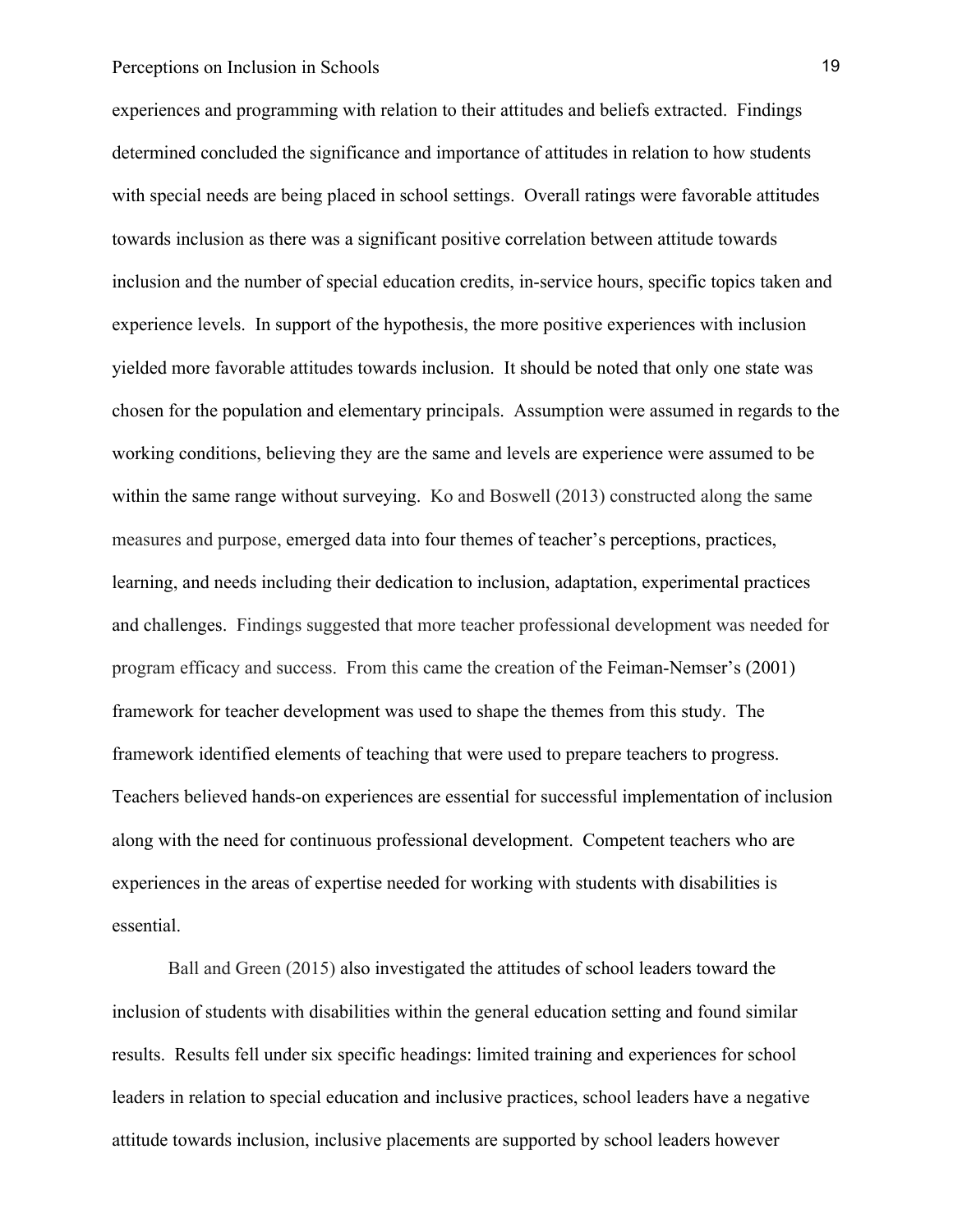experiences and programming with relation to their attitudes and beliefs extracted. Findings determined concluded the significance and importance of attitudes in relation to how students with special needs are being placed in school settings. Overall ratings were favorable attitudes towards inclusion as there was a significant positive correlation between attitude towards inclusion and the number of special education credits, in-service hours, specific topics taken and experience levels. In support of the hypothesis, the more positive experiences with inclusion yielded more favorable attitudes towards inclusion. It should be noted that only one state was chosen for the population and elementary principals. Assumption were assumed in regards to the working conditions, believing they are the same and levels are experience were assumed to be within the same range without surveying. Ko and Boswell (2013) constructed along the same measures and purpose, emerged data into four themes of teacher's perceptions, practices, learning, and needs including their dedication to inclusion, adaptation, experimental practices and challenges. Findings suggested that more teacher professional development was needed for program efficacy and success. From this came the creation of the Feiman-Nemser's (2001) framework for teacher development was used to shape the themes from this study. The framework identified elements of teaching that were used to prepare teachers to progress. Teachers believed hands-on experiences are essential for successful implementation of inclusion along with the need for continuous professional development. Competent teachers who are experiences in the areas of expertise needed for working with students with disabilities is essential.

Ball and Green (2015) also investigated the attitudes of school leaders toward the inclusion of students with disabilities within the general education setting and found similar results. Results fell under six specific headings: limited training and experiences for school leaders in relation to special education and inclusive practices, school leaders have a negative attitude towards inclusion, inclusive placements are supported by school leaders however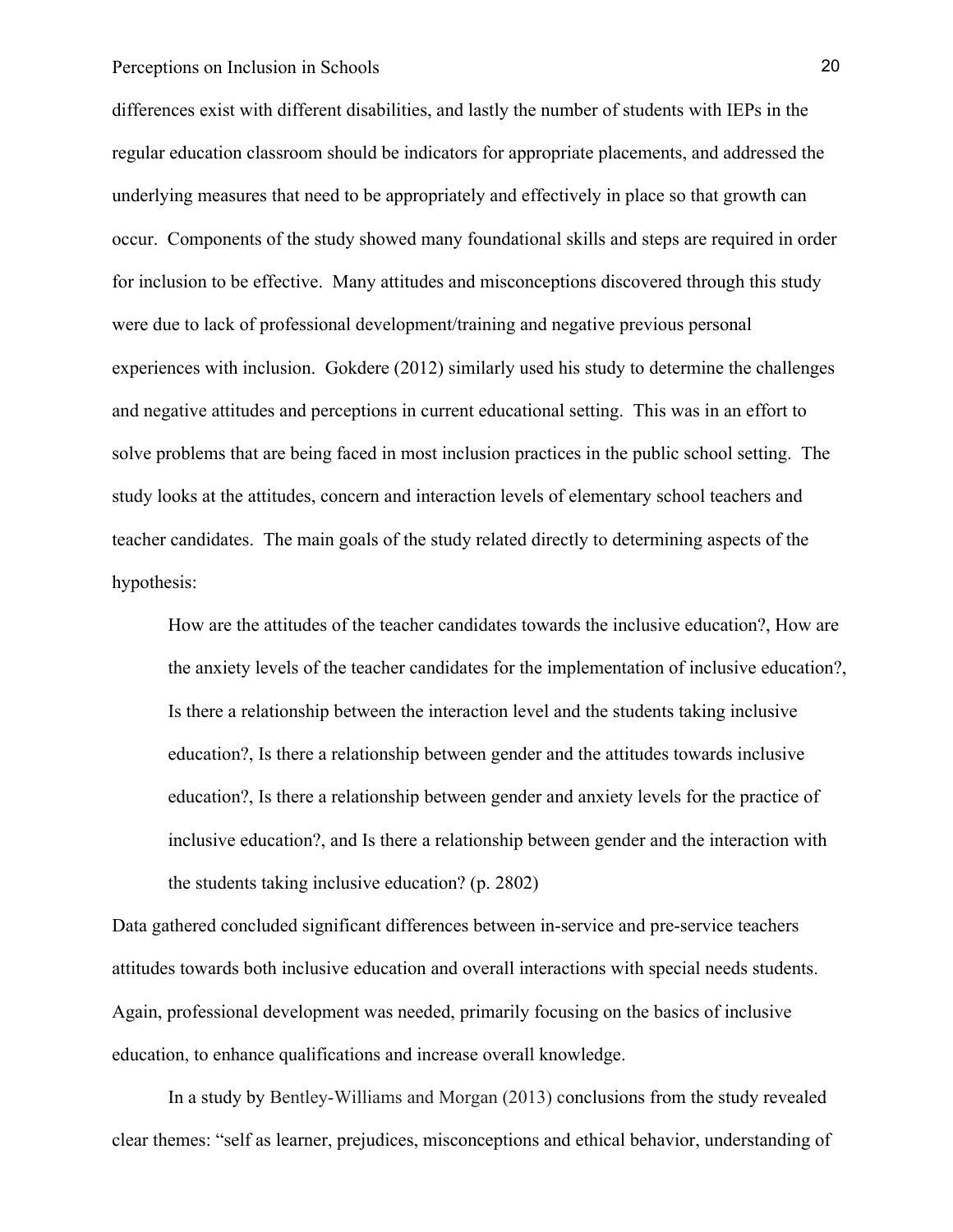differences exist with different disabilities, and lastly the number of students with IEPs in the regular education classroom should be indicators for appropriate placements, and addressed the underlying measures that need to be appropriately and effectively in place so that growth can occur. Components of the study showed many foundational skills and steps are required in order for inclusion to be effective. Many attitudes and misconceptions discovered through this study were due to lack of professional development/training and negative previous personal experiences with inclusion. Gokdere (2012) similarly used his study to determine the challenges and negative attitudes and perceptions in current educational setting. This was in an effort to solve problems that are being faced in most inclusion practices in the public school setting. The study looks at the attitudes, concern and interaction levels of elementary school teachers and teacher candidates. The main goals of the study related directly to determining aspects of the hypothesis:

> How are the attitudes of the teacher candidates towards the inclusive education?, How are the anxiety levels of the teacher candidates for the implementation of inclusive education?, Is there a relationship between the interaction level and the students taking inclusive education?, Is there a relationship between gender and the attitudes towards inclusive education?, Is there a relationship between gender and anxiety levels for the practice of inclusive education?, and Is there a relationship between gender and the interaction with the students taking inclusive education? (p. 2802)

Data gathered concluded significant differences between in-service and pre-service teachers attitudes towards both inclusive education and overall interactions with special needs students. Again, professional development was needed, primarily focusing on the basics of inclusive education, to enhance qualifications and increase overall knowledge.

In a study by Bentley-Williams and Morgan (2013) conclusions from the study revealed clear themes: "self as learner, prejudices, misconceptions and ethical behavior, understanding of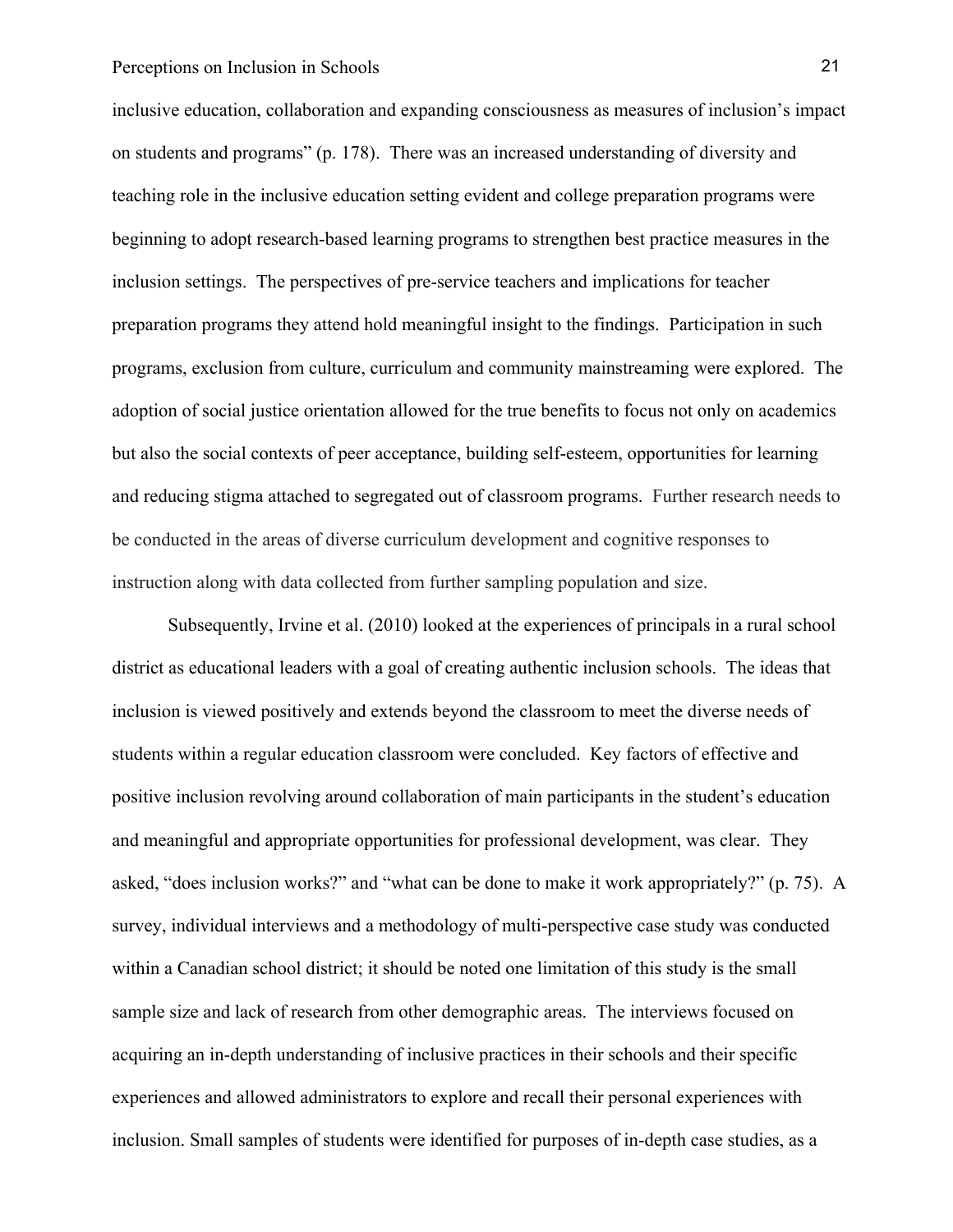inclusive education, collaboration and expanding consciousness as measures of inclusion's impact on students and programs" (p. 178). There was an increased understanding of diversity and teaching role in the inclusive education setting evident and college preparation programs were beginning to adopt research-based learning programs to strengthen best practice measures in the inclusion settings. The perspectives of pre-service teachers and implications for teacher preparation programs they attend hold meaningful insight to the findings. Participation in such programs, exclusion from culture, curriculum and community mainstreaming were explored. The adoption of social justice orientation allowed for the true benefits to focus not only on academics but also the social contexts of peer acceptance, building self-esteem, opportunities for learning and reducing stigma attached to segregated out of classroom programs. Further research needs to be conducted in the areas of diverse curriculum development and cognitive responses to instruction along with data collected from further sampling population and size.

Subsequently, Irvine et al. (2010) looked at the experiences of principals in a rural school district as educational leaders with a goal of creating authentic inclusion schools. The ideas that inclusion is viewed positively and extends beyond the classroom to meet the diverse needs of students within a regular education classroom were concluded. Key factors of effective and positive inclusion revolving around collaboration of main participants in the student's education and meaningful and appropriate opportunities for professional development, was clear. They asked, "does inclusion works?" and "what can be done to make it work appropriately?" (p. 75). A survey, individual interviews and a methodology of multi-perspective case study was conducted within a Canadian school district; it should be noted one limitation of this study is the small sample size and lack of research from other demographic areas. The interviews focused on acquiring an in-depth understanding of inclusive practices in their schools and their specific experiences and allowed administrators to explore and recall their personal experiences with inclusion. Small samples of students were identified for purposes of in-depth case studies, as a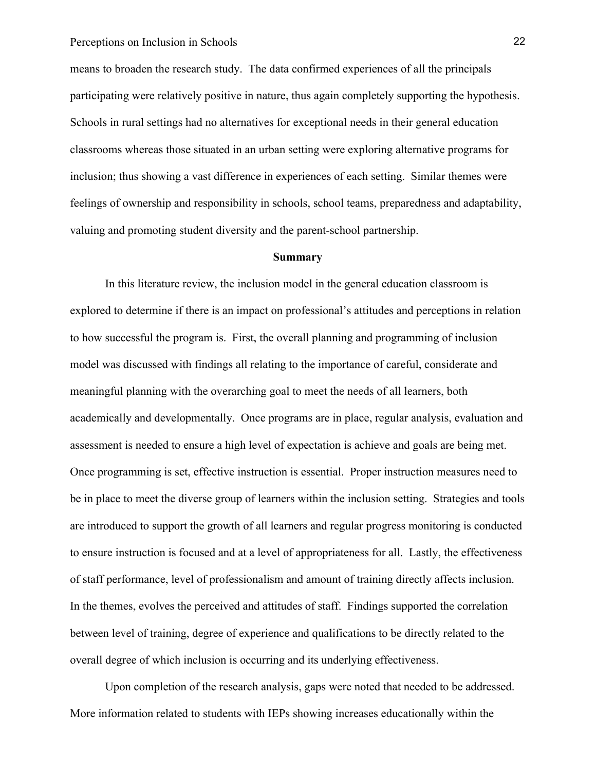means to broaden the research study. The data confirmed experiences of all the principals participating were relatively positive in nature, thus again completely supporting the hypothesis. Schools in rural settings had no alternatives for exceptional needs in their general education classrooms whereas those situated in an urban setting were exploring alternative programs for inclusion; thus showing a vast difference in experiences of each setting. Similar themes were feelings of ownership and responsibility in schools, school teams, preparedness and adaptability, valuing and promoting student diversity and the parent-school partnership.

## Summary

In this literature review, the inclusion model in the general education classroom is explored to determine if there is an impact on professional's attitudes and perceptions in relation to how successful the program is. First, the overall planning and programming of inclusion model was discussed with findings all relating to the importance of careful, considerate and meaningful planning with the overarching goal to meet the needs of all learners, both academically and developmentally. Once programs are in place, regular analysis, evaluation and assessment is needed to ensure a high level of expectation is achieve and goals are being met. Once programming is set, effective instruction is essential. Proper instruction measures need to be in place to meet the diverse group of learners within the inclusion setting. Strategies and tools are introduced to support the growth of all learners and regular progress monitoring is conducted to ensure instruction is focused and at a level of appropriateness for all. Lastly, the effectiveness of staff performance, level of professionalism and amount of training directly affects inclusion. In the themes, evolves the perceived and attitudes of staff. Findings supported the correlation between level of training, degree of experience and qualifications to be directly related to the overall degree of which inclusion is occurring and its underlying effectiveness.

Upon completion of the research analysis, gaps were noted that needed to be addressed. More information related to students with IEPs showing increases educationally within the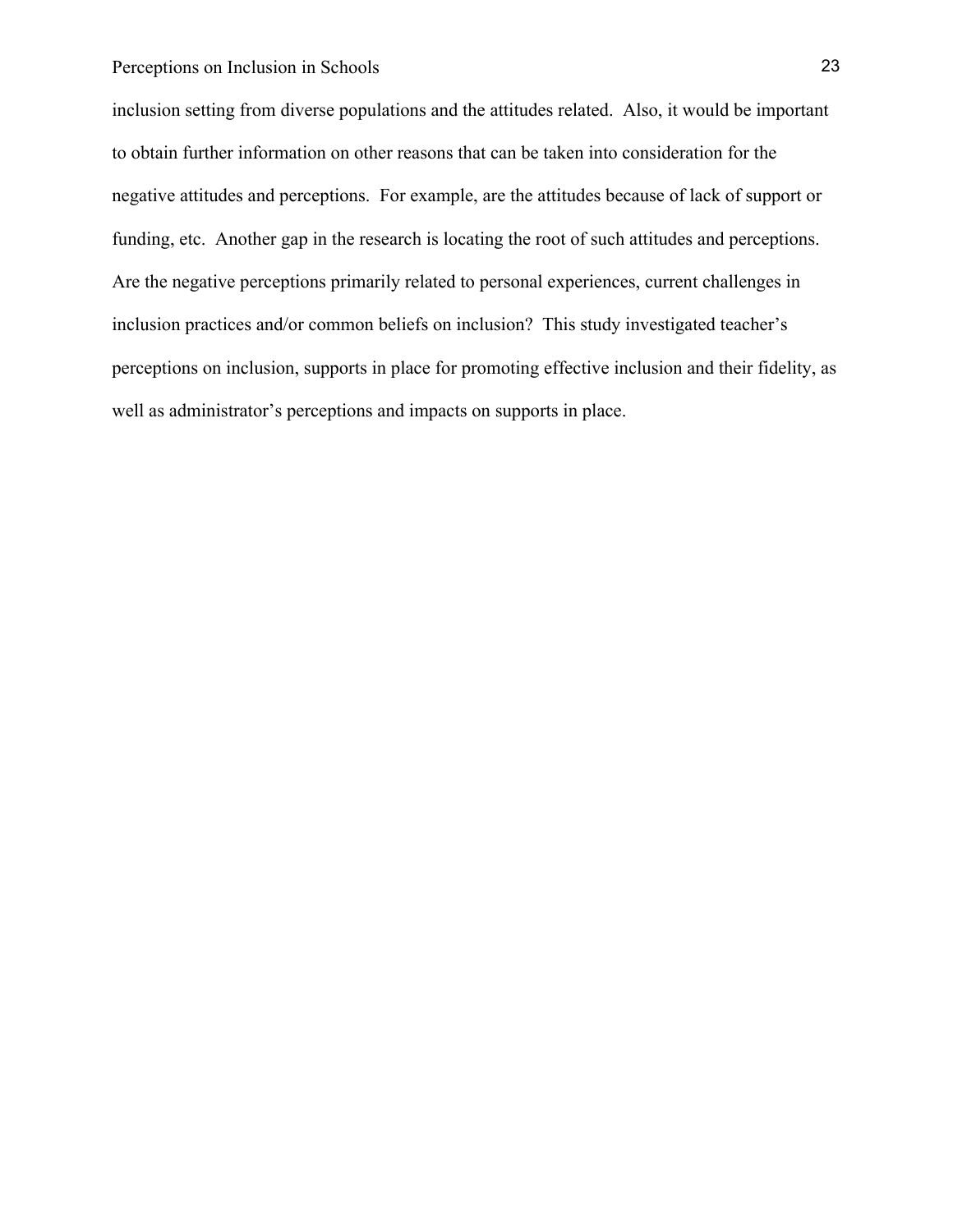inclusion setting from diverse populations and the attitudes related. Also, it would be important to obtain further information on other reasons that can be taken into consideration for the negative attitudes and perceptions. For example, are the attitudes because of lack of support or funding, etc. Another gap in the research is locating the root of such attitudes and perceptions. Are the negative perceptions primarily related to personal experiences, current challenges in inclusion practices and/or common beliefs on inclusion? This study investigated teacher's perceptions on inclusion, supports in place for promoting effective inclusion and their fidelity, as well as administrator's perceptions and impacts on supports in place.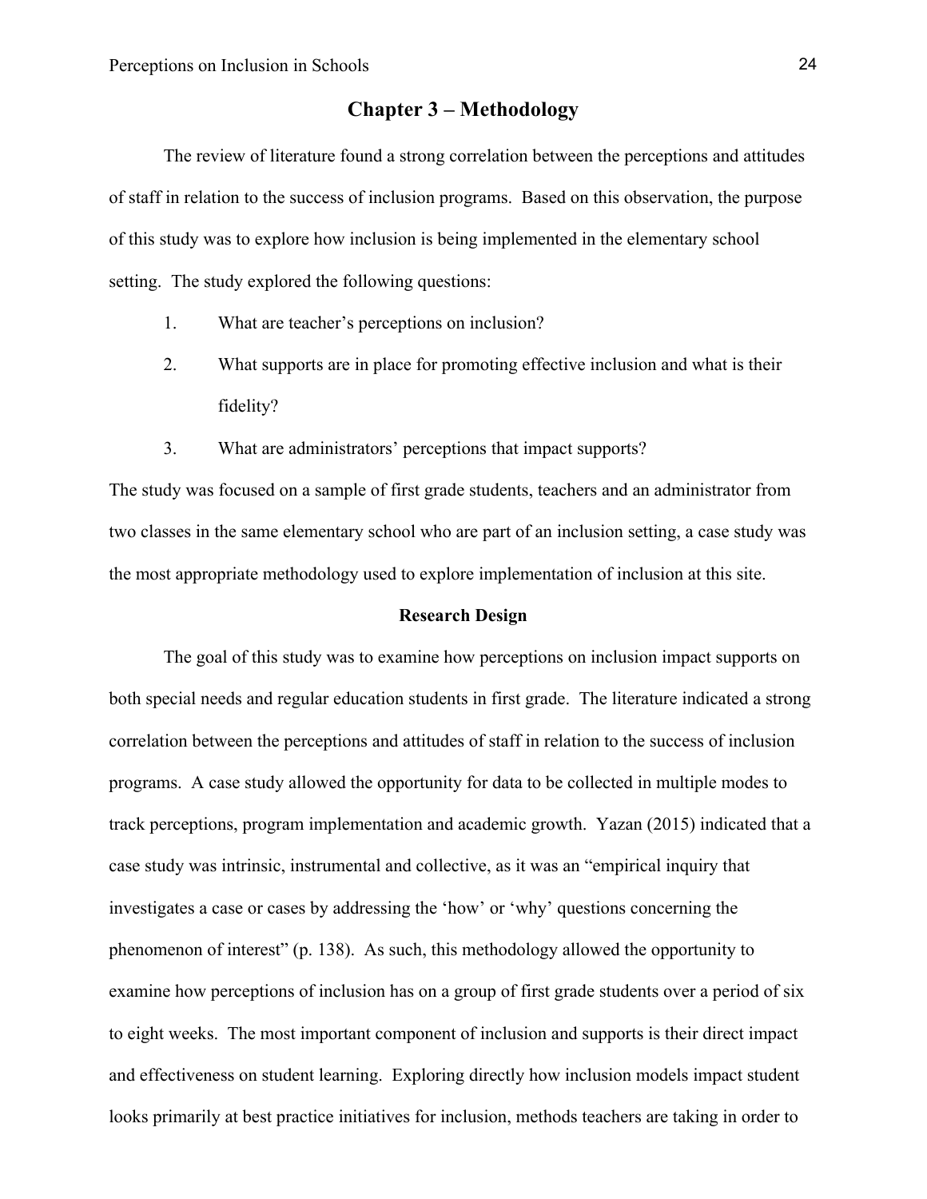# Chapter 3 – Methodology

The review of literature found a strong correlation between the perceptions and attitudes of staff in relation to the success of inclusion programs. Based on this observation, the purpose of this study was to explore how inclusion is being implemented in the elementary school setting. The study explored the following questions:

1. What are teacher's perceptions on inclusion?
2. What supports are in place for promoting effective inclusion and what is their fidelity?
3. What are administrators' perceptions that impact supports?

The study was focused on a sample of first grade students, teachers and an administrator from two classes in the same elementary school who are part of an inclusion setting, a case study was the most appropriate methodology used to explore implementation of inclusion at this site.

## Research Design

The goal of this study was to examine how perceptions on inclusion impact supports on both special needs and regular education students in first grade. The literature indicated a strong correlation between the perceptions and attitudes of staff in relation to the success of inclusion programs. A case study allowed the opportunity for data to be collected in multiple modes to track perceptions, program implementation and academic growth. Yazan (2015) indicated that a case study was intrinsic, instrumental and collective, as it was an "empirical inquiry that investigates a case or cases by addressing the 'how' or 'why' questions concerning the phenomenon of interest" (p. 138). As such, this methodology allowed the opportunity to examine how perceptions of inclusion has on a group of first grade students over a period of six to eight weeks. The most important component of inclusion and supports is their direct impact and effectiveness on student learning. Exploring directly how inclusion models impact student looks primarily at best practice initiatives for inclusion, methods teachers are taking in order to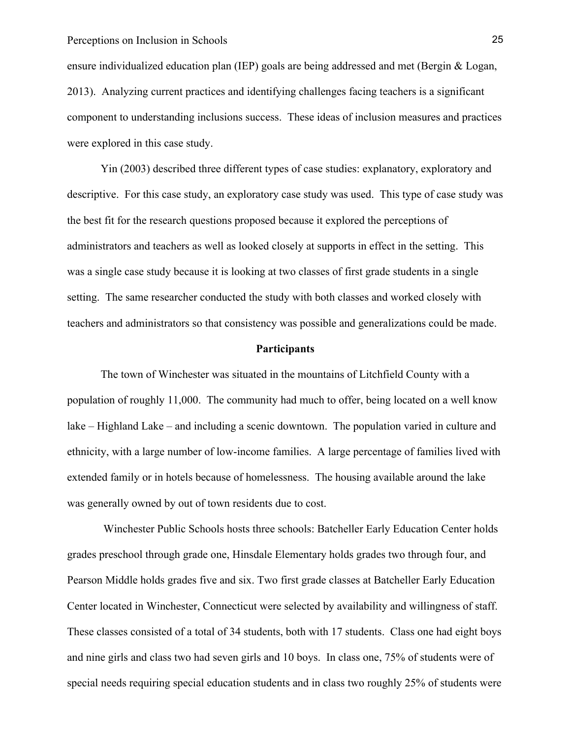ensure individualized education plan (IEP) goals are being addressed and met (Bergin & Logan, 2013). Analyzing current practices and identifying challenges facing teachers is a significant component to understanding inclusions success. These ideas of inclusion measures and practices were explored in this case study.

Yin (2003) described three different types of case studies: explanatory, exploratory and descriptive. For this case study, an exploratory case study was used. This type of case study was the best fit for the research questions proposed because it explored the perceptions of administrators and teachers as well as looked closely at supports in effect in the setting. This was a single case study because it is looking at two classes of first grade students in a single setting. The same researcher conducted the study with both classes and worked closely with teachers and administrators so that consistency was possible and generalizations could be made.

## Participants

The town of Winchester was situated in the mountains of Litchfield County with a population of roughly 11,000. The community had much to offer, being located on a well know lake – Highland Lake – and including a scenic downtown. The population varied in culture and ethnicity, with a large number of low-income families. A large percentage of families lived with extended family or in hotels because of homelessness. The housing available around the lake was generally owned by out of town residents due to cost.

Winchester Public Schools hosts three schools: Batcheller Early Education Center holds grades preschool through grade one, Hinsdale Elementary holds grades two through four, and Pearson Middle holds grades five and six. Two first grade classes at Batcheller Early Education Center located in Winchester, Connecticut were selected by availability and willingness of staff. These classes consisted of a total of 34 students, both with 17 students. Class one had eight boys and nine girls and class two had seven girls and 10 boys. In class one, 75% of students were of special needs requiring special education students and in class two roughly 25% of students were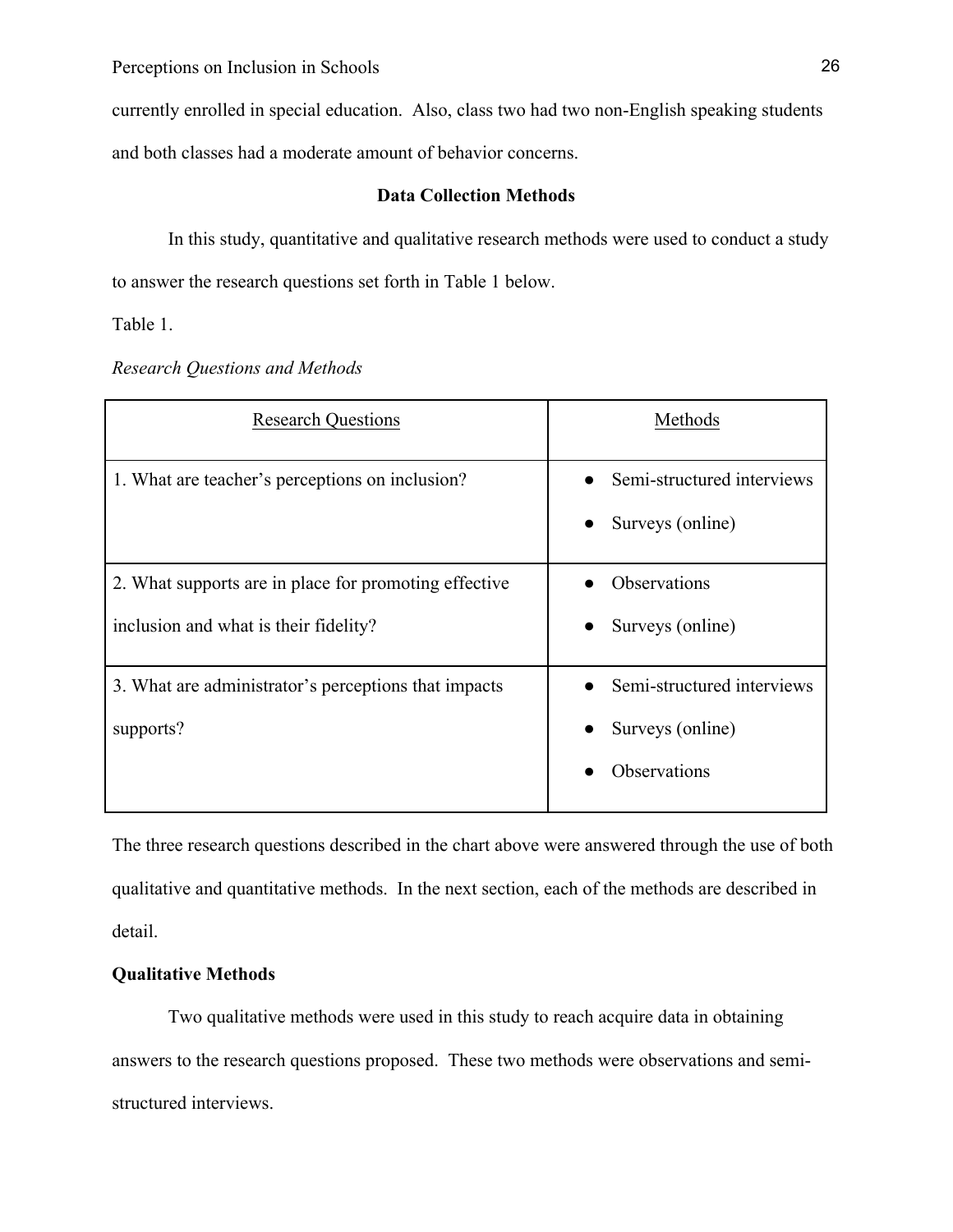currently enrolled in special education. Also, class two had two non-English speaking students and both classes had a moderate amount of behavior concerns.

## Data Collection Methods

In this study, quantitative and qualitative research methods were used to conduct a study to answer the research questions set forth in Table 1 below.

Table 1.

*Research Questions and Methods*

| Research Questions | Methods |
|---|---|
| 1. What are teacher's perceptions on inclusion? | ● Semi-structured interviews<br>● Surveys (online) |
| 2. What supports are in place for promoting effective inclusion and what is their fidelity? | ● Observations<br>● Surveys (online) |
| 3. What are administrator's perceptions that impacts supports? | ● Semi-structured interviews<br>● Surveys (online)<br>● Observations |

The three research questions described in the chart above were answered through the use of both qualitative and quantitative methods. In the next section, each of the methods are described in detail.

### Qualitative Methods

Two qualitative methods were used in this study to reach acquire data in obtaining answers to the research questions proposed. These two methods were observations and semi-structured interviews.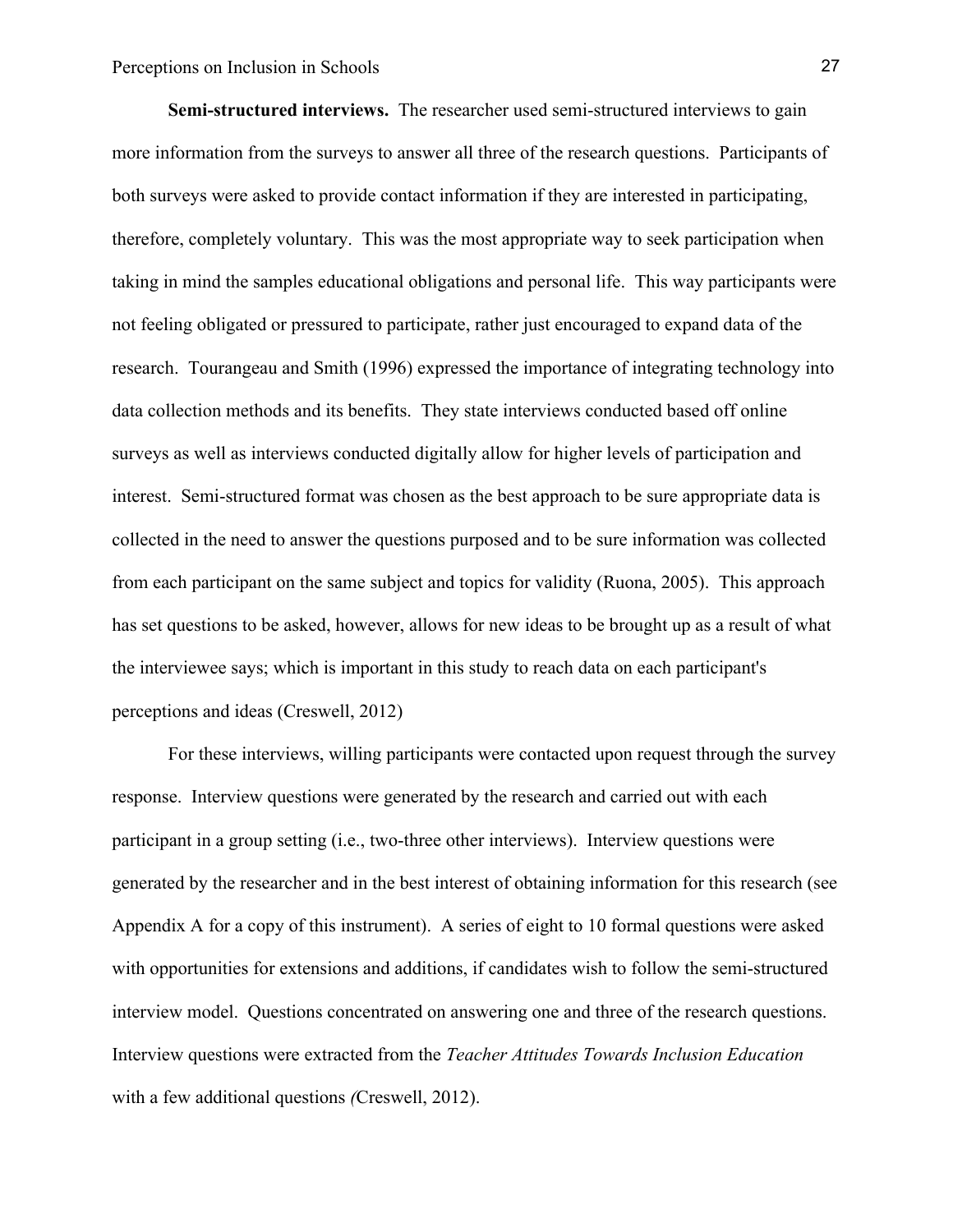**Semi-structured interviews.** The researcher used semi-structured interviews to gain more information from the surveys to answer all three of the research questions. Participants of both surveys were asked to provide contact information if they are interested in participating, therefore, completely voluntary. This was the most appropriate way to seek participation when taking in mind the samples educational obligations and personal life. This way participants were not feeling obligated or pressured to participate, rather just encouraged to expand data of the research. Tourangeau and Smith (1996) expressed the importance of integrating technology into data collection methods and its benefits. They state interviews conducted based off online surveys as well as interviews conducted digitally allow for higher levels of participation and interest. Semi-structured format was chosen as the best approach to be sure appropriate data is collected in the need to answer the questions purposed and to be sure information was collected from each participant on the same subject and topics for validity (Ruona, 2005). This approach has set questions to be asked, however, allows for new ideas to be brought up as a result of what the interviewee says; which is important in this study to reach data on each participant's perceptions and ideas (Creswell, 2012)

For these interviews, willing participants were contacted upon request through the survey response. Interview questions were generated by the research and carried out with each participant in a group setting (i.e., two-three other interviews). Interview questions were generated by the researcher and in the best interest of obtaining information for this research (see Appendix A for a copy of this instrument). A series of eight to 10 formal questions were asked with opportunities for extensions and additions, if candidates wish to follow the semi-structured interview model. Questions concentrated on answering one and three of the research questions. Interview questions were extracted from the *Teacher Attitudes Towards Inclusion Education* with a few additional questions *(*Creswell, 2012).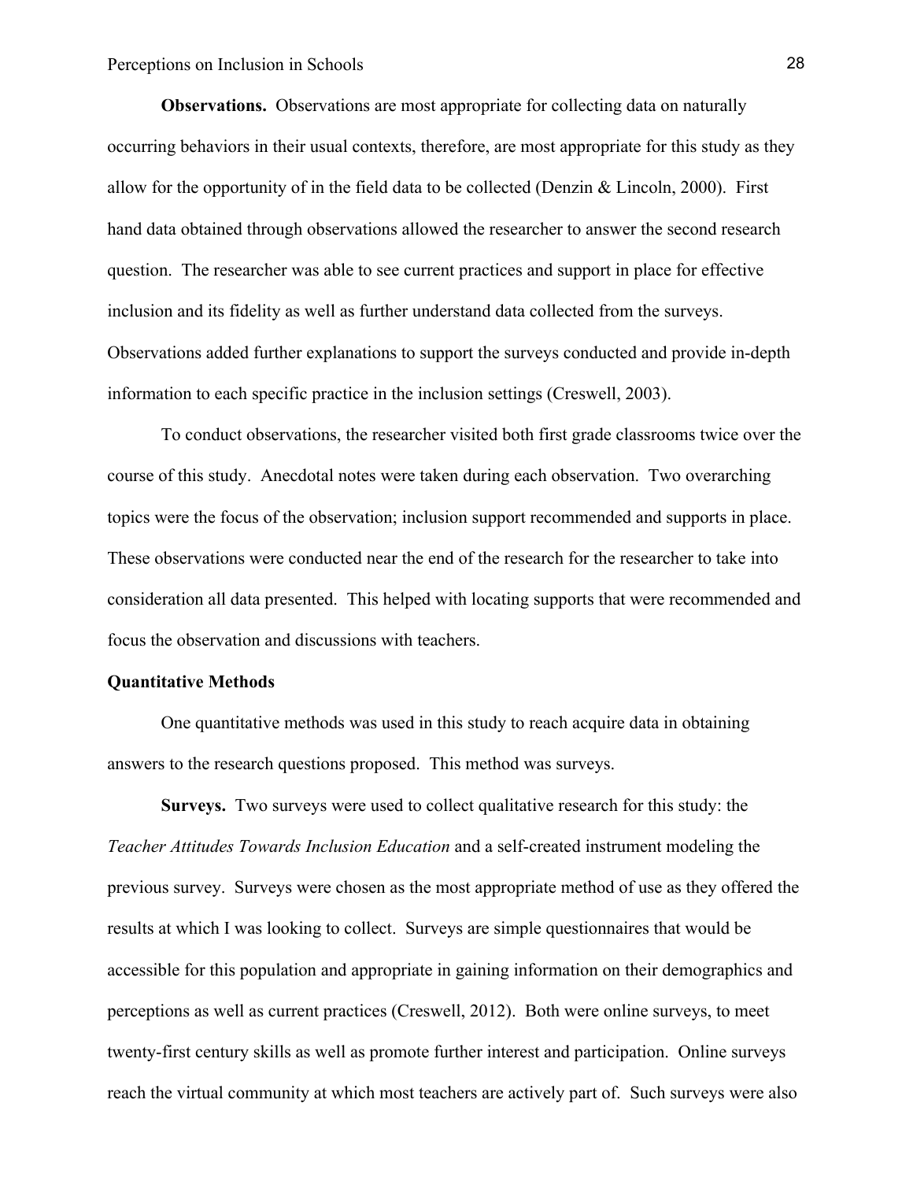**Observations.** Observations are most appropriate for collecting data on naturally occurring behaviors in their usual contexts, therefore, are most appropriate for this study as they allow for the opportunity of in the field data to be collected (Denzin & Lincoln, 2000). First hand data obtained through observations allowed the researcher to answer the second research question. The researcher was able to see current practices and support in place for effective inclusion and its fidelity as well as further understand data collected from the surveys. Observations added further explanations to support the surveys conducted and provide in-depth information to each specific practice in the inclusion settings (Creswell, 2003).

To conduct observations, the researcher visited both first grade classrooms twice over the course of this study. Anecdotal notes were taken during each observation. Two overarching topics were the focus of the observation; inclusion support recommended and supports in place. These observations were conducted near the end of the research for the researcher to take into consideration all data presented. This helped with locating supports that were recommended and focus the observation and discussions with teachers.

### Quantitative Methods

One quantitative methods was used in this study to reach acquire data in obtaining answers to the research questions proposed. This method was surveys.

**Surveys.** Two surveys were used to collect qualitative research for this study: the *Teacher Attitudes Towards Inclusion Education* and a self-created instrument modeling the previous survey. Surveys were chosen as the most appropriate method of use as they offered the results at which I was looking to collect. Surveys are simple questionnaires that would be accessible for this population and appropriate in gaining information on their demographics and perceptions as well as current practices (Creswell, 2012). Both were online surveys, to meet twenty-first century skills as well as promote further interest and participation. Online surveys reach the virtual community at which most teachers are actively part of. Such surveys were also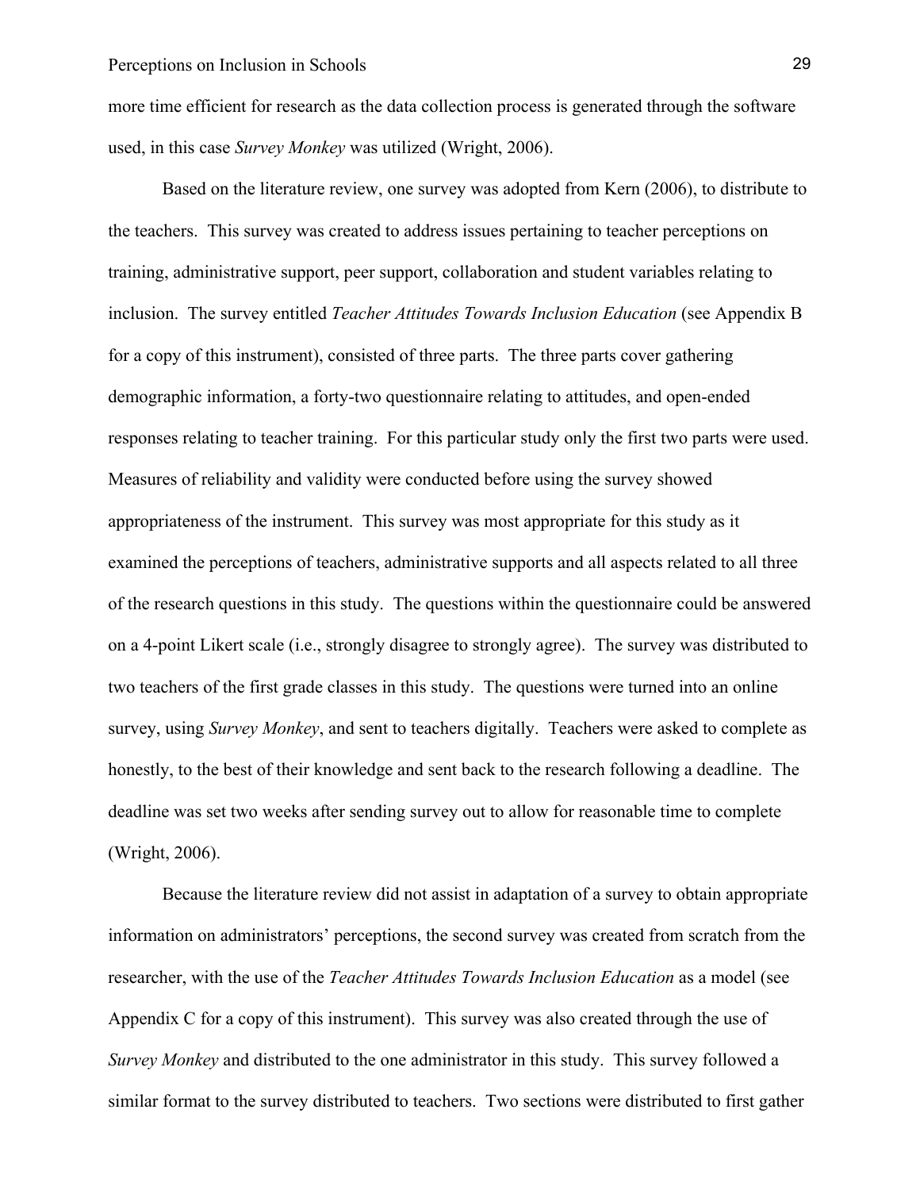more time efficient for research as the data collection process is generated through the software used, in this case *Survey Monkey* was utilized (Wright, 2006).

Based on the literature review, one survey was adopted from Kern (2006), to distribute to the teachers. This survey was created to address issues pertaining to teacher perceptions on training, administrative support, peer support, collaboration and student variables relating to inclusion. The survey entitled *Teacher Attitudes Towards Inclusion Education* (see Appendix B for a copy of this instrument), consisted of three parts. The three parts cover gathering demographic information, a forty-two questionnaire relating to attitudes, and open-ended responses relating to teacher training. For this particular study only the first two parts were used. Measures of reliability and validity were conducted before using the survey showed appropriateness of the instrument. This survey was most appropriate for this study as it examined the perceptions of teachers, administrative supports and all aspects related to all three of the research questions in this study. The questions within the questionnaire could be answered on a 4-point Likert scale (i.e., strongly disagree to strongly agree). The survey was distributed to two teachers of the first grade classes in this study. The questions were turned into an online survey, using *Survey Monkey*, and sent to teachers digitally. Teachers were asked to complete as honestly, to the best of their knowledge and sent back to the research following a deadline. The deadline was set two weeks after sending survey out to allow for reasonable time to complete (Wright, 2006).

Because the literature review did not assist in adaptation of a survey to obtain appropriate information on administrators' perceptions, the second survey was created from scratch from the researcher, with the use of the *Teacher Attitudes Towards Inclusion Education* as a model (see Appendix C for a copy of this instrument). This survey was also created through the use of *Survey Monkey* and distributed to the one administrator in this study. This survey followed a similar format to the survey distributed to teachers. Two sections were distributed to first gather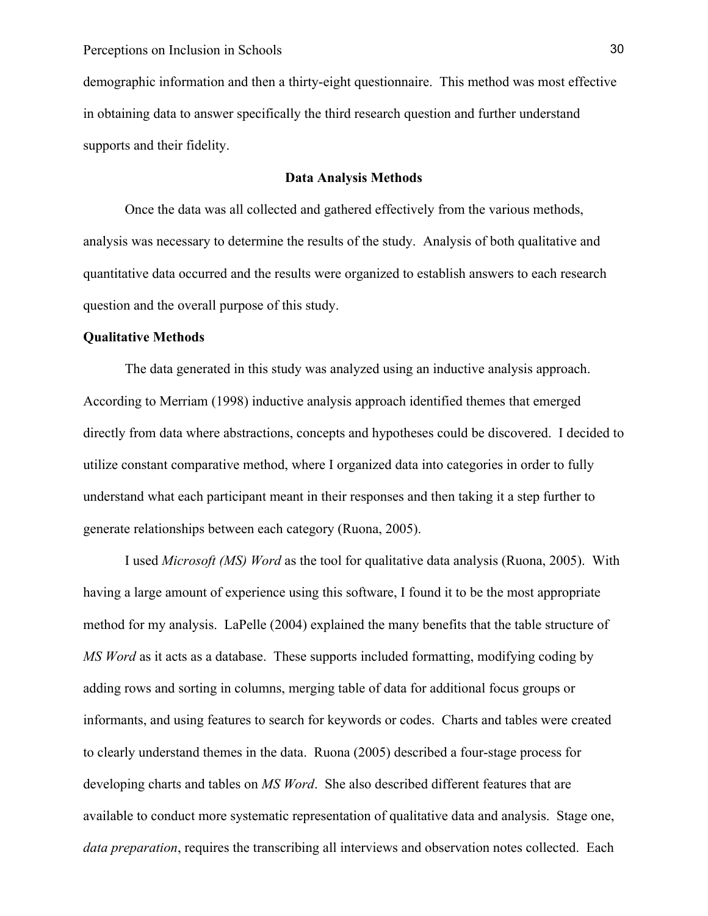demographic information and then a thirty-eight questionnaire. This method was most effective in obtaining data to answer specifically the third research question and further understand supports and their fidelity.

## Data Analysis Methods

Once the data was all collected and gathered effectively from the various methods, analysis was necessary to determine the results of the study. Analysis of both qualitative and quantitative data occurred and the results were organized to establish answers to each research question and the overall purpose of this study.

### Qualitative Methods

The data generated in this study was analyzed using an inductive analysis approach. According to Merriam (1998) inductive analysis approach identified themes that emerged directly from data where abstractions, concepts and hypotheses could be discovered. I decided to utilize constant comparative method, where I organized data into categories in order to fully understand what each participant meant in their responses and then taking it a step further to generate relationships between each category (Ruona, 2005).

I used *Microsoft (MS) Word* as the tool for qualitative data analysis (Ruona, 2005). With having a large amount of experience using this software, I found it to be the most appropriate method for my analysis. LaPelle (2004) explained the many benefits that the table structure of *MS Word* as it acts as a database. These supports included formatting, modifying coding by adding rows and sorting in columns, merging table of data for additional focus groups or informants, and using features to search for keywords or codes. Charts and tables were created to clearly understand themes in the data. Ruona (2005) described a four-stage process for developing charts and tables on *MS Word*. She also described different features that are available to conduct more systematic representation of qualitative data and analysis. Stage one, *data preparation*, requires the transcribing all interviews and observation notes collected. Each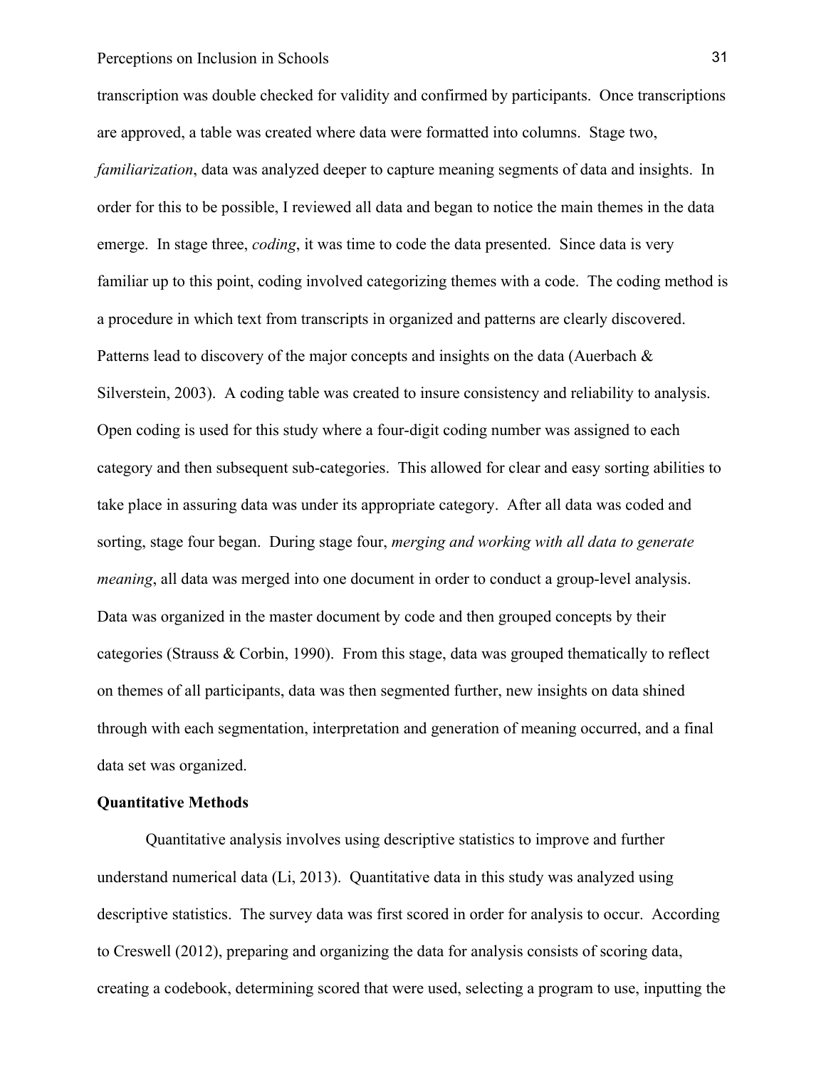transcription was double checked for validity and confirmed by participants. Once transcriptions are approved, a table was created where data were formatted into columns. Stage two, *familiarization*, data was analyzed deeper to capture meaning segments of data and insights. In order for this to be possible, I reviewed all data and began to notice the main themes in the data emerge. In stage three, *coding*, it was time to code the data presented. Since data is very familiar up to this point, coding involved categorizing themes with a code. The coding method is a procedure in which text from transcripts in organized and patterns are clearly discovered. Patterns lead to discovery of the major concepts and insights on the data (Auerbach & Silverstein, 2003). A coding table was created to insure consistency and reliability to analysis. Open coding is used for this study where a four-digit coding number was assigned to each category and then subsequent sub-categories. This allowed for clear and easy sorting abilities to take place in assuring data was under its appropriate category. After all data was coded and sorting, stage four began. During stage four, *merging and working with all data to generate meaning*, all data was merged into one document in order to conduct a group-level analysis. Data was organized in the master document by code and then grouped concepts by their categories (Strauss & Corbin, 1990). From this stage, data was grouped thematically to reflect on themes of all participants, data was then segmented further, new insights on data shined through with each segmentation, interpretation and generation of meaning occurred, and a final data set was organized.

**Quantitative Methods**

Quantitative analysis involves using descriptive statistics to improve and further understand numerical data (Li, 2013). Quantitative data in this study was analyzed using descriptive statistics. The survey data was first scored in order for analysis to occur. According to Creswell (2012), preparing and organizing the data for analysis consists of scoring data, creating a codebook, determining scored that were used, selecting a program to use, inputting the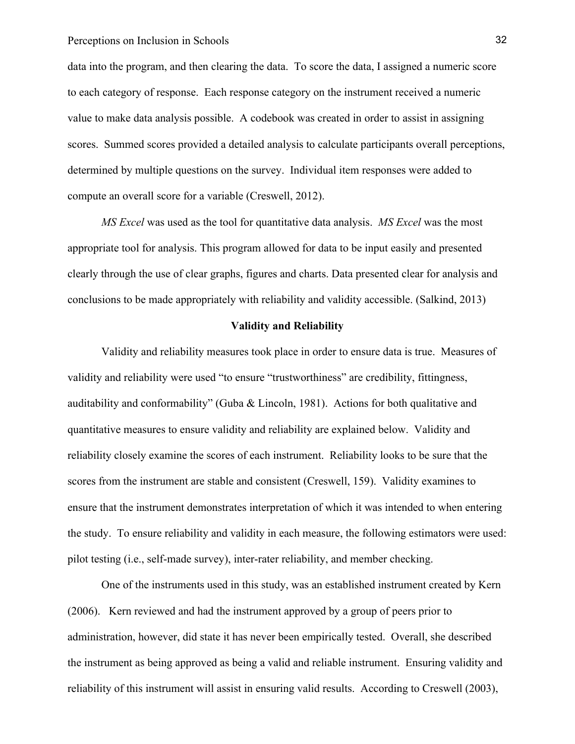data into the program, and then clearing the data. To score the data, I assigned a numeric score to each category of response. Each response category on the instrument received a numeric value to make data analysis possible. A codebook was created in order to assist in assigning scores. Summed scores provided a detailed analysis to calculate participants overall perceptions, determined by multiple questions on the survey. Individual item responses were added to compute an overall score for a variable (Creswell, 2012).

*MS Excel* was used as the tool for quantitative data analysis. *MS Excel* was the most appropriate tool for analysis. This program allowed for data to be input easily and presented clearly through the use of clear graphs, figures and charts. Data presented clear for analysis and conclusions to be made appropriately with reliability and validity accessible. (Salkind, 2013)

## Validity and Reliability

Validity and reliability measures took place in order to ensure data is true. Measures of validity and reliability were used "to ensure "trustworthiness" are credibility, fittingness, auditability and conformability" (Guba & Lincoln, 1981). Actions for both qualitative and quantitative measures to ensure validity and reliability are explained below. Validity and reliability closely examine the scores of each instrument. Reliability looks to be sure that the scores from the instrument are stable and consistent (Creswell, 159). Validity examines to ensure that the instrument demonstrates interpretation of which it was intended to when entering the study. To ensure reliability and validity in each measure, the following estimators were used: pilot testing (i.e., self-made survey), inter-rater reliability, and member checking.

One of the instruments used in this study, was an established instrument created by Kern (2006). Kern reviewed and had the instrument approved by a group of peers prior to administration, however, did state it has never been empirically tested. Overall, she described the instrument as being approved as being a valid and reliable instrument. Ensuring validity and reliability of this instrument will assist in ensuring valid results. According to Creswell (2003),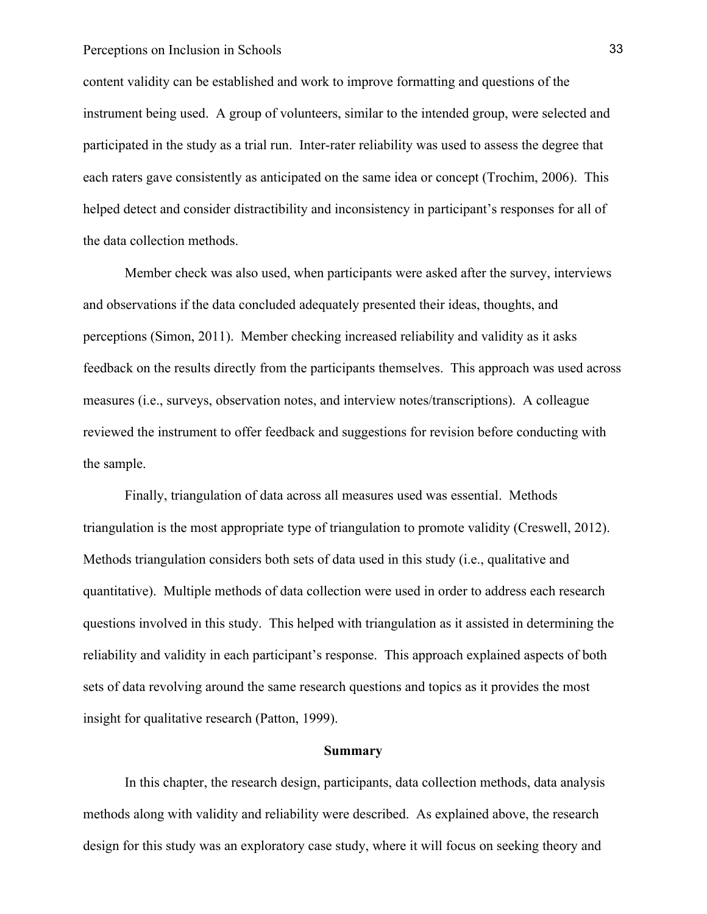content validity can be established and work to improve formatting and questions of the instrument being used. A group of volunteers, similar to the intended group, were selected and participated in the study as a trial run. Inter-rater reliability was used to assess the degree that each raters gave consistently as anticipated on the same idea or concept (Trochim, 2006). This helped detect and consider distractibility and inconsistency in participant's responses for all of the data collection methods.

Member check was also used, when participants were asked after the survey, interviews and observations if the data concluded adequately presented their ideas, thoughts, and perceptions (Simon, 2011). Member checking increased reliability and validity as it asks feedback on the results directly from the participants themselves. This approach was used across measures (i.e., surveys, observation notes, and interview notes/transcriptions). A colleague reviewed the instrument to offer feedback and suggestions for revision before conducting with the sample.

Finally, triangulation of data across all measures used was essential. Methods triangulation is the most appropriate type of triangulation to promote validity (Creswell, 2012). Methods triangulation considers both sets of data used in this study (i.e., qualitative and quantitative). Multiple methods of data collection were used in order to address each research questions involved in this study. This helped with triangulation as it assisted in determining the reliability and validity in each participant's response. This approach explained aspects of both sets of data revolving around the same research questions and topics as it provides the most insight for qualitative research (Patton, 1999).

## Summary

In this chapter, the research design, participants, data collection methods, data analysis methods along with validity and reliability were described. As explained above, the research design for this study was an exploratory case study, where it will focus on seeking theory and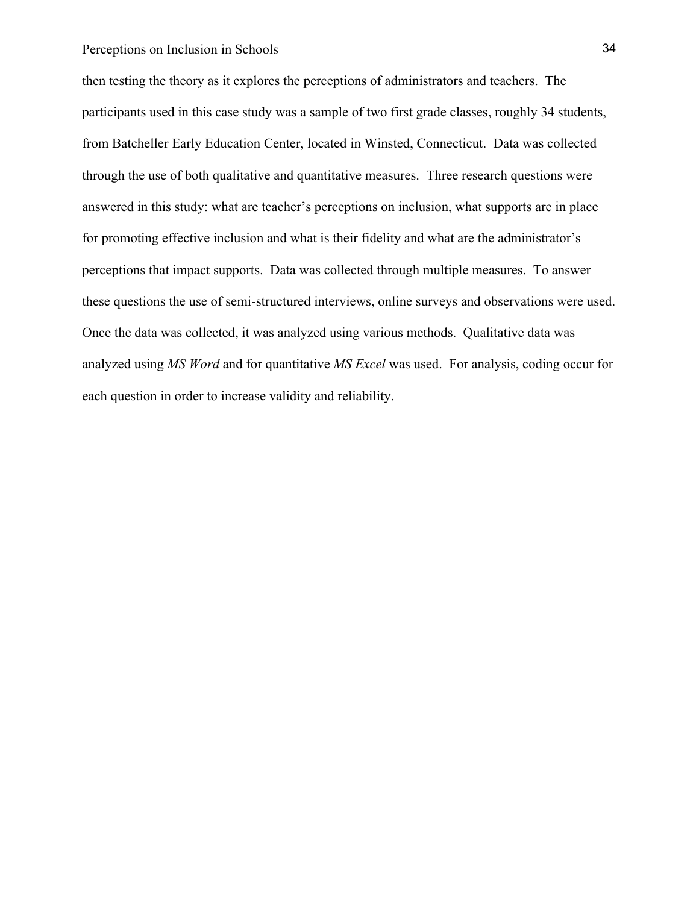then testing the theory as it explores the perceptions of administrators and teachers. The participants used in this case study was a sample of two first grade classes, roughly 34 students, from Batcheller Early Education Center, located in Winsted, Connecticut. Data was collected through the use of both qualitative and quantitative measures. Three research questions were answered in this study: what are teacher's perceptions on inclusion, what supports are in place for promoting effective inclusion and what is their fidelity and what are the administrator's perceptions that impact supports. Data was collected through multiple measures. To answer these questions the use of semi-structured interviews, online surveys and observations were used. Once the data was collected, it was analyzed using various methods. Qualitative data was analyzed using *MS Word* and for quantitative *MS Excel* was used. For analysis, coding occur for each question in order to increase validity and reliability.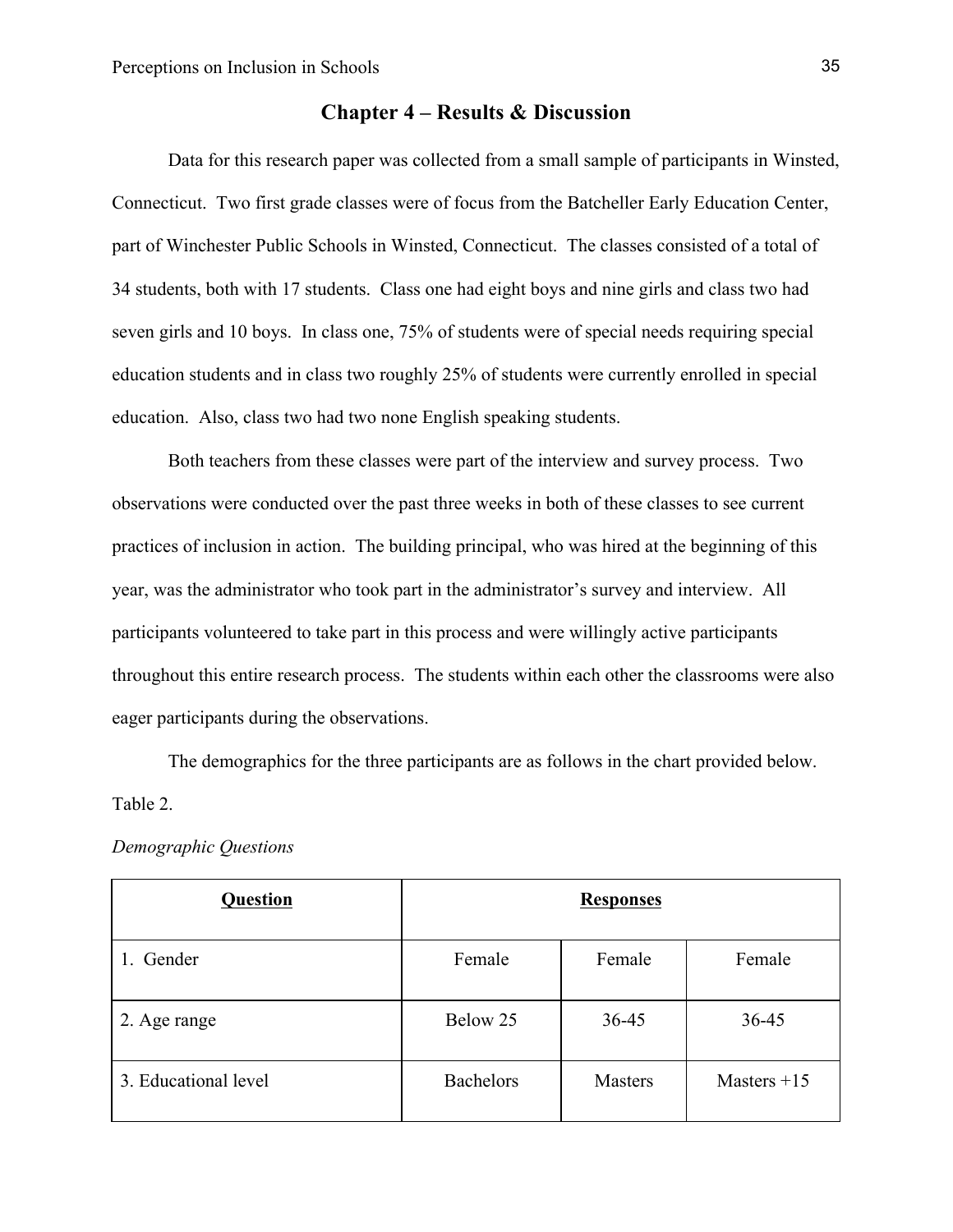## Chapter 4 – Results & Discussion

Data for this research paper was collected from a small sample of participants in Winsted, Connecticut. Two first grade classes were of focus from the Batcheller Early Education Center, part of Winchester Public Schools in Winsted, Connecticut. The classes consisted of a total of 34 students, both with 17 students. Class one had eight boys and nine girls and class two had seven girls and 10 boys. In class one, 75% of students were of special needs requiring special education students and in class two roughly 25% of students were currently enrolled in special education. Also, class two had two none English speaking students.

Both teachers from these classes were part of the interview and survey process. Two observations were conducted over the past three weeks in both of these classes to see current practices of inclusion in action. The building principal, who was hired at the beginning of this year, was the administrator who took part in the administrator's survey and interview. All participants volunteered to take part in this process and were willingly active participants throughout this entire research process. The students within each other the classrooms were also eager participants during the observations.

The demographics for the three participants are as follows in the chart provided below.

Table 2.

*Demographic Questions*

| **Question** | **Responses** | | |
|---|---|---|---|
| 1. Gender | Female | Female | Female |
| 2. Age range | Below 25 | 36-45 | 36-45 |
| 3. Educational level | Bachelors | Masters | Masters +15 |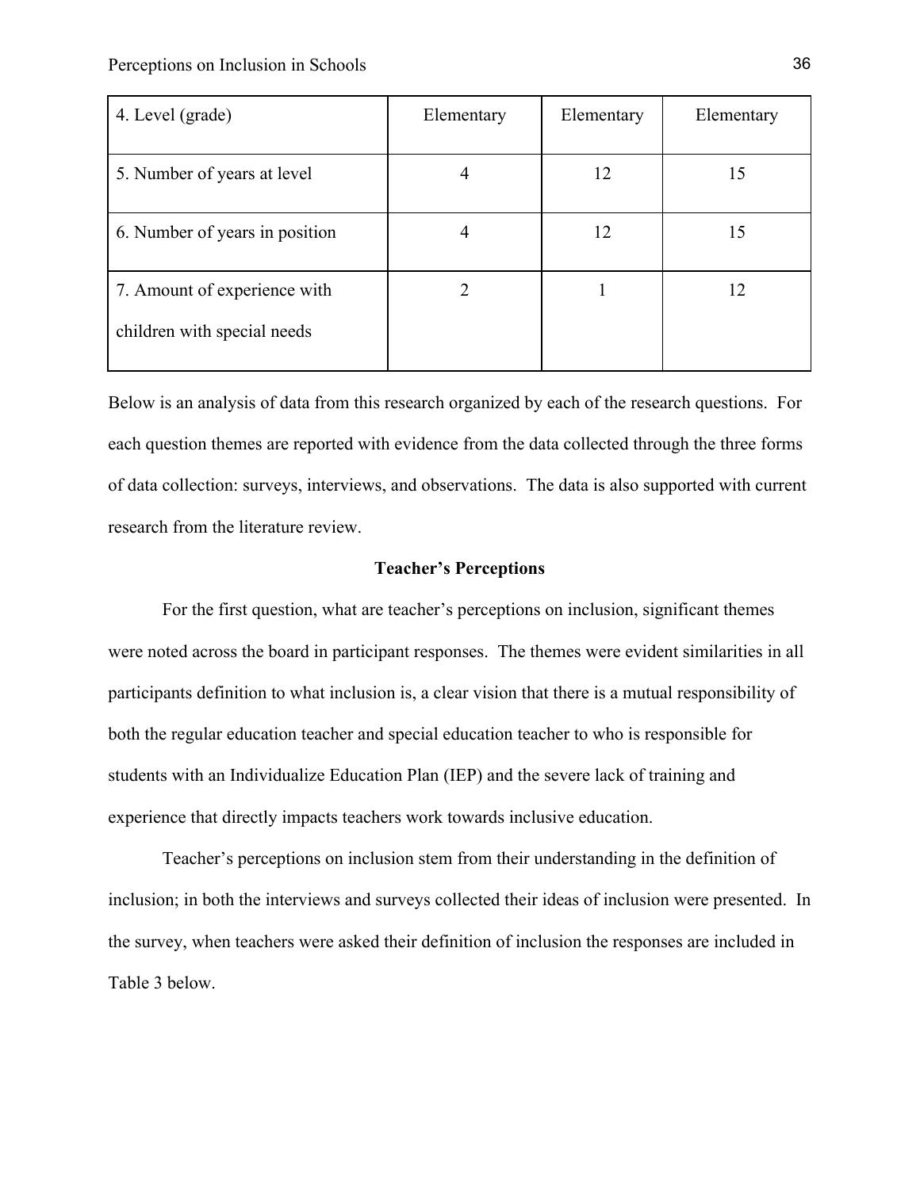| 4. Level (grade) | Elementary | Elementary | Elementary |
|---|---|---|---|
| 5. Number of years at level | 4 | 12 | 15 |
| 6. Number of years in position | 4 | 12 | 15 |
| 7. Amount of experience with children with special needs | 2 | 1 | 12 |

Below is an analysis of data from this research organized by each of the research questions. For each question themes are reported with evidence from the data collected through the three forms of data collection: surveys, interviews, and observations. The data is also supported with current research from the literature review.

## Teacher's Perceptions

For the first question, what are teacher's perceptions on inclusion, significant themes were noted across the board in participant responses. The themes were evident similarities in all participants definition to what inclusion is, a clear vision that there is a mutual responsibility of both the regular education teacher and special education teacher to who is responsible for students with an Individualize Education Plan (IEP) and the severe lack of training and experience that directly impacts teachers work towards inclusive education.

Teacher's perceptions on inclusion stem from their understanding in the definition of inclusion; in both the interviews and surveys collected their ideas of inclusion were presented. In the survey, when teachers were asked their definition of inclusion the responses are included in Table 3 below.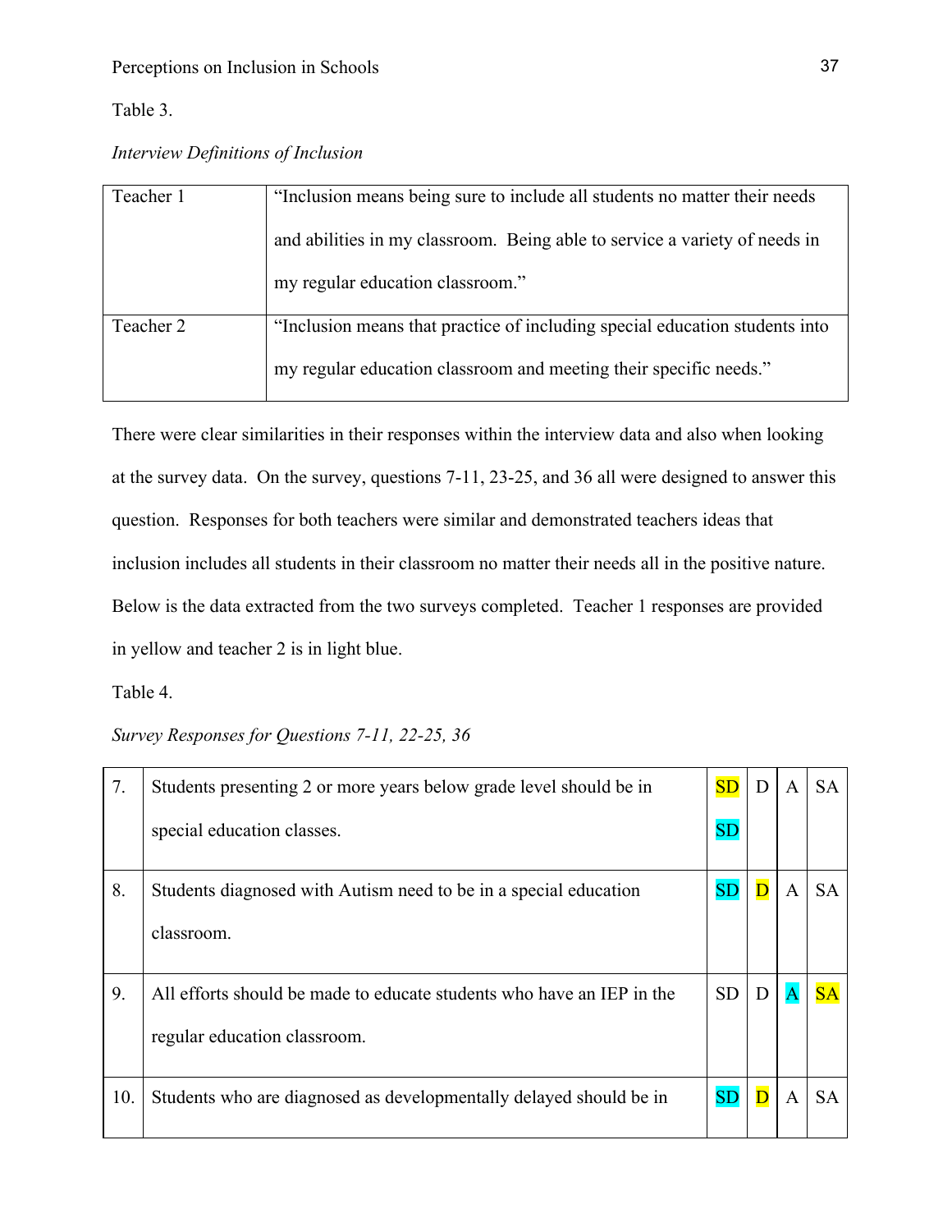Table 3.

*Interview Definitions of Inclusion*

| Teacher | Definition |
|---|---|
| Teacher 1 | "Inclusion means being sure to include all students no matter their needs and abilities in my classroom. Being able to service a variety of needs in my regular education classroom." |
| Teacher 2 | "Inclusion means that practice of including special education students into my regular education classroom and meeting their specific needs." |

There were clear similarities in their responses within the interview data and also when looking at the survey data. On the survey, questions 7-11, 23-25, and 36 all were designed to answer this question. Responses for both teachers were similar and demonstrated teachers ideas that inclusion includes all students in their classroom no matter their needs all in the positive nature. Below is the data extracted from the two surveys completed. Teacher 1 responses are provided in yellow and teacher 2 is in light blue.

Table 4.

*Survey Responses for Questions 7-11, 22-25, 36*

| # | Statement | SD | D | A | SA |
|---|---|---|---|---|---|
| 7. | Students presenting 2 or more years below grade level should be in special education classes. | SD (yellow) SD (light blue) | D | A | SA |
| 8. | Students diagnosed with Autism need to be in a special education classroom. | SD (light blue) | D (yellow) | A | SA |
| 9. | All efforts should be made to educate students who have an IEP in the regular education classroom. | SD | D | A (light blue) | SA (yellow) |
| 10. | Students who are diagnosed as developmentally delayed should be in | SD (light blue) | D (yellow) | A | SA |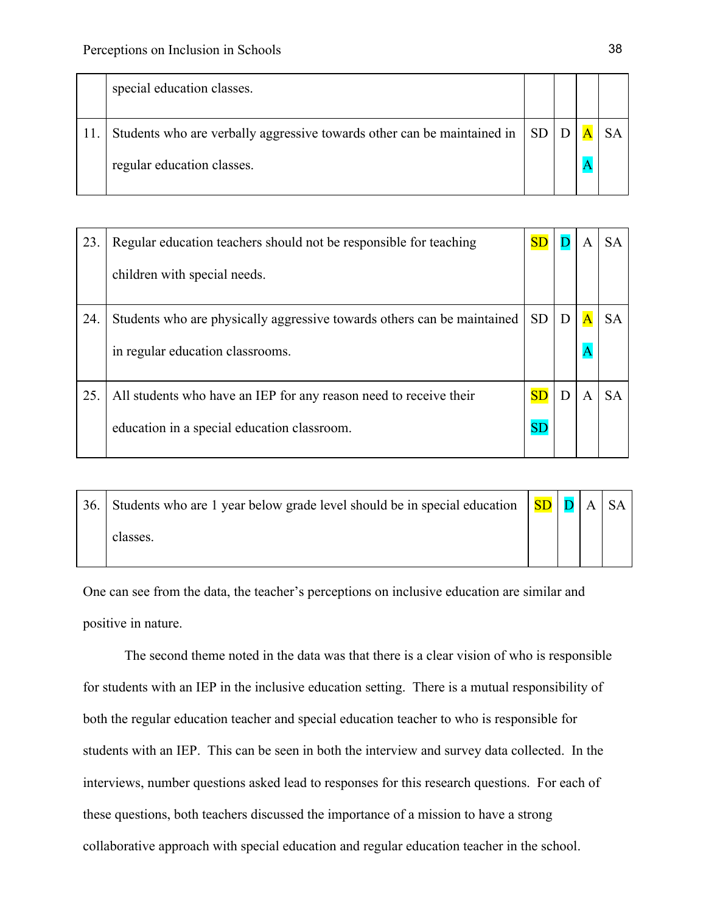| | | | | | |
|---|---|---|---|---|---|
| | special education classes. | | | | |
| 11. | Students who are verbally aggressive towards other can be maintained in regular education classes. | SD | D | A A | SA |

| | | | | | |
|---|---|---|---|---|---|
| 23. | Regular education teachers should not be responsible for teaching children with special needs. | SD | D | A | SA |
| 24. | Students who are physically aggressive towards others can be maintained in regular education classrooms. | SD | D | A A | SA |
| 25. | All students who have an IEP for any reason need to receive their education in a special education classroom. | SD SD | D | A | SA |

| | | | | | |
|---|---|---|---|---|---|
| 36. | Students who are 1 year below grade level should be in special education classes. | SD | D | A | SA |

One can see from the data, the teacher's perceptions on inclusive education are similar and positive in nature.

The second theme noted in the data was that there is a clear vision of who is responsible for students with an IEP in the inclusive education setting. There is a mutual responsibility of both the regular education teacher and special education teacher to who is responsible for students with an IEP. This can be seen in both the interview and survey data collected. In the interviews, number questions asked lead to responses for this research questions. For each of these questions, both teachers discussed the importance of a mission to have a strong collaborative approach with special education and regular education teacher in the school.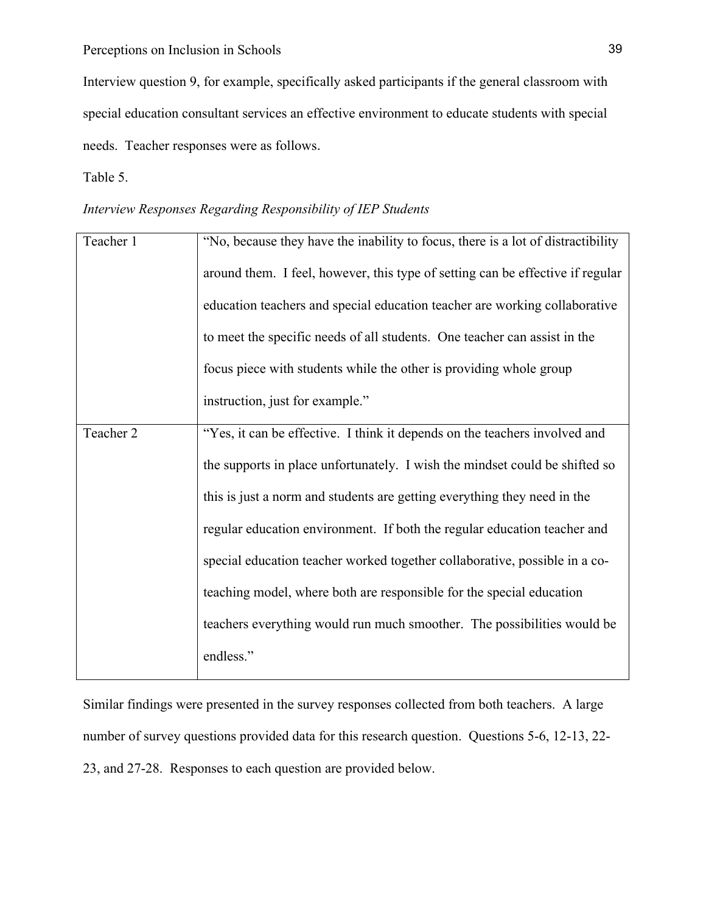Interview question 9, for example, specifically asked participants if the general classroom with special education consultant services an effective environment to educate students with special needs. Teacher responses were as follows.

Table 5.

*Interview Responses Regarding Responsibility of IEP Students*

| | |
|---|---|
| Teacher 1 | "No, because they have the inability to focus, there is a lot of distractibility around them. I feel, however, this type of setting can be effective if regular education teachers and special education teacher are working collaborative to meet the specific needs of all students. One teacher can assist in the focus piece with students while the other is providing whole group instruction, just for example." |
| Teacher 2 | "Yes, it can be effective. I think it depends on the teachers involved and the supports in place unfortunately. I wish the mindset could be shifted so this is just a norm and students are getting everything they need in the regular education environment. If both the regular education teacher and special education teacher worked together collaborative, possible in a co-teaching model, where both are responsible for the special education teachers everything would run much smoother. The possibilities would be endless." |

Similar findings were presented in the survey responses collected from both teachers. A large number of survey questions provided data for this research question. Questions 5-6, 12-13, 22-23, and 27-28. Responses to each question are provided below.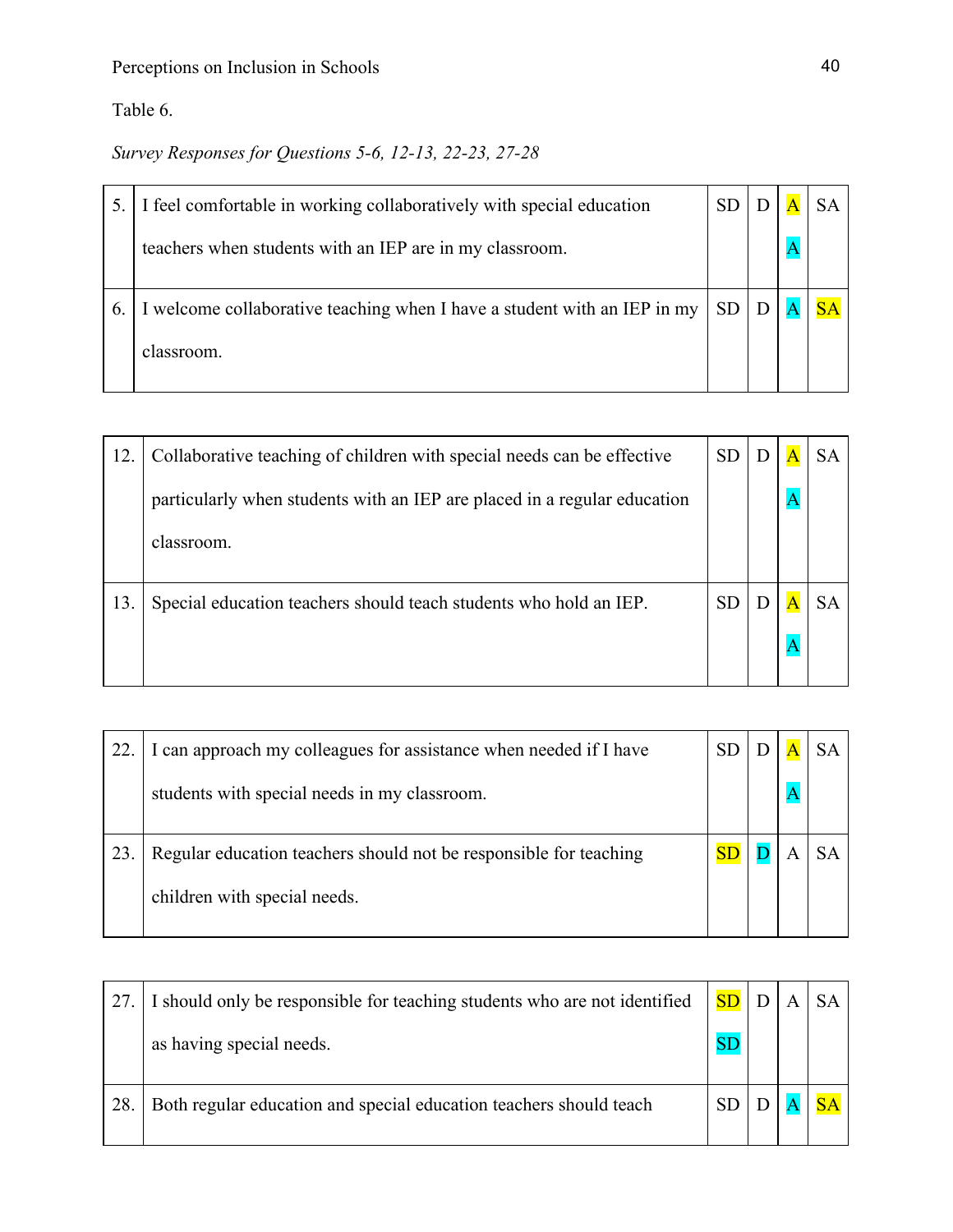Table 6.

*Survey Responses for Questions 5-6, 12-13, 22-23, 27-28*

| # | Statement | SD | D | A | SA |
|---|---|---|---|---|---|
| 5. | I feel comfortable in working collaboratively with special education teachers when students with an IEP are in my classroom. | SD | D | **A** **A** | SA |
| 6. | I welcome collaborative teaching when I have a student with an IEP in my classroom. | SD | D | **A** | **SA** |
| 12. | Collaborative teaching of children with special needs can be effective particularly when students with an IEP are placed in a regular education classroom. | SD | D | **A** **A** | SA |
| 13. | Special education teachers should teach students who hold an IEP. | SD | D | **A** **A** | SA |
| 22. | I can approach my colleagues for assistance when needed if I have students with special needs in my classroom. | SD | D | **A** **A** | SA |
| 23. | Regular education teachers should not be responsible for teaching children with special needs. | **SD** | **D** | A | SA |
| 27. | I should only be responsible for teaching students who are not identified as having special needs. | **SD** **SD** | D | A | SA |
| 28. | Both regular education and special education teachers should teach | SD | D | **A** | **SA** |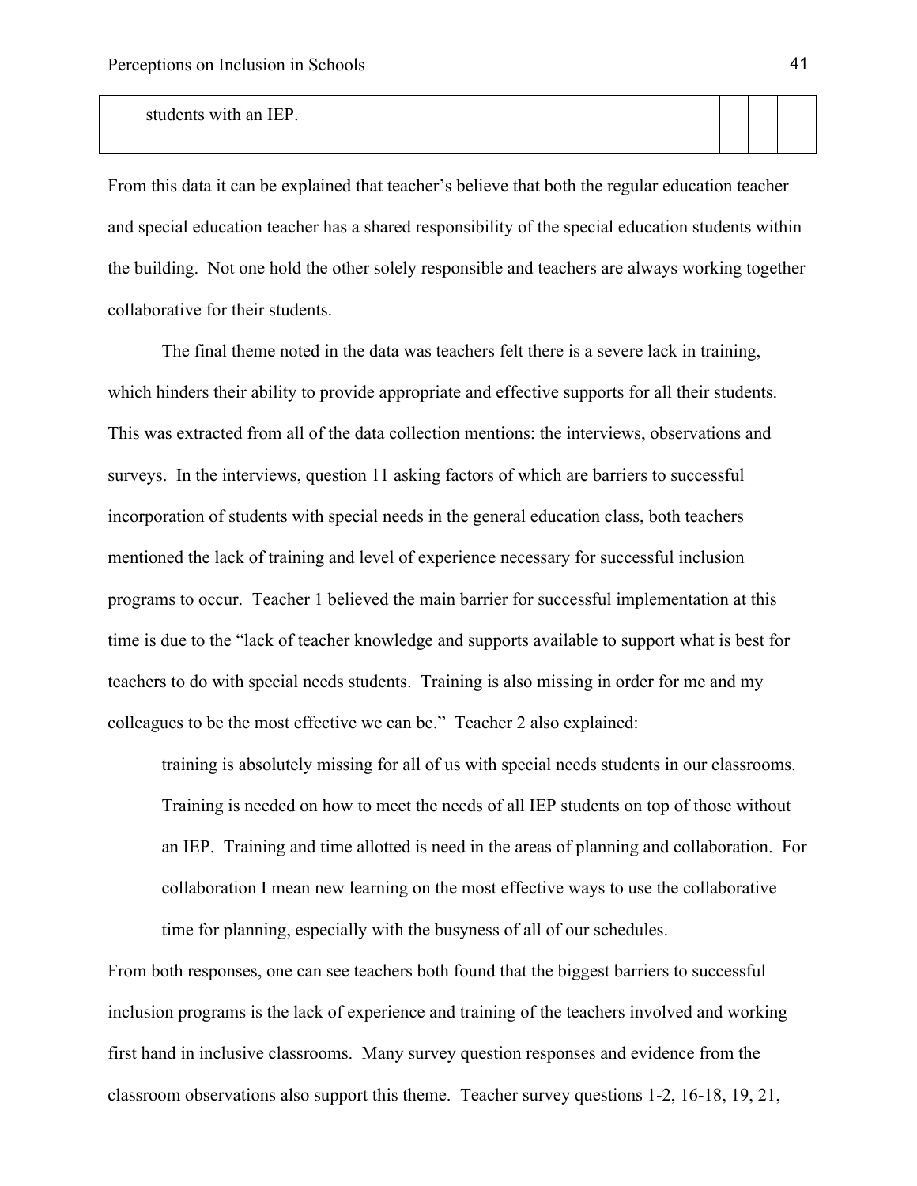|  | students with an IEP. |  |  |  |  |
|---|---|---|---|---|---|

From this data it can be explained that teacher's believe that both the regular education teacher and special education teacher has a shared responsibility of the special education students within the building. Not one hold the other solely responsible and teachers are always working together collaborative for their students.

The final theme noted in the data was teachers felt there is a severe lack in training, which hinders their ability to provide appropriate and effective supports for all their students. This was extracted from all of the data collection mentions: the interviews, observations and surveys. In the interviews, question 11 asking factors of which are barriers to successful incorporation of students with special needs in the general education class, both teachers mentioned the lack of training and level of experience necessary for successful inclusion programs to occur. Teacher 1 believed the main barrier for successful implementation at this time is due to the "lack of teacher knowledge and supports available to support what is best for teachers to do with special needs students. Training is also missing in order for me and my colleagues to be the most effective we can be." Teacher 2 also explained:

> training is absolutely missing for all of us with special needs students in our classrooms. Training is needed on how to meet the needs of all IEP students on top of those without an IEP. Training and time allotted is need in the areas of planning and collaboration. For collaboration I mean new learning on the most effective ways to use the collaborative time for planning, especially with the busyness of all of our schedules.

From both responses, one can see teachers both found that the biggest barriers to successful inclusion programs is the lack of experience and training of the teachers involved and working first hand in inclusive classrooms. Many survey question responses and evidence from the classroom observations also support this theme. Teacher survey questions 1-2, 16-18, 19, 21,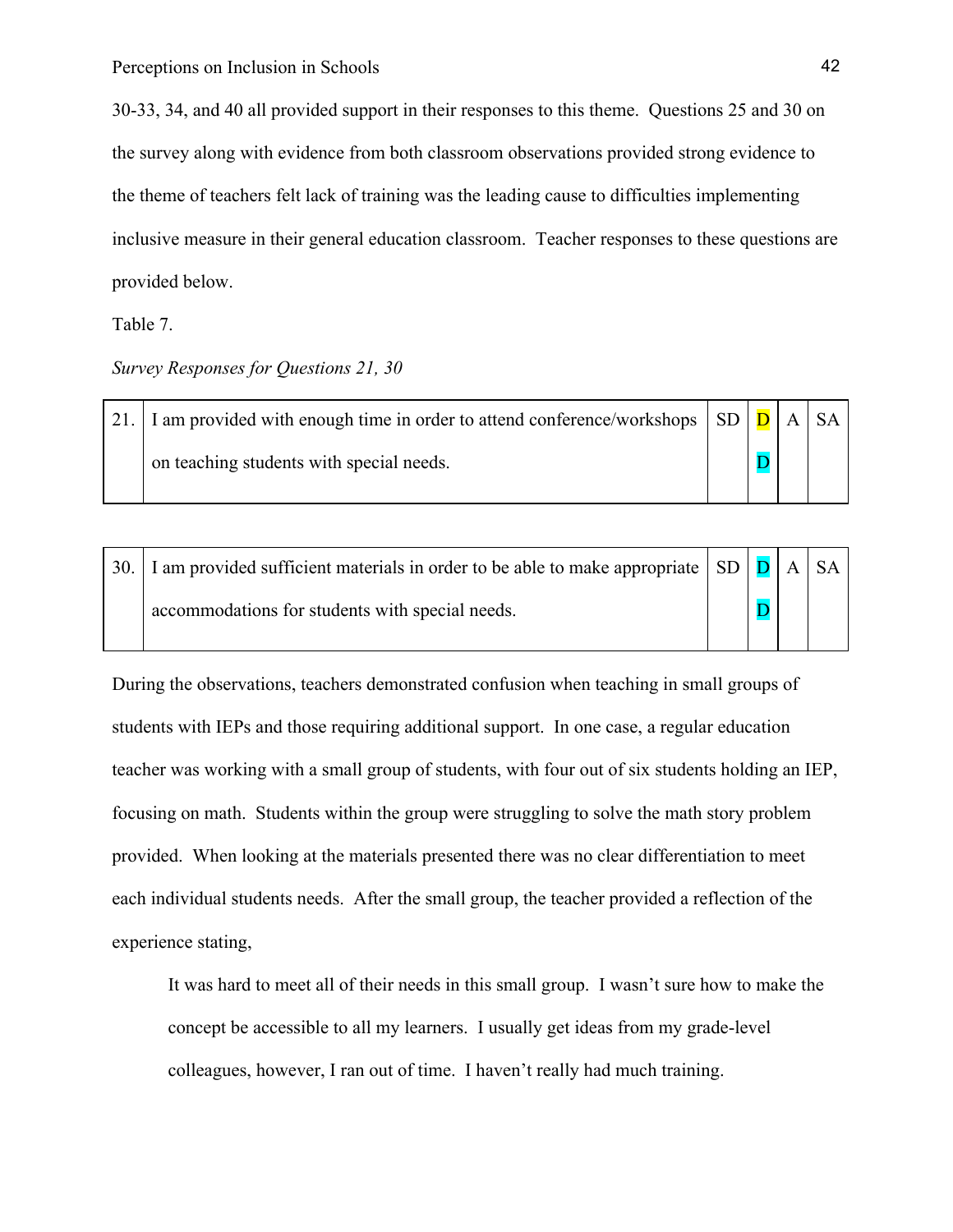30-33, 34, and 40 all provided support in their responses to this theme. Questions 25 and 30 on the survey along with evidence from both classroom observations provided strong evidence to the theme of teachers felt lack of training was the leading cause to difficulties implementing inclusive measure in their general education classroom. Teacher responses to these questions are provided below.

Table 7.

*Survey Responses for Questions 21, 30*

| | | | | | |
|---|---|---|---|---|---|
| 21. | I am provided with enough time in order to attend conference/workshops on teaching students with special needs. | SD | D D | A | SA |

| | | | | | |
|---|---|---|---|---|---|
| 30. | I am provided sufficient materials in order to be able to make appropriate accommodations for students with special needs. | SD | D D | A | SA |

During the observations, teachers demonstrated confusion when teaching in small groups of students with IEPs and those requiring additional support. In one case, a regular education teacher was working with a small group of students, with four out of six students holding an IEP, focusing on math. Students within the group were struggling to solve the math story problem provided. When looking at the materials presented there was no clear differentiation to meet each individual students needs. After the small group, the teacher provided a reflection of the experience stating,

> It was hard to meet all of their needs in this small group. I wasn't sure how to make the concept be accessible to all my learners. I usually get ideas from my grade-level colleagues, however, I ran out of time. I haven't really had much training.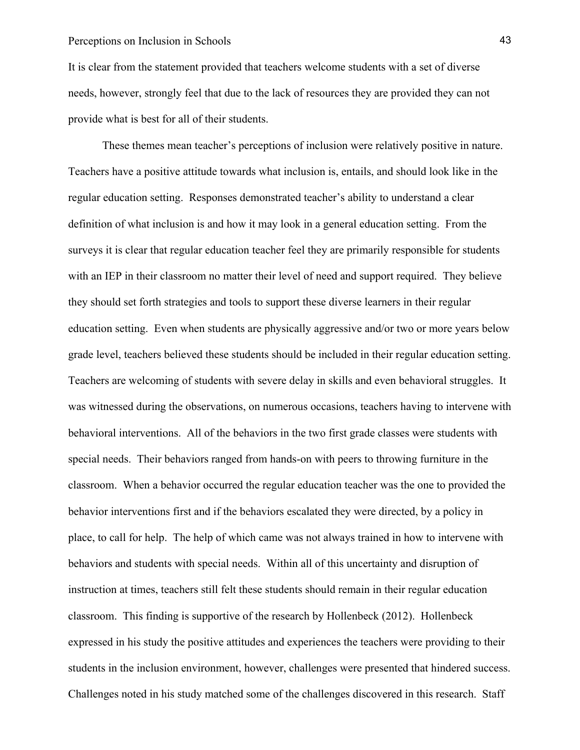It is clear from the statement provided that teachers welcome students with a set of diverse needs, however, strongly feel that due to the lack of resources they are provided they can not provide what is best for all of their students.

These themes mean teacher's perceptions of inclusion were relatively positive in nature. Teachers have a positive attitude towards what inclusion is, entails, and should look like in the regular education setting. Responses demonstrated teacher's ability to understand a clear definition of what inclusion is and how it may look in a general education setting. From the surveys it is clear that regular education teacher feel they are primarily responsible for students with an IEP in their classroom no matter their level of need and support required. They believe they should set forth strategies and tools to support these diverse learners in their regular education setting. Even when students are physically aggressive and/or two or more years below grade level, teachers believed these students should be included in their regular education setting. Teachers are welcoming of students with severe delay in skills and even behavioral struggles. It was witnessed during the observations, on numerous occasions, teachers having to intervene with behavioral interventions. All of the behaviors in the two first grade classes were students with special needs. Their behaviors ranged from hands-on with peers to throwing furniture in the classroom. When a behavior occurred the regular education teacher was the one to provided the behavior interventions first and if the behaviors escalated they were directed, by a policy in place, to call for help. The help of which came was not always trained in how to intervene with behaviors and students with special needs. Within all of this uncertainty and disruption of instruction at times, teachers still felt these students should remain in their regular education classroom. This finding is supportive of the research by Hollenbeck (2012). Hollenbeck expressed in his study the positive attitudes and experiences the teachers were providing to their students in the inclusion environment, however, challenges were presented that hindered success. Challenges noted in his study matched some of the challenges discovered in this research. Staff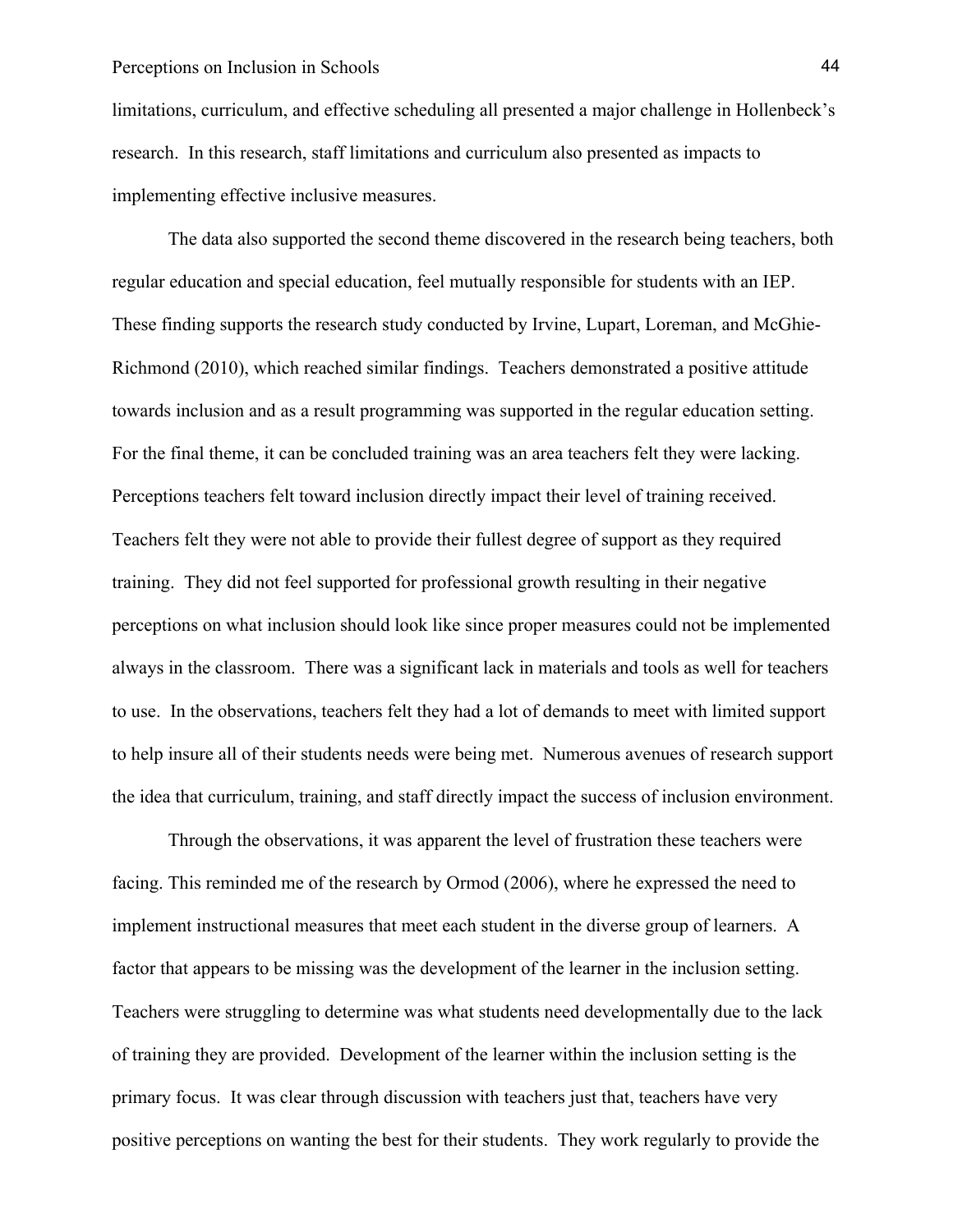limitations, curriculum, and effective scheduling all presented a major challenge in Hollenbeck's research. In this research, staff limitations and curriculum also presented as impacts to implementing effective inclusive measures.

The data also supported the second theme discovered in the research being teachers, both regular education and special education, feel mutually responsible for students with an IEP. These finding supports the research study conducted by Irvine, Lupart, Loreman, and McGhie-Richmond (2010), which reached similar findings. Teachers demonstrated a positive attitude towards inclusion and as a result programming was supported in the regular education setting. For the final theme, it can be concluded training was an area teachers felt they were lacking. Perceptions teachers felt toward inclusion directly impact their level of training received. Teachers felt they were not able to provide their fullest degree of support as they required training. They did not feel supported for professional growth resulting in their negative perceptions on what inclusion should look like since proper measures could not be implemented always in the classroom. There was a significant lack in materials and tools as well for teachers to use. In the observations, teachers felt they had a lot of demands to meet with limited support to help insure all of their students needs were being met. Numerous avenues of research support the idea that curriculum, training, and staff directly impact the success of inclusion environment.

Through the observations, it was apparent the level of frustration these teachers were facing. This reminded me of the research by Ormod (2006), where he expressed the need to implement instructional measures that meet each student in the diverse group of learners. A factor that appears to be missing was the development of the learner in the inclusion setting. Teachers were struggling to determine was what students need developmentally due to the lack of training they are provided. Development of the learner within the inclusion setting is the primary focus. It was clear through discussion with teachers just that, teachers have very positive perceptions on wanting the best for their students. They work regularly to provide the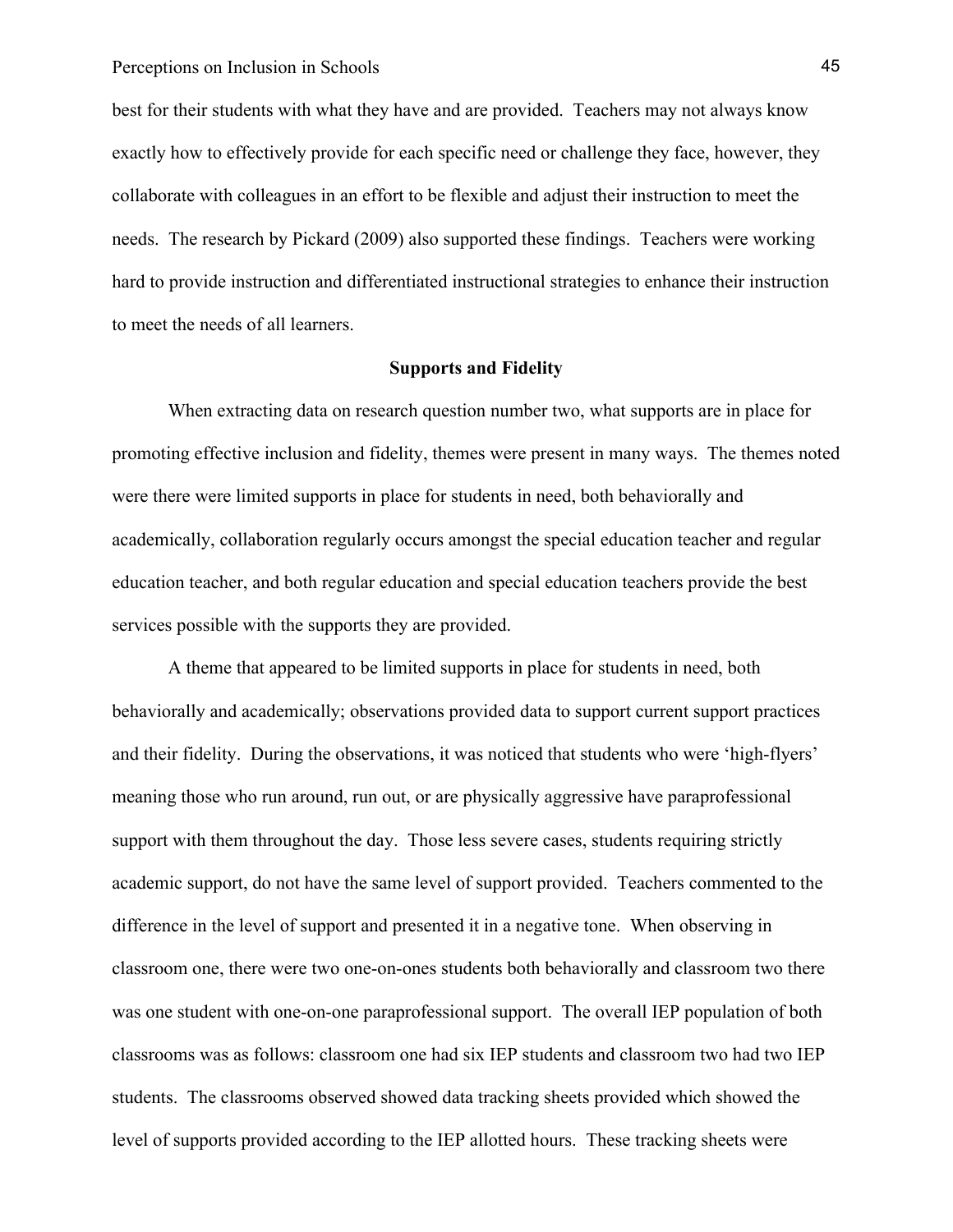best for their students with what they have and are provided. Teachers may not always know exactly how to effectively provide for each specific need or challenge they face, however, they collaborate with colleagues in an effort to be flexible and adjust their instruction to meet the needs. The research by Pickard (2009) also supported these findings. Teachers were working hard to provide instruction and differentiated instructional strategies to enhance their instruction to meet the needs of all learners.

**Supports and Fidelity**

When extracting data on research question number two, what supports are in place for promoting effective inclusion and fidelity, themes were present in many ways. The themes noted were there were limited supports in place for students in need, both behaviorally and academically, collaboration regularly occurs amongst the special education teacher and regular education teacher, and both regular education and special education teachers provide the best services possible with the supports they are provided.

A theme that appeared to be limited supports in place for students in need, both behaviorally and academically; observations provided data to support current support practices and their fidelity. During the observations, it was noticed that students who were 'high-flyers' meaning those who run around, run out, or are physically aggressive have paraprofessional support with them throughout the day. Those less severe cases, students requiring strictly academic support, do not have the same level of support provided. Teachers commented to the difference in the level of support and presented it in a negative tone. When observing in classroom one, there were two one-on-ones students both behaviorally and classroom two there was one student with one-on-one paraprofessional support. The overall IEP population of both classrooms was as follows: classroom one had six IEP students and classroom two had two IEP students. The classrooms observed showed data tracking sheets provided which showed the level of supports provided according to the IEP allotted hours. These tracking sheets were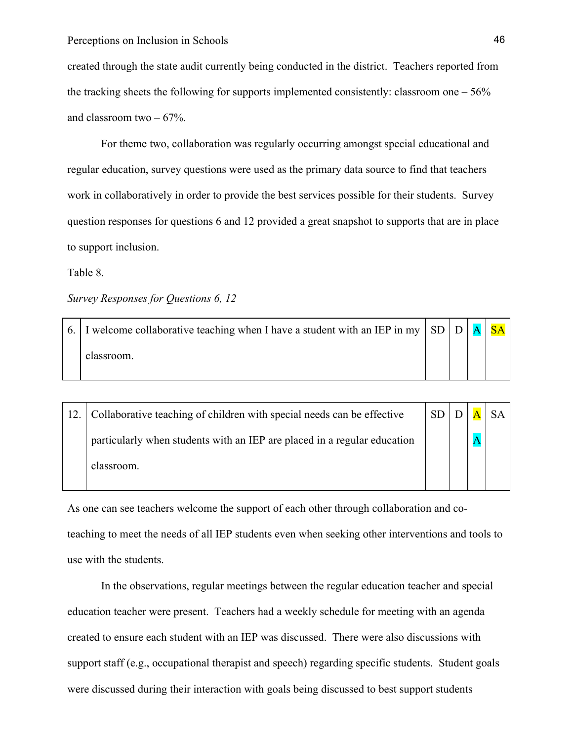created through the state audit currently being conducted in the district. Teachers reported from the tracking sheets the following for supports implemented consistently: classroom one – 56% and classroom two – 67%.

For theme two, collaboration was regularly occurring amongst special educational and regular education, survey questions were used as the primary data source to find that teachers work in collaboratively in order to provide the best services possible for their students. Survey question responses for questions 6 and 12 provided a great snapshot to supports that are in place to support inclusion.

Table 8.

*Survey Responses for Questions 6, 12*

| | | | | | |
|---|---|---|---|---|---|
| 6. | I welcome collaborative teaching when I have a student with an IEP in my classroom. | SD | D | A | SA |
| 12. | Collaborative teaching of children with special needs can be effective particularly when students with an IEP are placed in a regular education classroom. | SD | D | A A | SA |

As one can see teachers welcome the support of each other through collaboration and co-teaching to meet the needs of all IEP students even when seeking other interventions and tools to use with the students.

In the observations, regular meetings between the regular education teacher and special education teacher were present. Teachers had a weekly schedule for meeting with an agenda created to ensure each student with an IEP was discussed. There were also discussions with support staff (e.g., occupational therapist and speech) regarding specific students. Student goals were discussed during their interaction with goals being discussed to best support students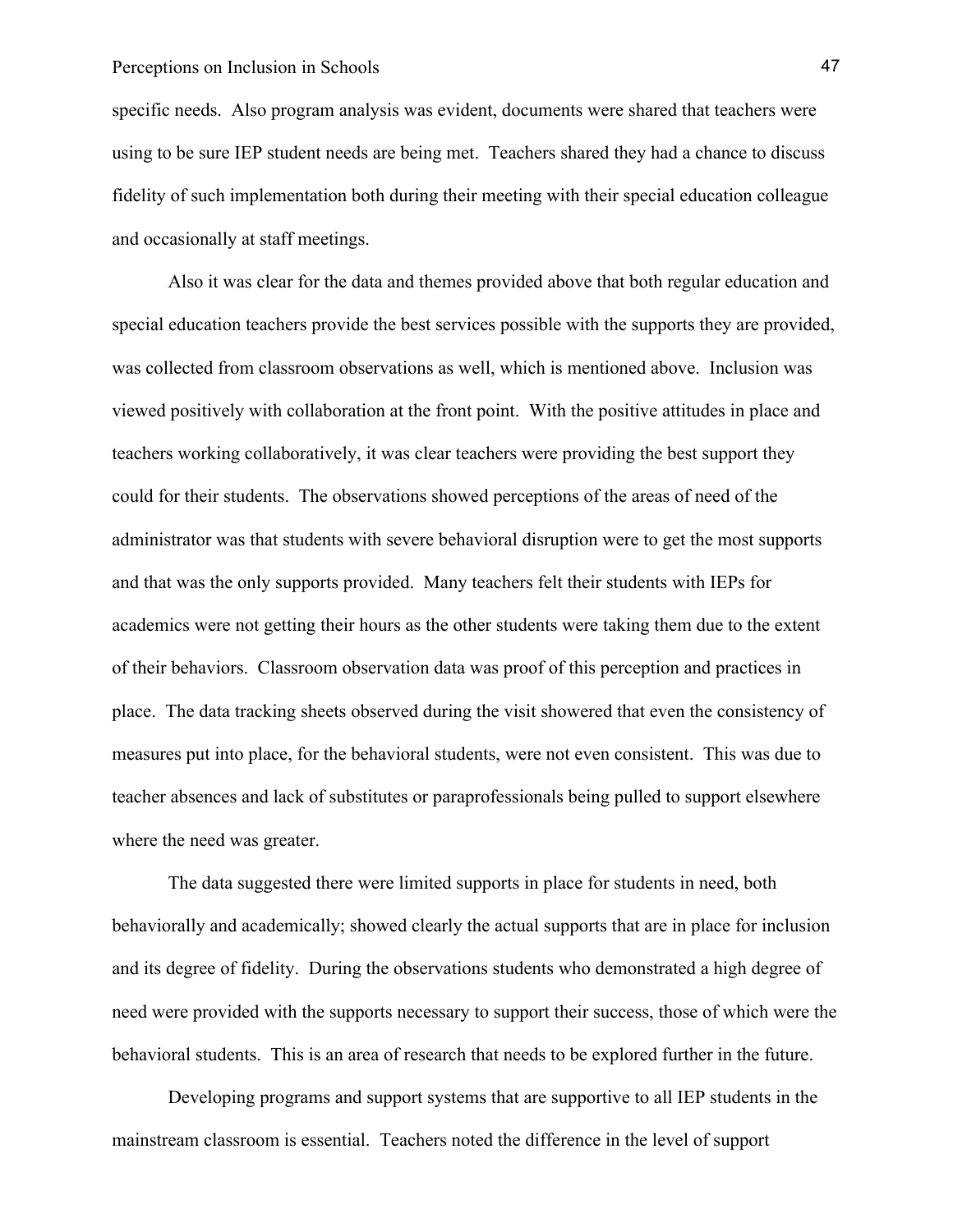specific needs. Also program analysis was evident, documents were shared that teachers were using to be sure IEP student needs are being met. Teachers shared they had a chance to discuss fidelity of such implementation both during their meeting with their special education colleague and occasionally at staff meetings.

Also it was clear for the data and themes provided above that both regular education and special education teachers provide the best services possible with the supports they are provided, was collected from classroom observations as well, which is mentioned above. Inclusion was viewed positively with collaboration at the front point. With the positive attitudes in place and teachers working collaboratively, it was clear teachers were providing the best support they could for their students. The observations showed perceptions of the areas of need of the administrator was that students with severe behavioral disruption were to get the most supports and that was the only supports provided. Many teachers felt their students with IEPs for academics were not getting their hours as the other students were taking them due to the extent of their behaviors. Classroom observation data was proof of this perception and practices in place. The data tracking sheets observed during the visit showered that even the consistency of measures put into place, for the behavioral students, were not even consistent. This was due to teacher absences and lack of substitutes or paraprofessionals being pulled to support elsewhere where the need was greater.

The data suggested there were limited supports in place for students in need, both behaviorally and academically; showed clearly the actual supports that are in place for inclusion and its degree of fidelity. During the observations students who demonstrated a high degree of need were provided with the supports necessary to support their success, those of which were the behavioral students. This is an area of research that needs to be explored further in the future.

Developing programs and support systems that are supportive to all IEP students in the mainstream classroom is essential. Teachers noted the difference in the level of support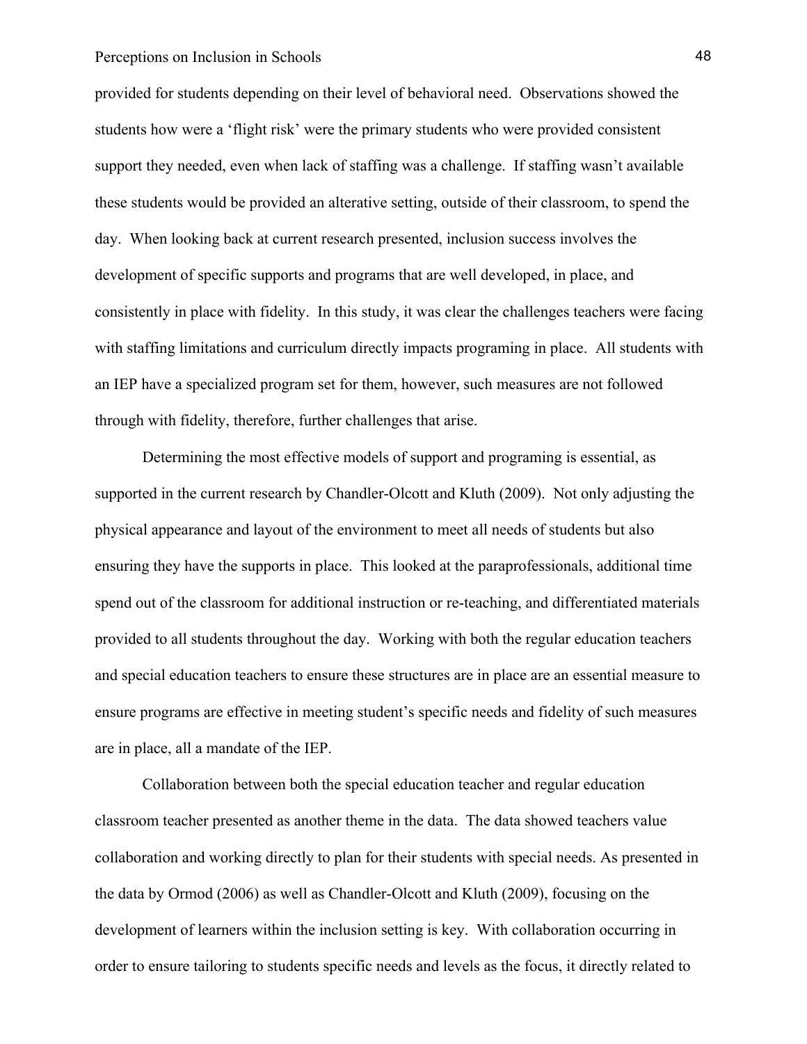provided for students depending on their level of behavioral need. Observations showed the students how were a 'flight risk' were the primary students who were provided consistent support they needed, even when lack of staffing was a challenge. If staffing wasn't available these students would be provided an alterative setting, outside of their classroom, to spend the day. When looking back at current research presented, inclusion success involves the development of specific supports and programs that are well developed, in place, and consistently in place with fidelity. In this study, it was clear the challenges teachers were facing with staffing limitations and curriculum directly impacts programing in place. All students with an IEP have a specialized program set for them, however, such measures are not followed through with fidelity, therefore, further challenges that arise.

Determining the most effective models of support and programing is essential, as supported in the current research by Chandler-Olcott and Kluth (2009). Not only adjusting the physical appearance and layout of the environment to meet all needs of students but also ensuring they have the supports in place. This looked at the paraprofessionals, additional time spend out of the classroom for additional instruction or re-teaching, and differentiated materials provided to all students throughout the day. Working with both the regular education teachers and special education teachers to ensure these structures are in place are an essential measure to ensure programs are effective in meeting student's specific needs and fidelity of such measures are in place, all a mandate of the IEP.

Collaboration between both the special education teacher and regular education classroom teacher presented as another theme in the data. The data showed teachers value collaboration and working directly to plan for their students with special needs. As presented in the data by Ormod (2006) as well as Chandler-Olcott and Kluth (2009), focusing on the development of learners within the inclusion setting is key. With collaboration occurring in order to ensure tailoring to students specific needs and levels as the focus, it directly related to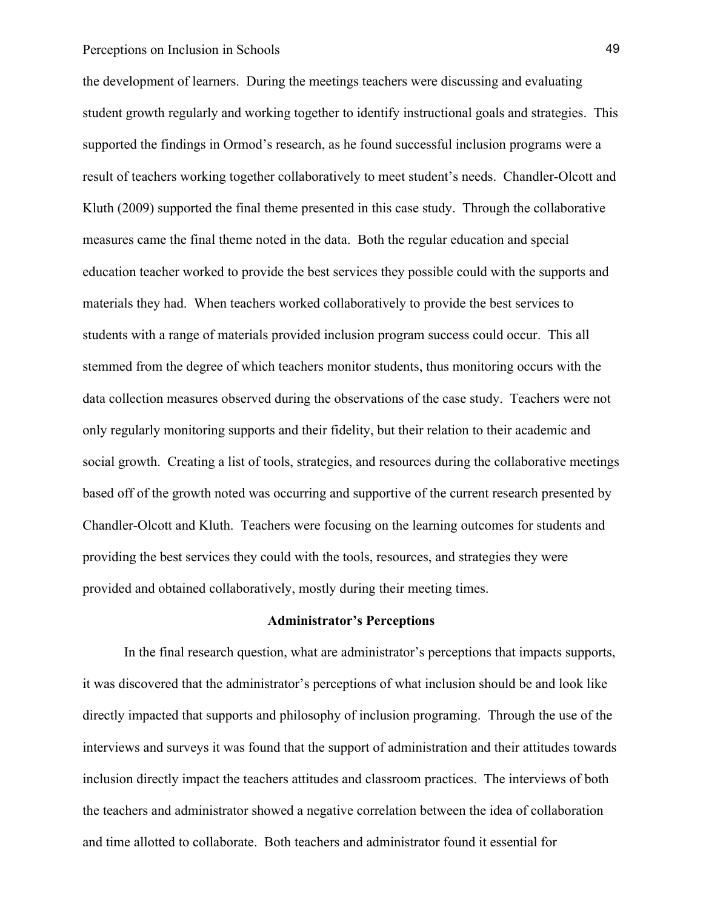the development of learners. During the meetings teachers were discussing and evaluating student growth regularly and working together to identify instructional goals and strategies. This supported the findings in Ormod's research, as he found successful inclusion programs were a result of teachers working together collaboratively to meet student's needs. Chandler-Olcott and Kluth (2009) supported the final theme presented in this case study. Through the collaborative measures came the final theme noted in the data. Both the regular education and special education teacher worked to provide the best services they possible could with the supports and materials they had. When teachers worked collaboratively to provide the best services to students with a range of materials provided inclusion program success could occur. This all stemmed from the degree of which teachers monitor students, thus monitoring occurs with the data collection measures observed during the observations of the case study. Teachers were not only regularly monitoring supports and their fidelity, but their relation to their academic and social growth. Creating a list of tools, strategies, and resources during the collaborative meetings based off of the growth noted was occurring and supportive of the current research presented by Chandler-Olcott and Kluth. Teachers were focusing on the learning outcomes for students and providing the best services they could with the tools, resources, and strategies they were provided and obtained collaboratively, mostly during their meeting times.

## Administrator's Perceptions

In the final research question, what are administrator's perceptions that impacts supports, it was discovered that the administrator's perceptions of what inclusion should be and look like directly impacted that supports and philosophy of inclusion programing. Through the use of the interviews and surveys it was found that the support of administration and their attitudes towards inclusion directly impact the teachers attitudes and classroom practices. The interviews of both the teachers and administrator showed a negative correlation between the idea of collaboration and time allotted to collaborate. Both teachers and administrator found it essential for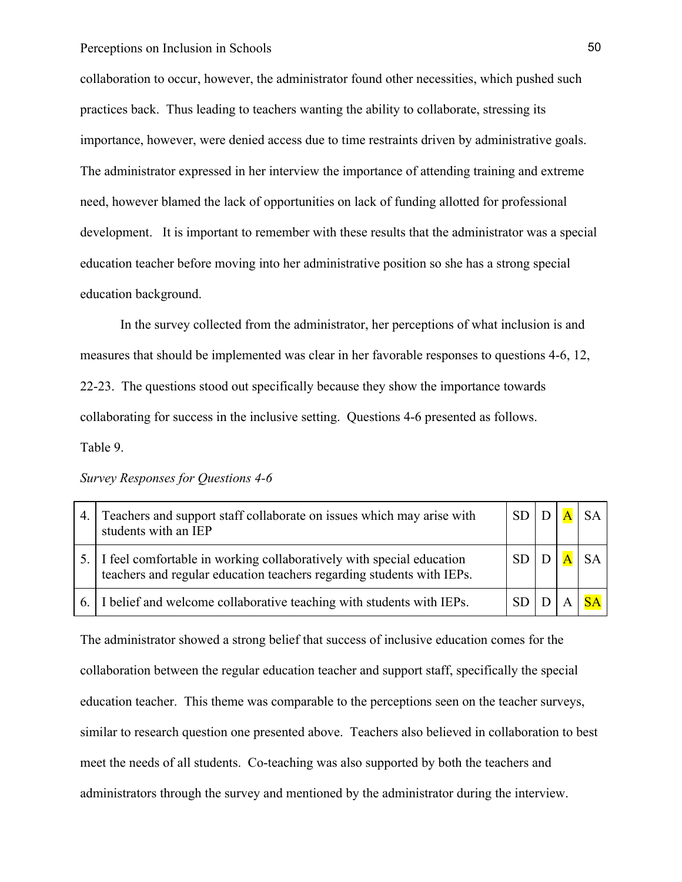collaboration to occur, however, the administrator found other necessities, which pushed such practices back. Thus leading to teachers wanting the ability to collaborate, stressing its importance, however, were denied access due to time restraints driven by administrative goals. The administrator expressed in her interview the importance of attending training and extreme need, however blamed the lack of opportunities on lack of funding allotted for professional development. It is important to remember with these results that the administrator was a special education teacher before moving into her administrative position so she has a strong special education background.

In the survey collected from the administrator, her perceptions of what inclusion is and measures that should be implemented was clear in her favorable responses to questions 4-6, 12, 22-23. The questions stood out specifically because they show the importance towards collaborating for success in the inclusive setting. Questions 4-6 presented as follows.

Table 9.

*Survey Responses for Questions 4-6*

| | | | | | |
|---|---|---|---|---|---|
| 4. | Teachers and support staff collaborate on issues which may arise with students with an IEP | SD | D | **A** | SA |
| 5. | I feel comfortable in working collaboratively with special education teachers and regular education teachers regarding students with IEPs. | SD | D | **A** | SA |
| 6. | I belief and welcome collaborative teaching with students with IEPs. | SD | D | A | **SA** |

The administrator showed a strong belief that success of inclusive education comes for the collaboration between the regular education teacher and support staff, specifically the special education teacher. This theme was comparable to the perceptions seen on the teacher surveys, similar to research question one presented above. Teachers also believed in collaboration to best meet the needs of all students. Co-teaching was also supported by both the teachers and administrators through the survey and mentioned by the administrator during the interview.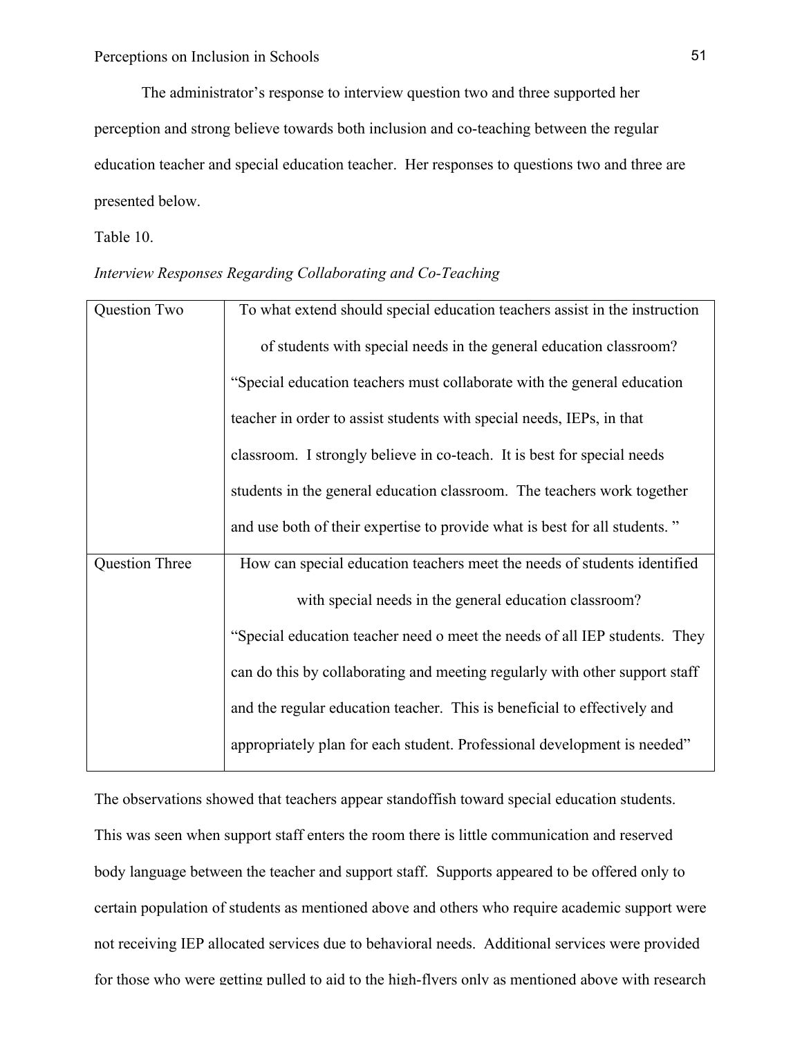The administrator's response to interview question two and three supported her perception and strong believe towards both inclusion and co-teaching between the regular education teacher and special education teacher. Her responses to questions two and three are presented below.

Table 10.

*Interview Responses Regarding Collaborating and Co-Teaching*

| | |
|---|---|
| Question Two | To what extend should special education teachers assist in the instruction of students with special needs in the general education classroom? "Special education teachers must collaborate with the general education teacher in order to assist students with special needs, IEPs, in that classroom. I strongly believe in co-teach. It is best for special needs students in the general education classroom. The teachers work together and use both of their expertise to provide what is best for all students. " |
| Question Three | How can special education teachers meet the needs of students identified with special needs in the general education classroom? "Special education teacher need o meet the needs of all IEP students. They can do this by collaborating and meeting regularly with other support staff and the regular education teacher. This is beneficial to effectively and appropriately plan for each student. Professional development is needed" |

The observations showed that teachers appear standoffish toward special education students. This was seen when support staff enters the room there is little communication and reserved body language between the teacher and support staff. Supports appeared to be offered only to certain population of students as mentioned above and others who require academic support were not receiving IEP allocated services due to behavioral needs. Additional services were provided for those who were getting pulled to aid to the high-flyers only as mentioned above with research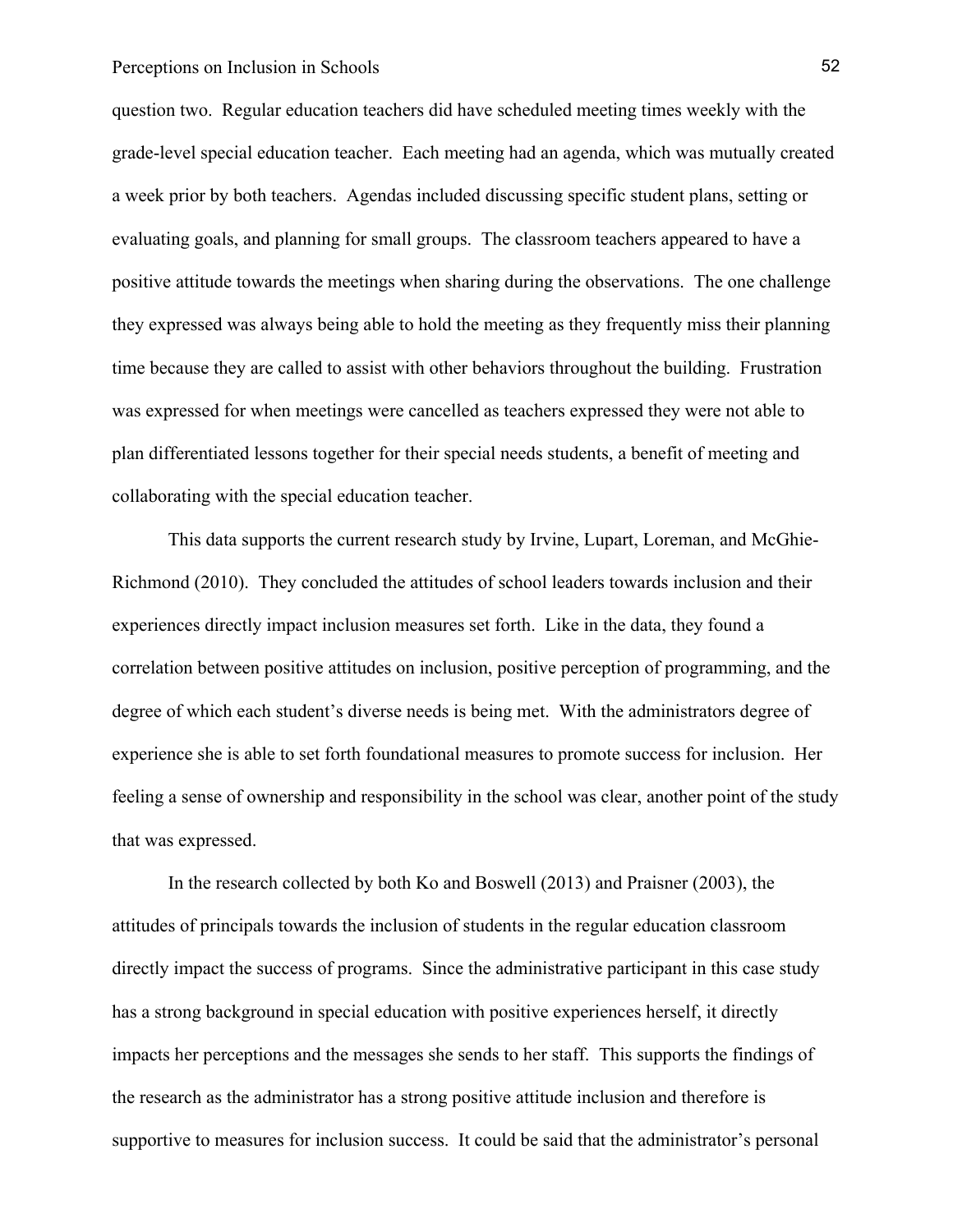question two. Regular education teachers did have scheduled meeting times weekly with the grade-level special education teacher. Each meeting had an agenda, which was mutually created a week prior by both teachers. Agendas included discussing specific student plans, setting or evaluating goals, and planning for small groups. The classroom teachers appeared to have a positive attitude towards the meetings when sharing during the observations. The one challenge they expressed was always being able to hold the meeting as they frequently miss their planning time because they are called to assist with other behaviors throughout the building. Frustration was expressed for when meetings were cancelled as teachers expressed they were not able to plan differentiated lessons together for their special needs students, a benefit of meeting and collaborating with the special education teacher.

This data supports the current research study by Irvine, Lupart, Loreman, and McGhie-Richmond (2010). They concluded the attitudes of school leaders towards inclusion and their experiences directly impact inclusion measures set forth. Like in the data, they found a correlation between positive attitudes on inclusion, positive perception of programming, and the degree of which each student's diverse needs is being met. With the administrators degree of experience she is able to set forth foundational measures to promote success for inclusion. Her feeling a sense of ownership and responsibility in the school was clear, another point of the study that was expressed.

In the research collected by both Ko and Boswell (2013) and Praisner (2003), the attitudes of principals towards the inclusion of students in the regular education classroom directly impact the success of programs. Since the administrative participant in this case study has a strong background in special education with positive experiences herself, it directly impacts her perceptions and the messages she sends to her staff. This supports the findings of the research as the administrator has a strong positive attitude inclusion and therefore is supportive to measures for inclusion success. It could be said that the administrator's personal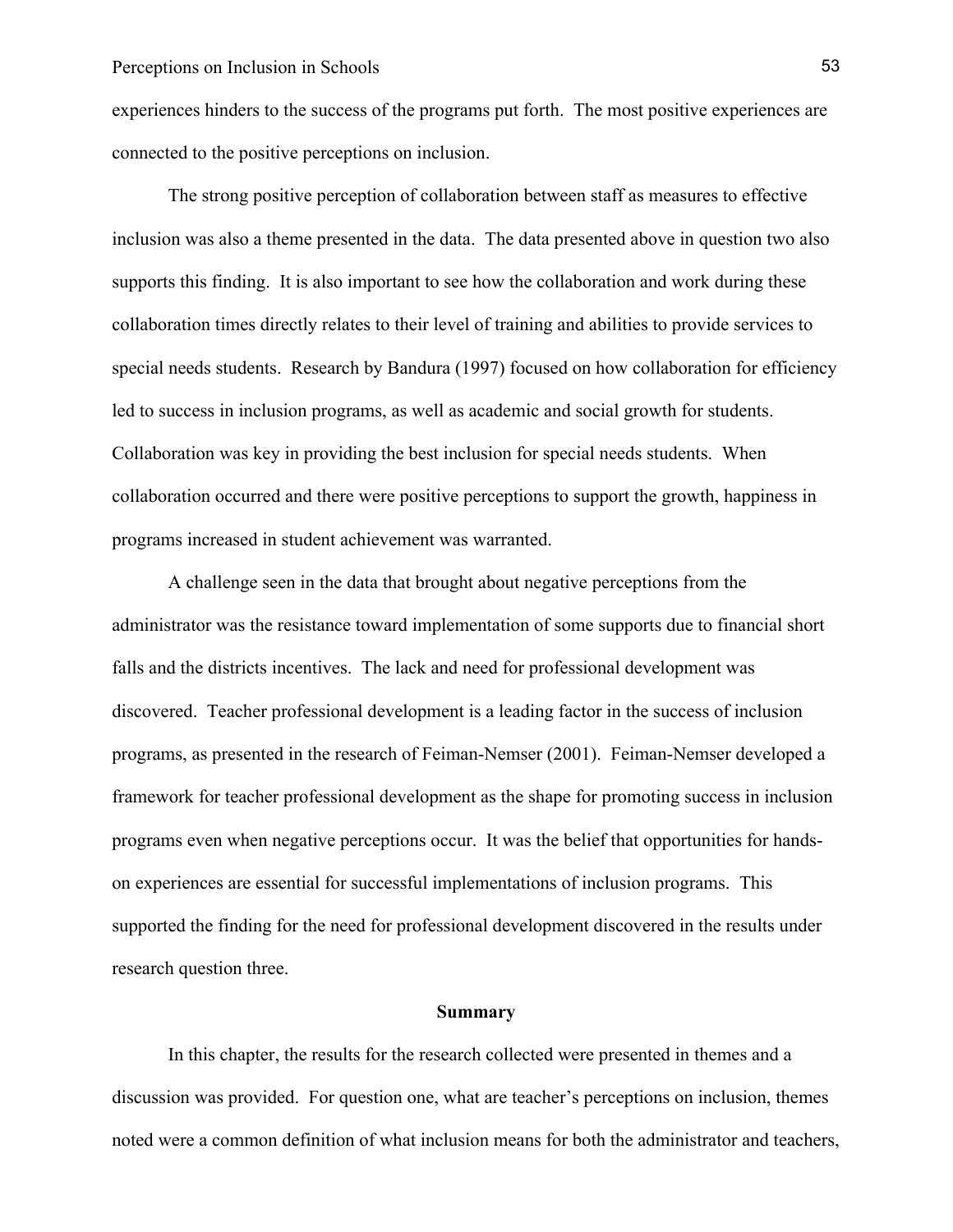experiences hinders to the success of the programs put forth. The most positive experiences are connected to the positive perceptions on inclusion.

The strong positive perception of collaboration between staff as measures to effective inclusion was also a theme presented in the data. The data presented above in question two also supports this finding. It is also important to see how the collaboration and work during these collaboration times directly relates to their level of training and abilities to provide services to special needs students. Research by Bandura (1997) focused on how collaboration for efficiency led to success in inclusion programs, as well as academic and social growth for students. Collaboration was key in providing the best inclusion for special needs students. When collaboration occurred and there were positive perceptions to support the growth, happiness in programs increased in student achievement was warranted.

A challenge seen in the data that brought about negative perceptions from the administrator was the resistance toward implementation of some supports due to financial short falls and the districts incentives. The lack and need for professional development was discovered. Teacher professional development is a leading factor in the success of inclusion programs, as presented in the research of Feiman-Nemser (2001). Feiman-Nemser developed a framework for teacher professional development as the shape for promoting success in inclusion programs even when negative perceptions occur. It was the belief that opportunities for hands-on experiences are essential for successful implementations of inclusion programs. This supported the finding for the need for professional development discovered in the results under research question three.

## Summary

In this chapter, the results for the research collected were presented in themes and a discussion was provided. For question one, what are teacher's perceptions on inclusion, themes noted were a common definition of what inclusion means for both the administrator and teachers,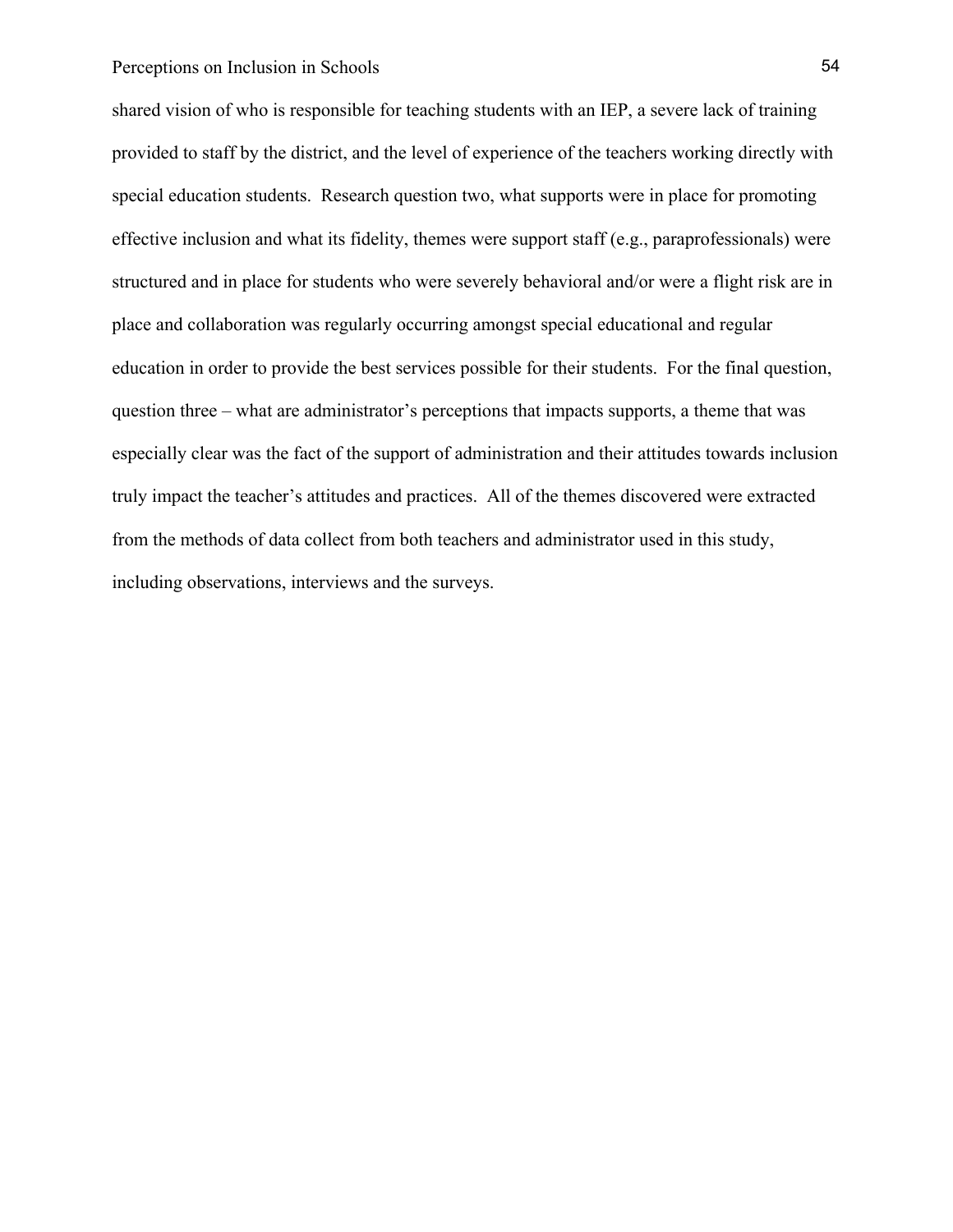shared vision of who is responsible for teaching students with an IEP, a severe lack of training provided to staff by the district, and the level of experience of the teachers working directly with special education students. Research question two, what supports were in place for promoting effective inclusion and what its fidelity, themes were support staff (e.g., paraprofessionals) were structured and in place for students who were severely behavioral and/or were a flight risk are in place and collaboration was regularly occurring amongst special educational and regular education in order to provide the best services possible for their students. For the final question, question three – what are administrator's perceptions that impacts supports, a theme that was especially clear was the fact of the support of administration and their attitudes towards inclusion truly impact the teacher's attitudes and practices. All of the themes discovered were extracted from the methods of data collect from both teachers and administrator used in this study, including observations, interviews and the surveys.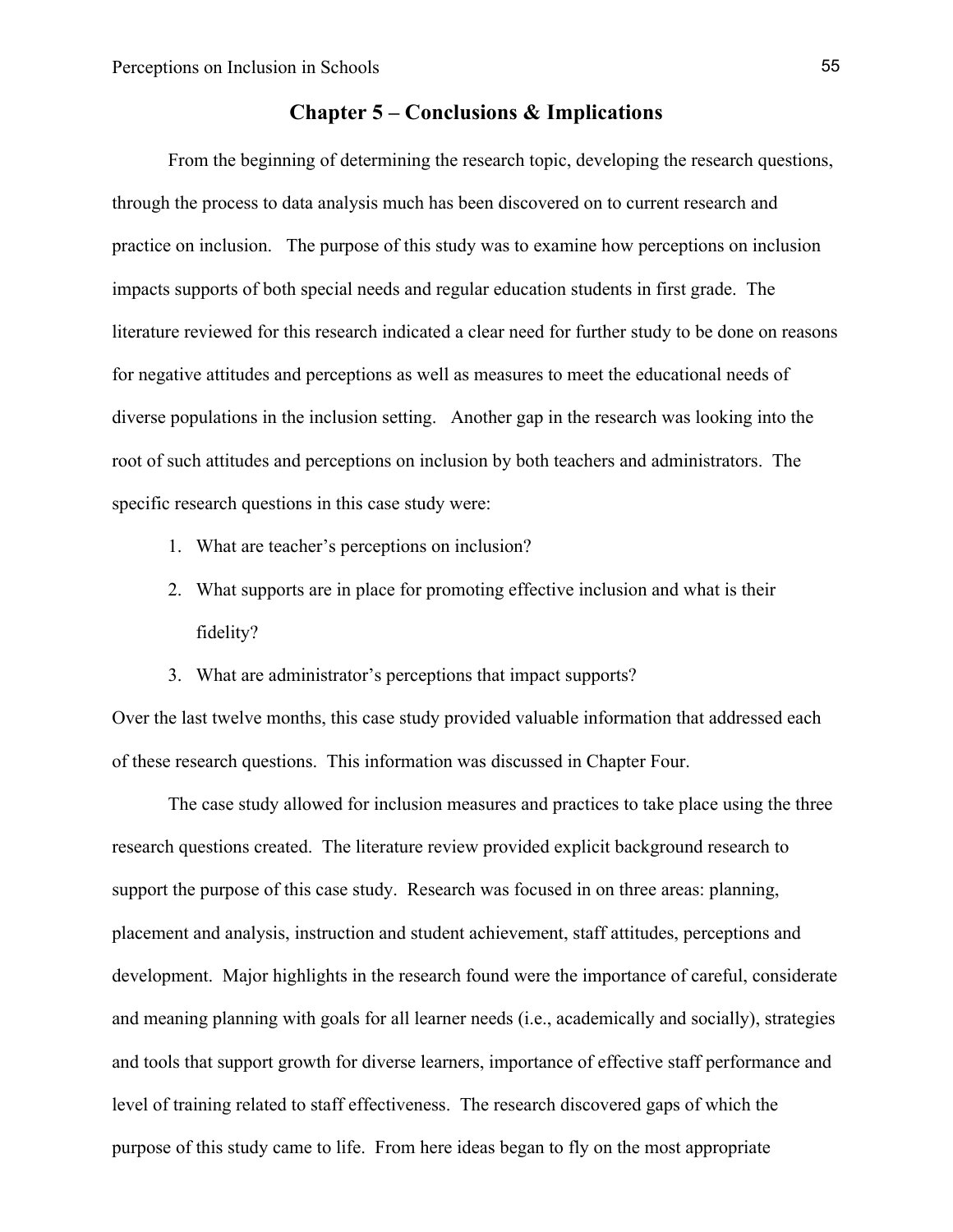## Chapter 5 – Conclusions & Implications

From the beginning of determining the research topic, developing the research questions, through the process to data analysis much has been discovered on to current research and practice on inclusion. The purpose of this study was to examine how perceptions on inclusion impacts supports of both special needs and regular education students in first grade. The literature reviewed for this research indicated a clear need for further study to be done on reasons for negative attitudes and perceptions as well as measures to meet the educational needs of diverse populations in the inclusion setting. Another gap in the research was looking into the root of such attitudes and perceptions on inclusion by both teachers and administrators. The specific research questions in this case study were:

1. What are teacher's perceptions on inclusion?
2. What supports are in place for promoting effective inclusion and what is their fidelity?
3. What are administrator's perceptions that impact supports?

Over the last twelve months, this case study provided valuable information that addressed each of these research questions. This information was discussed in Chapter Four.

The case study allowed for inclusion measures and practices to take place using the three research questions created. The literature review provided explicit background research to support the purpose of this case study. Research was focused in on three areas: planning, placement and analysis, instruction and student achievement, staff attitudes, perceptions and development. Major highlights in the research found were the importance of careful, considerate and meaning planning with goals for all learner needs (i.e., academically and socially), strategies and tools that support growth for diverse learners, importance of effective staff performance and level of training related to staff effectiveness. The research discovered gaps of which the purpose of this study came to life. From here ideas began to fly on the most appropriate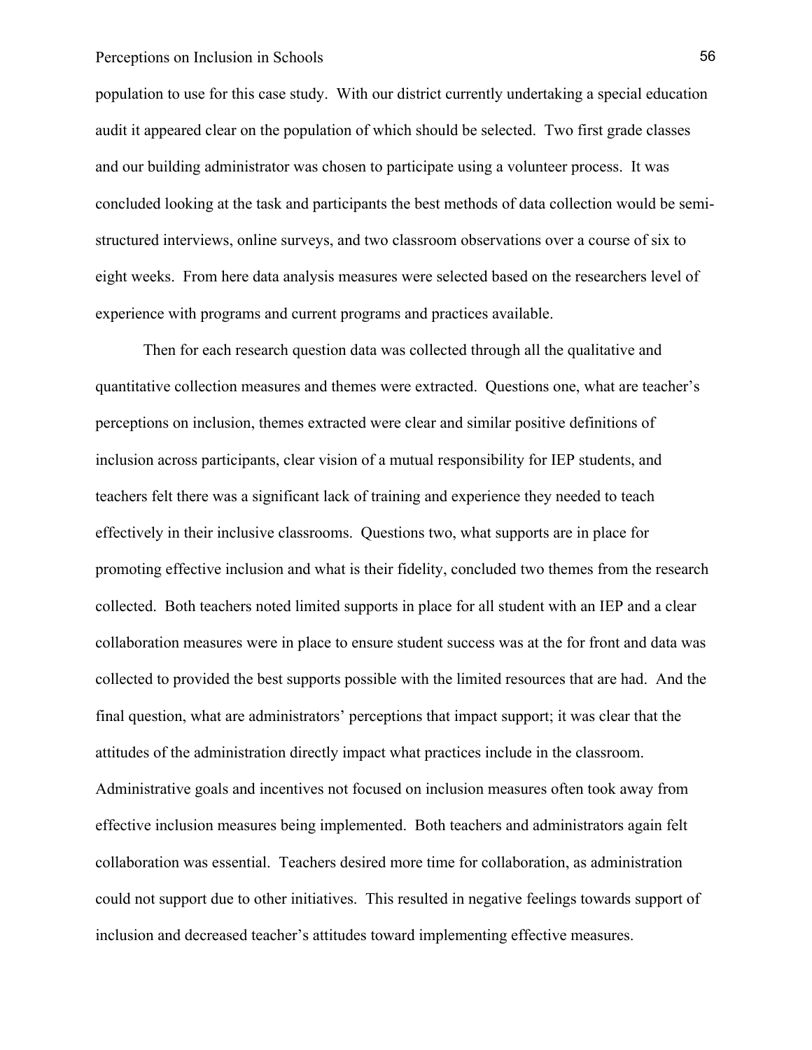population to use for this case study. With our district currently undertaking a special education audit it appeared clear on the population of which should be selected. Two first grade classes and our building administrator was chosen to participate using a volunteer process. It was concluded looking at the task and participants the best methods of data collection would be semi-structured interviews, online surveys, and two classroom observations over a course of six to eight weeks. From here data analysis measures were selected based on the researchers level of experience with programs and current programs and practices available.

Then for each research question data was collected through all the qualitative and quantitative collection measures and themes were extracted. Questions one, what are teacher's perceptions on inclusion, themes extracted were clear and similar positive definitions of inclusion across participants, clear vision of a mutual responsibility for IEP students, and teachers felt there was a significant lack of training and experience they needed to teach effectively in their inclusive classrooms. Questions two, what supports are in place for promoting effective inclusion and what is their fidelity, concluded two themes from the research collected. Both teachers noted limited supports in place for all student with an IEP and a clear collaboration measures were in place to ensure student success was at the for front and data was collected to provided the best supports possible with the limited resources that are had. And the final question, what are administrators' perceptions that impact support; it was clear that the attitudes of the administration directly impact what practices include in the classroom. Administrative goals and incentives not focused on inclusion measures often took away from effective inclusion measures being implemented. Both teachers and administrators again felt collaboration was essential. Teachers desired more time for collaboration, as administration could not support due to other initiatives. This resulted in negative feelings towards support of inclusion and decreased teacher's attitudes toward implementing effective measures.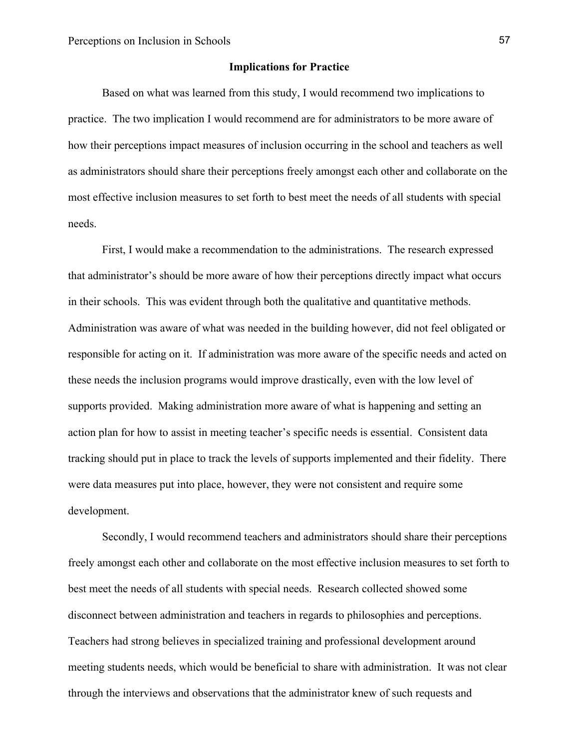## Implications for Practice

Based on what was learned from this study, I would recommend two implications to practice. The two implication I would recommend are for administrators to be more aware of how their perceptions impact measures of inclusion occurring in the school and teachers as well as administrators should share their perceptions freely amongst each other and collaborate on the most effective inclusion measures to set forth to best meet the needs of all students with special needs.

First, I would make a recommendation to the administrations. The research expressed that administrator's should be more aware of how their perceptions directly impact what occurs in their schools. This was evident through both the qualitative and quantitative methods. Administration was aware of what was needed in the building however, did not feel obligated or responsible for acting on it. If administration was more aware of the specific needs and acted on these needs the inclusion programs would improve drastically, even with the low level of supports provided. Making administration more aware of what is happening and setting an action plan for how to assist in meeting teacher's specific needs is essential. Consistent data tracking should put in place to track the levels of supports implemented and their fidelity. There were data measures put into place, however, they were not consistent and require some development.

Secondly, I would recommend teachers and administrators should share their perceptions freely amongst each other and collaborate on the most effective inclusion measures to set forth to best meet the needs of all students with special needs. Research collected showed some disconnect between administration and teachers in regards to philosophies and perceptions. Teachers had strong believes in specialized training and professional development around meeting students needs, which would be beneficial to share with administration. It was not clear through the interviews and observations that the administrator knew of such requests and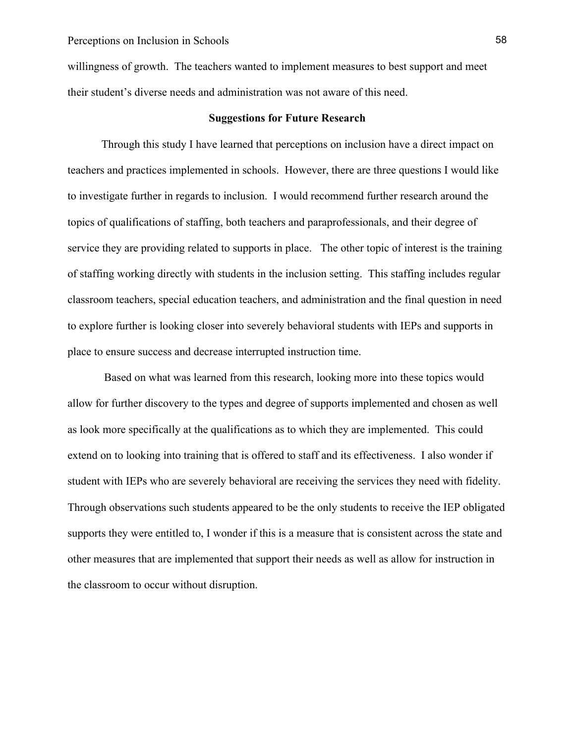willingness of growth. The teachers wanted to implement measures to best support and meet their student's diverse needs and administration was not aware of this need.

## Suggestions for Future Research

Through this study I have learned that perceptions on inclusion have a direct impact on teachers and practices implemented in schools. However, there are three questions I would like to investigate further in regards to inclusion. I would recommend further research around the topics of qualifications of staffing, both teachers and paraprofessionals, and their degree of service they are providing related to supports in place. The other topic of interest is the training of staffing working directly with students in the inclusion setting. This staffing includes regular classroom teachers, special education teachers, and administration and the final question in need to explore further is looking closer into severely behavioral students with IEPs and supports in place to ensure success and decrease interrupted instruction time.

Based on what was learned from this research, looking more into these topics would allow for further discovery to the types and degree of supports implemented and chosen as well as look more specifically at the qualifications as to which they are implemented. This could extend on to looking into training that is offered to staff and its effectiveness. I also wonder if student with IEPs who are severely behavioral are receiving the services they need with fidelity. Through observations such students appeared to be the only students to receive the IEP obligated supports they were entitled to, I wonder if this is a measure that is consistent across the state and other measures that are implemented that support their needs as well as allow for instruction in the classroom to occur without disruption.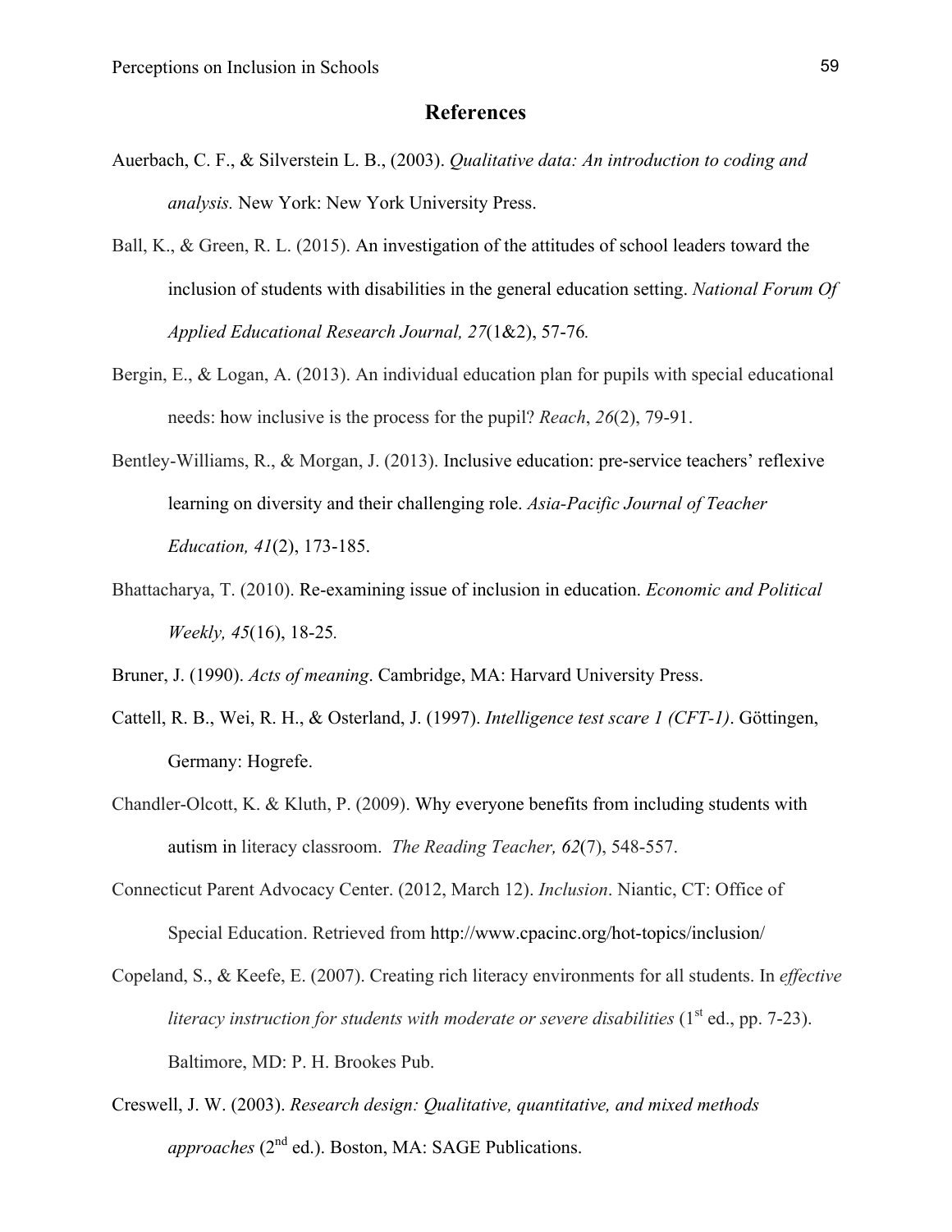# References

Auerbach, C. F., & Silverstein L. B., (2003). *Qualitative data: An introduction to coding and analysis.* New York: New York University Press.

Ball, K., & Green, R. L. (2015). An investigation of the attitudes of school leaders toward the inclusion of students with disabilities in the general education setting. *National Forum Of Applied Educational Research Journal, 27*(1&2), 57-76*.*

Bergin, E., & Logan, A. (2013). An individual education plan for pupils with special educational needs: how inclusive is the process for the pupil? *Reach*, *26*(2), 79-91.

Bentley-Williams, R., & Morgan, J. (2013). Inclusive education: pre-service teachers' reflexive learning on diversity and their challenging role. *Asia-Pacific Journal of Teacher Education, 41*(2), 173-185.

Bhattacharya, T. (2010). Re-examining issue of inclusion in education. *Economic and Political Weekly, 45*(16), 18-25*.*

Bruner, J. (1990). *Acts of meaning*. Cambridge, MA: Harvard University Press.

Cattell, R. B., Wei, R. H., & Osterland, J. (1997). *Intelligence test scare 1 (CFT-1)*. Göttingen, Germany: Hogrefe.

Chandler-Olcott, K. & Kluth, P. (2009). Why everyone benefits from including students with autism in literacy classroom. *The Reading Teacher, 62*(7), 548-557.

Connecticut Parent Advocacy Center. (2012, March 12). *Inclusion*. Niantic, CT: Office of Special Education. Retrieved from http://www.cpacinc.org/hot-topics/inclusion/

Copeland, S., & Keefe, E. (2007). Creating rich literacy environments for all students. In *effective literacy instruction for students with moderate or severe disabilities* (1st ed., pp. 7-23). Baltimore, MD: P. H. Brookes Pub.

Creswell, J. W. (2003). *Research design: Qualitative, quantitative, and mixed methods approaches* (2nd ed.). Boston, MA: SAGE Publications.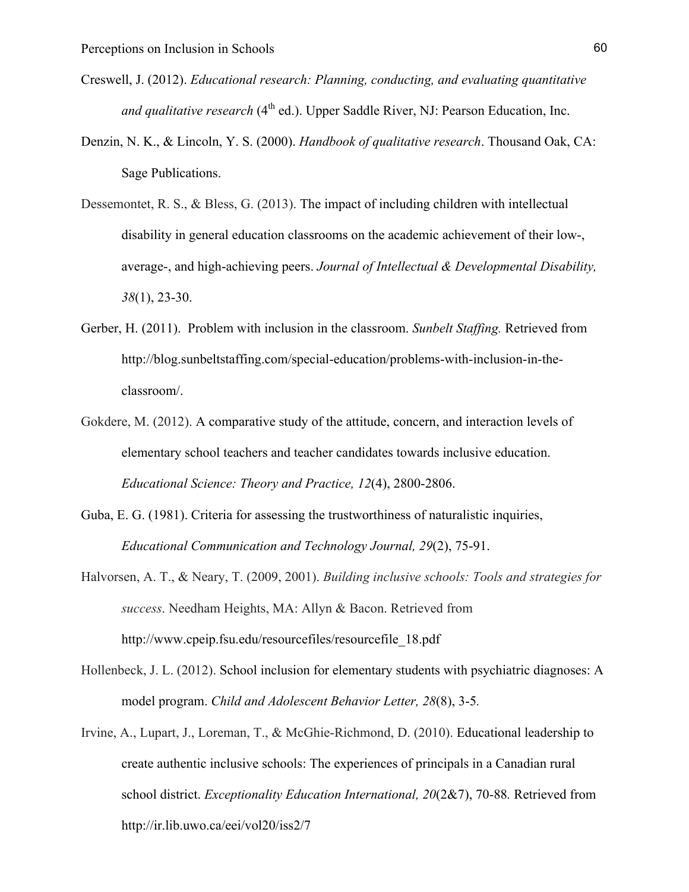Creswell, J. (2012). *Educational research: Planning, conducting, and evaluating quantitative and qualitative research* (4th ed.). Upper Saddle River, NJ: Pearson Education, Inc.

Denzin, N. K., & Lincoln, Y. S. (2000). *Handbook of qualitative research*. Thousand Oak, CA: Sage Publications.

Dessemontet, R. S., & Bless, G. (2013). The impact of including children with intellectual disability in general education classrooms on the academic achievement of their low-, average-, and high-achieving peers. *Journal of Intellectual & Developmental Disability, 38*(1), 23-30.

Gerber, H. (2011). Problem with inclusion in the classroom. *Sunbelt Staffing.* Retrieved from http://blog.sunbeltstaffing.com/special-education/problems-with-inclusion-in-the-classroom/.

Gokdere, M. (2012). A comparative study of the attitude, concern, and interaction levels of elementary school teachers and teacher candidates towards inclusive education. *Educational Science: Theory and Practice, 12*(4), 2800-2806.

Guba, E. G. (1981). Criteria for assessing the trustworthiness of naturalistic inquiries, *Educational Communication and Technology Journal, 29*(2), 75-91.

Halvorsen, A. T., & Neary, T. (2009, 2001). *Building inclusive schools: Tools and strategies for success*. Needham Heights, MA: Allyn & Bacon. Retrieved from http://www.cpeip.fsu.edu/resourcefiles/resourcefile_18.pdf

Hollenbeck, J. L. (2012). School inclusion for elementary students with psychiatric diagnoses: A model program. *Child and Adolescent Behavior Letter, 28*(8), 3-5.

Irvine, A., Lupart, J., Loreman, T., & McGhie-Richmond, D. (2010). Educational leadership to create authentic inclusive schools: The experiences of principals in a Canadian rural school district. *Exceptionality Education International, 20*(2&7), 70-88. Retrieved from http://ir.lib.uwo.ca/eei/vol20/iss2/7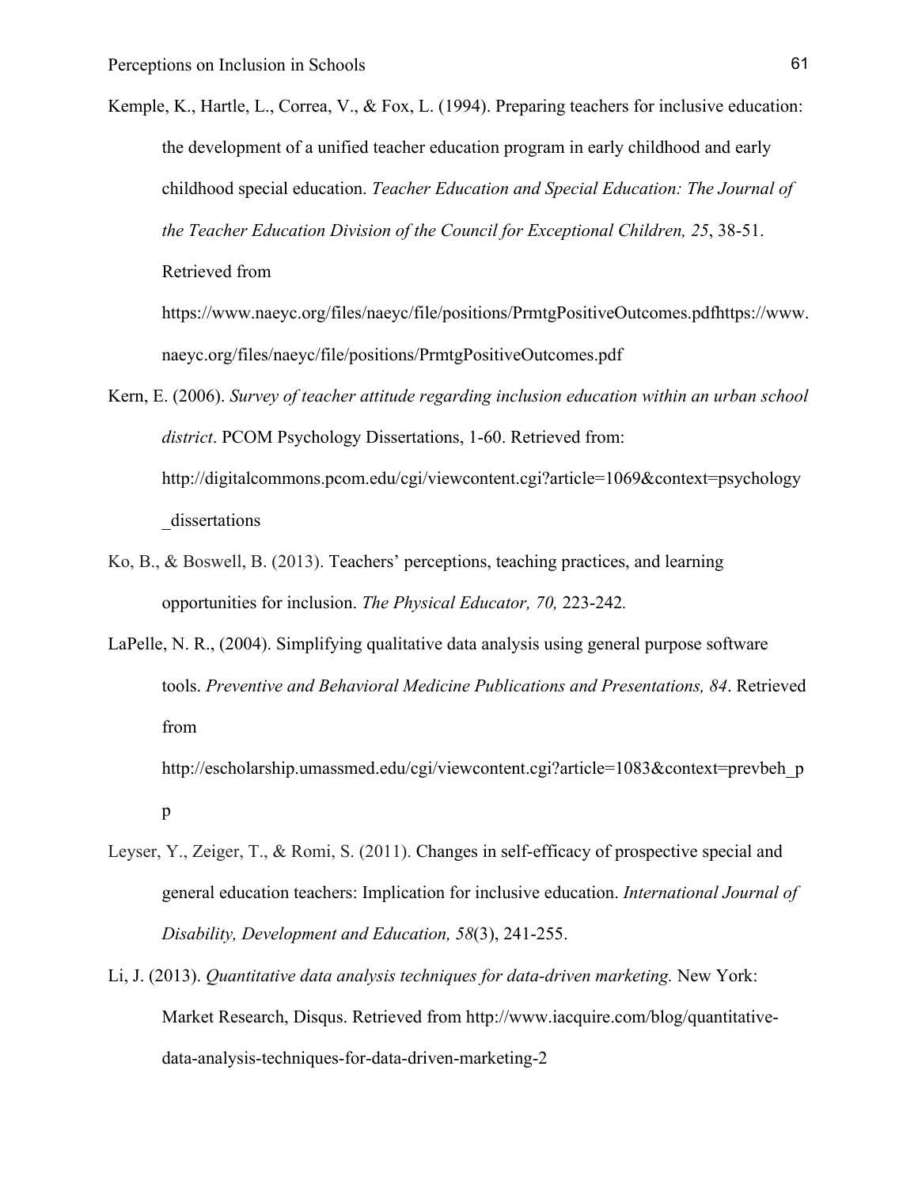Kemple, K., Hartle, L., Correa, V., & Fox, L. (1994). Preparing teachers for inclusive education: the development of a unified teacher education program in early childhood and early childhood special education. *Teacher Education and Special Education: The Journal of the Teacher Education Division of the Council for Exceptional Children, 25*, 38-51. Retrieved from https://www.naeyc.org/files/naeyc/file/positions/PrmtgPositiveOutcomes.pdfhttps://www.naeyc.org/files/naeyc/file/positions/PrmtgPositiveOutcomes.pdf

Kern, E. (2006). *Survey of teacher attitude regarding inclusion education within an urban school district*. PCOM Psychology Dissertations, 1-60. Retrieved from: http://digitalcommons.pcom.edu/cgi/viewcontent.cgi?article=1069&context=psychology_dissertations

Ko, B., & Boswell, B. (2013). Teachers' perceptions, teaching practices, and learning opportunities for inclusion. *The Physical Educator, 70,* 223-242.

LaPelle, N. R., (2004). Simplifying qualitative data analysis using general purpose software tools. *Preventive and Behavioral Medicine Publications and Presentations, 84*. Retrieved from http://escholarship.umassmed.edu/cgi/viewcontent.cgi?article=1083&context=prevbeh_pp

Leyser, Y., Zeiger, T., & Romi, S. (2011). Changes in self-efficacy of prospective special and general education teachers: Implication for inclusive education. *International Journal of Disability, Development and Education, 58*(3), 241-255.

Li, J. (2013). *Quantitative data analysis techniques for data-driven marketing.* New York: Market Research, Disqus. Retrieved from http://www.iacquire.com/blog/quantitative-data-analysis-techniques-for-data-driven-marketing-2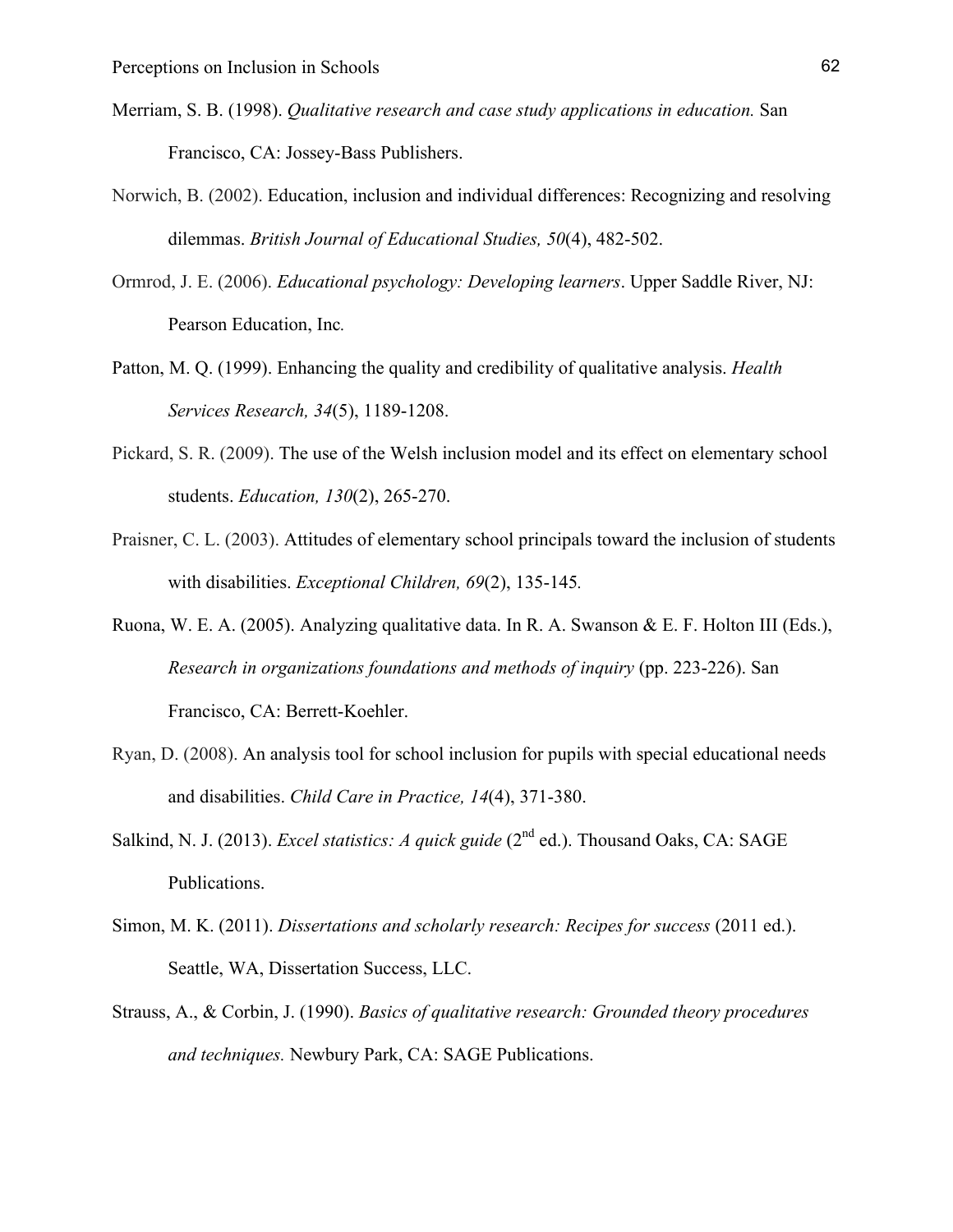Merriam, S. B. (1998). *Qualitative research and case study applications in education.* San Francisco, CA: Jossey-Bass Publishers.

Norwich, B. (2002). Education, inclusion and individual differences: Recognizing and resolving dilemmas. *British Journal of Educational Studies, 50*(4), 482-502.

Ormrod, J. E. (2006). *Educational psychology: Developing learners*. Upper Saddle River, NJ: Pearson Education, Inc.

Patton, M. Q. (1999). Enhancing the quality and credibility of qualitative analysis. *Health Services Research, 34*(5), 1189-1208.

Pickard, S. R. (2009). The use of the Welsh inclusion model and its effect on elementary school students. *Education, 130*(2), 265-270.

Praisner, C. L. (2003). Attitudes of elementary school principals toward the inclusion of students with disabilities. *Exceptional Children, 69*(2), 135-145.

Ruona, W. E. A. (2005). Analyzing qualitative data. In R. A. Swanson & E. F. Holton III (Eds.), *Research in organizations foundations and methods of inquiry* (pp. 223-226). San Francisco, CA: Berrett-Koehler.

Ryan, D. (2008). An analysis tool for school inclusion for pupils with special educational needs and disabilities. *Child Care in Practice, 14*(4), 371-380.

Salkind, N. J. (2013). *Excel statistics: A quick guide* (2nd ed.). Thousand Oaks, CA: SAGE Publications.

Simon, M. K. (2011). *Dissertations and scholarly research: Recipes for success* (2011 ed.). Seattle, WA, Dissertation Success, LLC.

Strauss, A., & Corbin, J. (1990). *Basics of qualitative research: Grounded theory procedures and techniques.* Newbury Park, CA: SAGE Publications.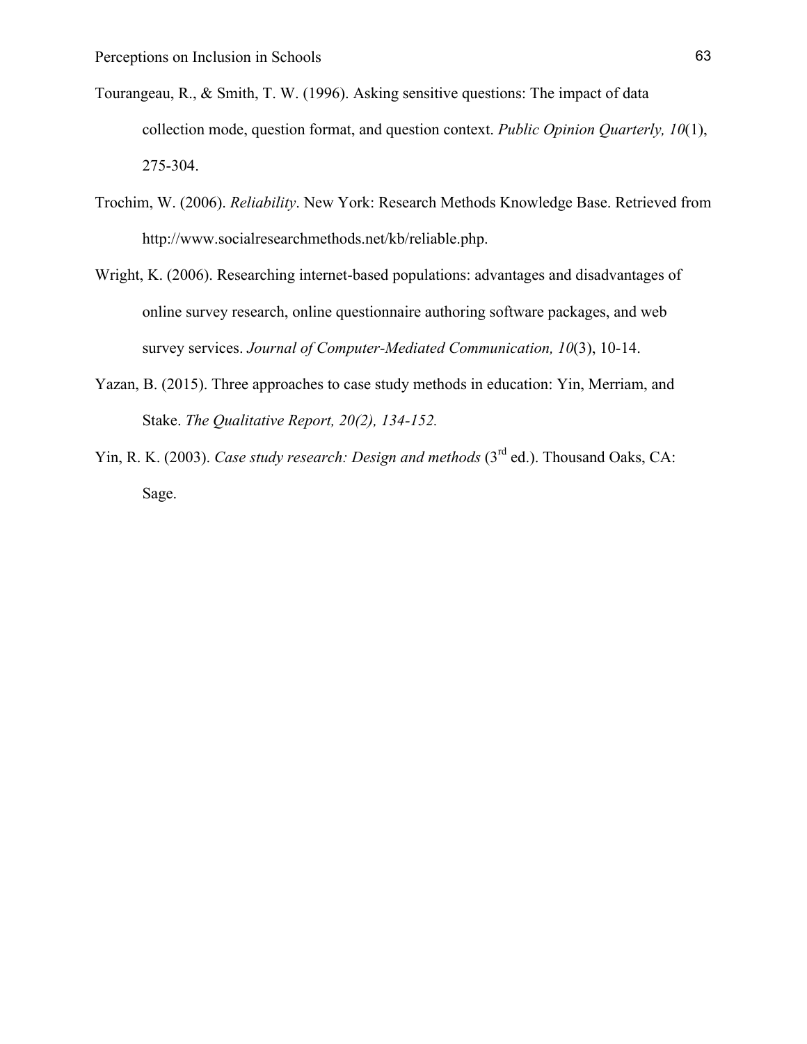Tourangeau, R., & Smith, T. W. (1996). Asking sensitive questions: The impact of data collection mode, question format, and question context. *Public Opinion Quarterly, 10*(1), 275-304.

Trochim, W. (2006). *Reliability*. New York: Research Methods Knowledge Base. Retrieved from http://www.socialresearchmethods.net/kb/reliable.php.

Wright, K. (2006). Researching internet-based populations: advantages and disadvantages of online survey research, online questionnaire authoring software packages, and web survey services. *Journal of Computer-Mediated Communication, 10*(3), 10-14.

Yazan, B. (2015). Three approaches to case study methods in education: Yin, Merriam, and Stake. *The Qualitative Report, 20(2), 134-152.*

Yin, R. K. (2003). *Case study research: Design and methods* (3rd ed.). Thousand Oaks, CA: Sage.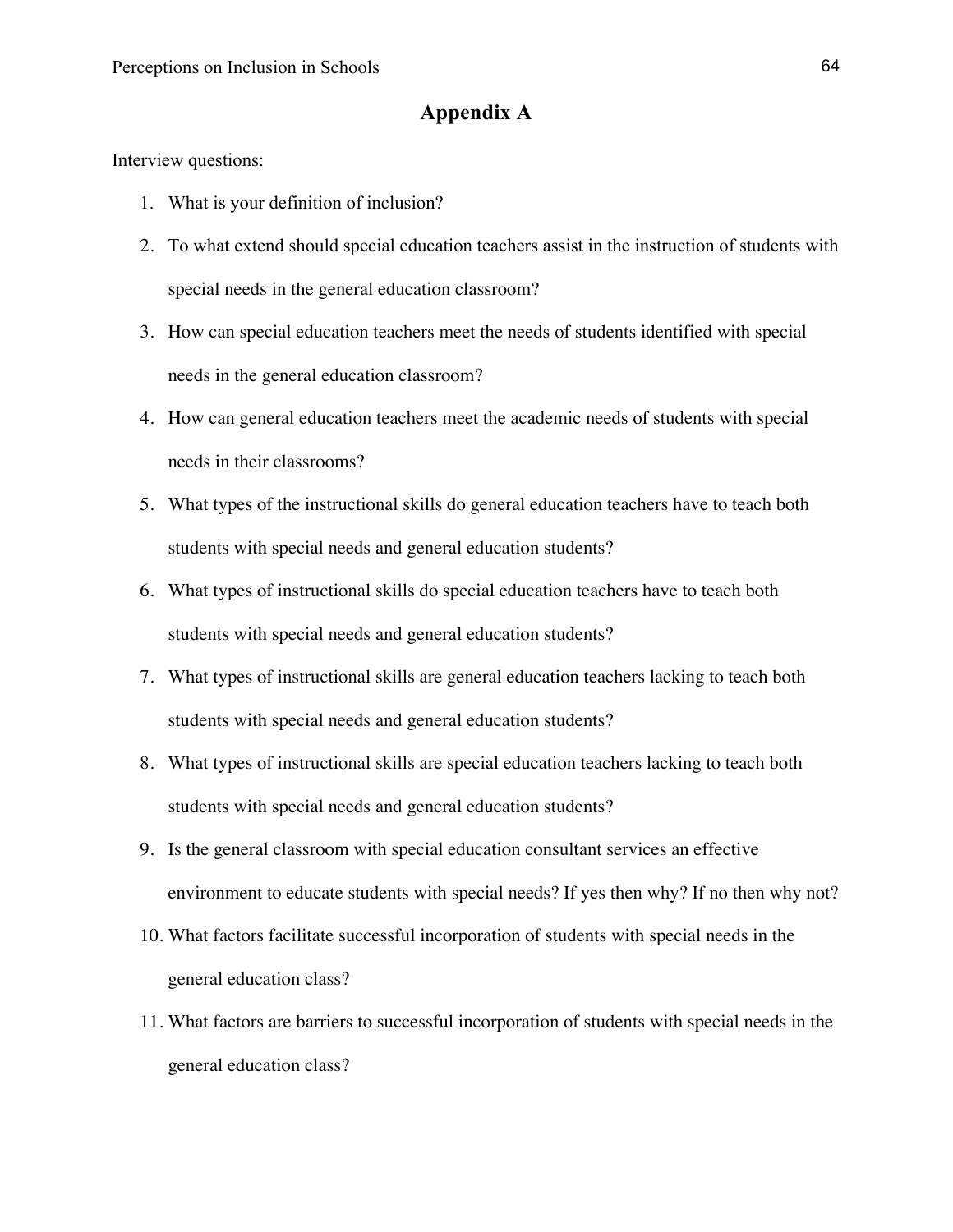# Appendix A

Interview questions:

1. What is your definition of inclusion?
2. To what extend should special education teachers assist in the instruction of students with special needs in the general education classroom?
3. How can special education teachers meet the needs of students identified with special needs in the general education classroom?
4. How can general education teachers meet the academic needs of students with special needs in their classrooms?
5. What types of the instructional skills do general education teachers have to teach both students with special needs and general education students?
6. What types of instructional skills do special education teachers have to teach both students with special needs and general education students?
7. What types of instructional skills are general education teachers lacking to teach both students with special needs and general education students?
8. What types of instructional skills are special education teachers lacking to teach both students with special needs and general education students?
9. Is the general classroom with special education consultant services an effective environment to educate students with special needs? If yes then why? If no then why not?
10. What factors facilitate successful incorporation of students with special needs in the general education class?
11. What factors are barriers to successful incorporation of students with special needs in the general education class?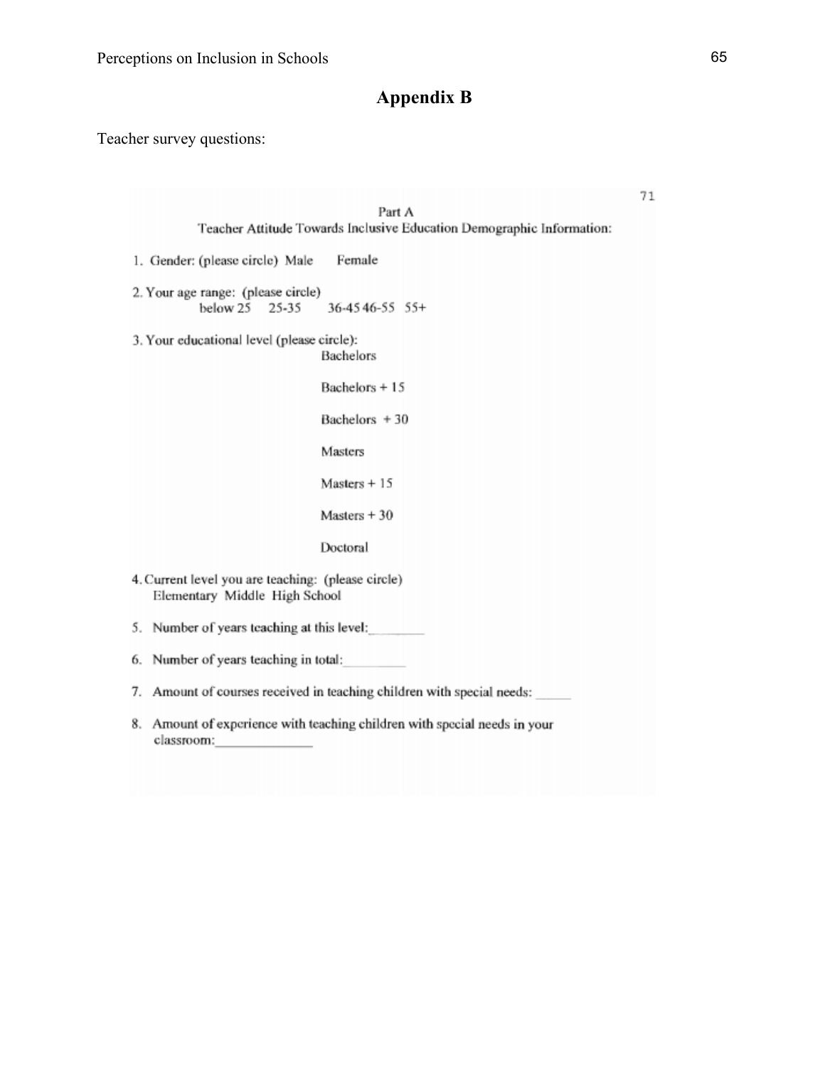# Appendix B

Teacher survey questions:

Part A

Teacher Attitude Towards Inclusive Education Demographic Information:

1. Gender: (please circle) Male Female

2. Your age range: (please circle)
   below 25 25-35 36-45 46-55 55+

3. Your educational level (please circle):
   - Bachelors
   - Bachelors + 15
   - Bachelors + 30
   - Masters
   - Masters + 15
   - Masters + 30
   - Doctoral

4. Current level you are teaching: (please circle)
   Elementary Middle High School

5. Number of years teaching at this level:________

6. Number of years teaching in total:_________

7. Amount of courses received in teaching children with special needs: _____

8. Amount of experience with teaching children with special needs in your classroom:______________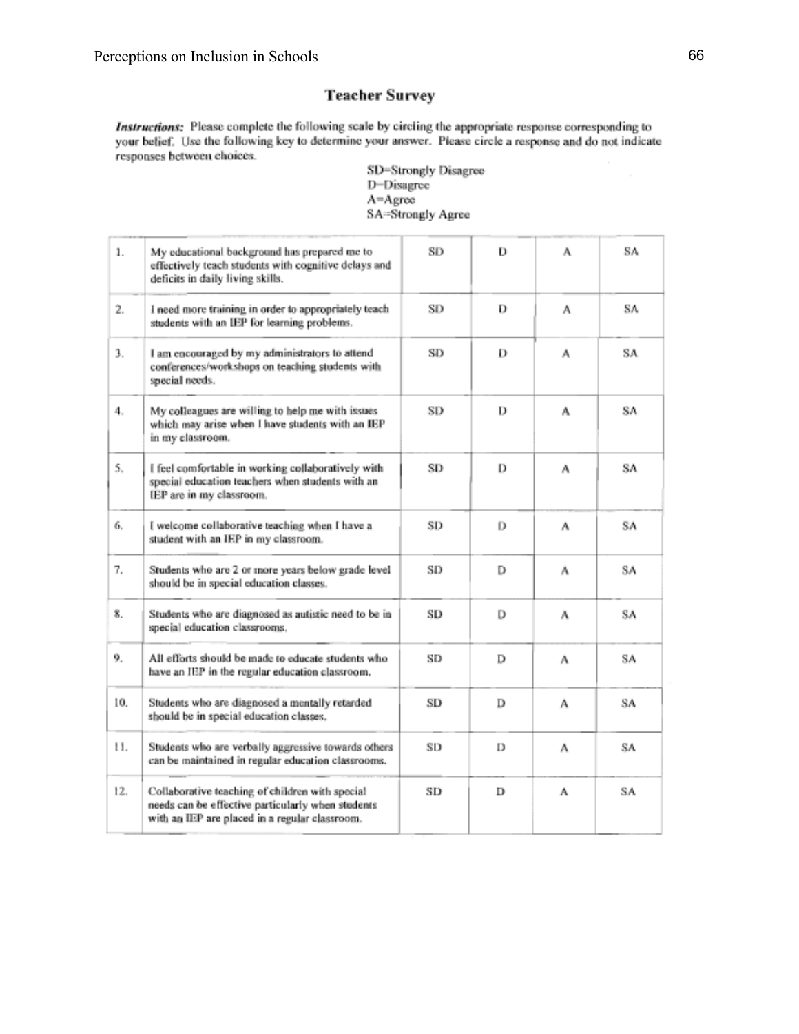## Teacher Survey

***Instructions:*** Please complete the following scale by circling the appropriate response corresponding to your belief. Use the following key to determine your answer. Please circle a response and do not indicate responses between choices.

SD=Strongly Disagree
D=Disagree
A=Agree
SA=Strongly Agree

| | | | | | |
|---|---|---|---|---|---|
| 1. | My educational background has prepared me to effectively teach students with cognitive delays and deficits in daily living skills. | SD | D | A | SA |
| 2. | I need more training in order to appropriately teach students with an IEP for learning problems. | SD | D | A | SA |
| 3. | I am encouraged by my administrators to attend conferences/workshops on teaching students with special needs. | SD | D | A | SA |
| 4. | My colleagues are willing to help me with issues which may arise when I have students with an IEP in my classroom. | SD | D | A | SA |
| 5. | I feel comfortable in working collaboratively with special education teachers when students with an IEP are in my classroom. | SD | D | A | SA |
| 6. | I welcome collaborative teaching when I have a student with an IEP in my classroom. | SD | D | A | SA |
| 7. | Students who are 2 or more years below grade level should be in special education classes. | SD | D | A | SA |
| 8. | Students who are diagnosed as autistic need to be in special education classrooms. | SD | D | A | SA |
| 9. | All efforts should be made to educate students who have an IEP in the regular education classroom. | SD | D | A | SA |
| 10. | Students who are diagnosed a mentally retarded should be in special education classes. | SD | D | A | SA |
| 11. | Students who are verbally aggressive towards others can be maintained in regular education classrooms. | SD | D | A | SA |
| 12. | Collaborative teaching of children with special needs can be effective particularly when students with an IEP are placed in a regular classroom. | SD | D | A | SA |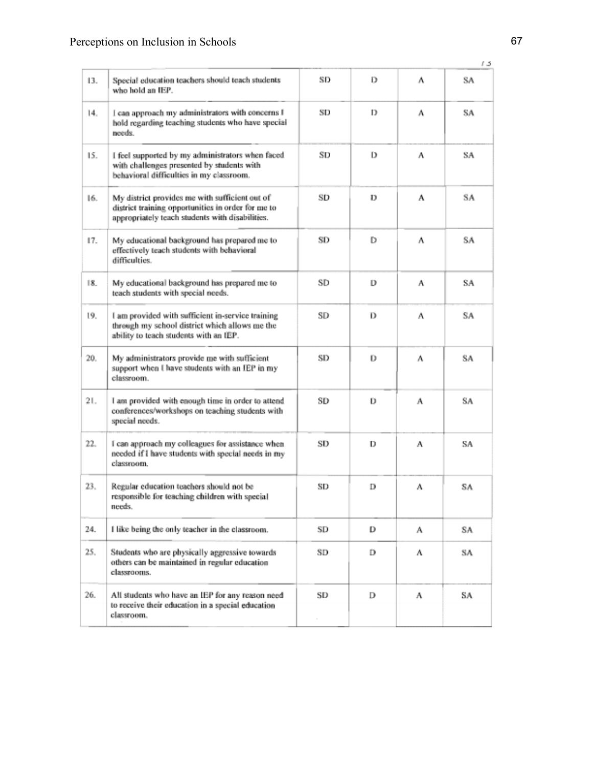| | | | | | |
|---|---|---|---|---|---|
| 13. | Special education teachers should teach students who hold an IEP. | SD | D | A | SA |
| 14. | I can approach my administrators with concerns I hold regarding teaching students who have special needs. | SD | D | A | SA |
| 15. | I feel supported by my administrators when faced with challenges presented by students with behavioral difficulties in my classroom. | SD | D | A | SA |
| 16. | My district provides me with sufficient out of district training opportunities in order for me to appropriately teach students with disabilities. | SD | D | A | SA |
| 17. | My educational background has prepared me to effectively teach students with behavioral difficulties. | SD | D | A | SA |
| 18. | My educational background has prepared me to teach students with special needs. | SD | D | A | SA |
| 19. | I am provided with sufficient in-service training through my school district which allows me the ability to teach students with an IEP. | SD | D | A | SA |
| 20. | My administrators provide me with sufficient support when I have students with an IEP in my classroom. | SD | D | A | SA |
| 21. | I am provided with enough time in order to attend conferences/workshops on teaching students with special needs. | SD | D | A | SA |
| 22. | I can approach my colleagues for assistance when needed if I have students with special needs in my classroom. | SD | D | A | SA |
| 23. | Regular education teachers should not be responsible for teaching children with special needs. | SD | D | A | SA |
| 24. | I like being the only teacher in the classroom. | SD | D | A | SA |
| 25. | Students who are physically aggressive towards others can be maintained in regular education classrooms. | SD | D | A | SA |
| 26. | All students who have an IEP for any reason need to receive their education in a special education classroom. | SD | D | A | SA |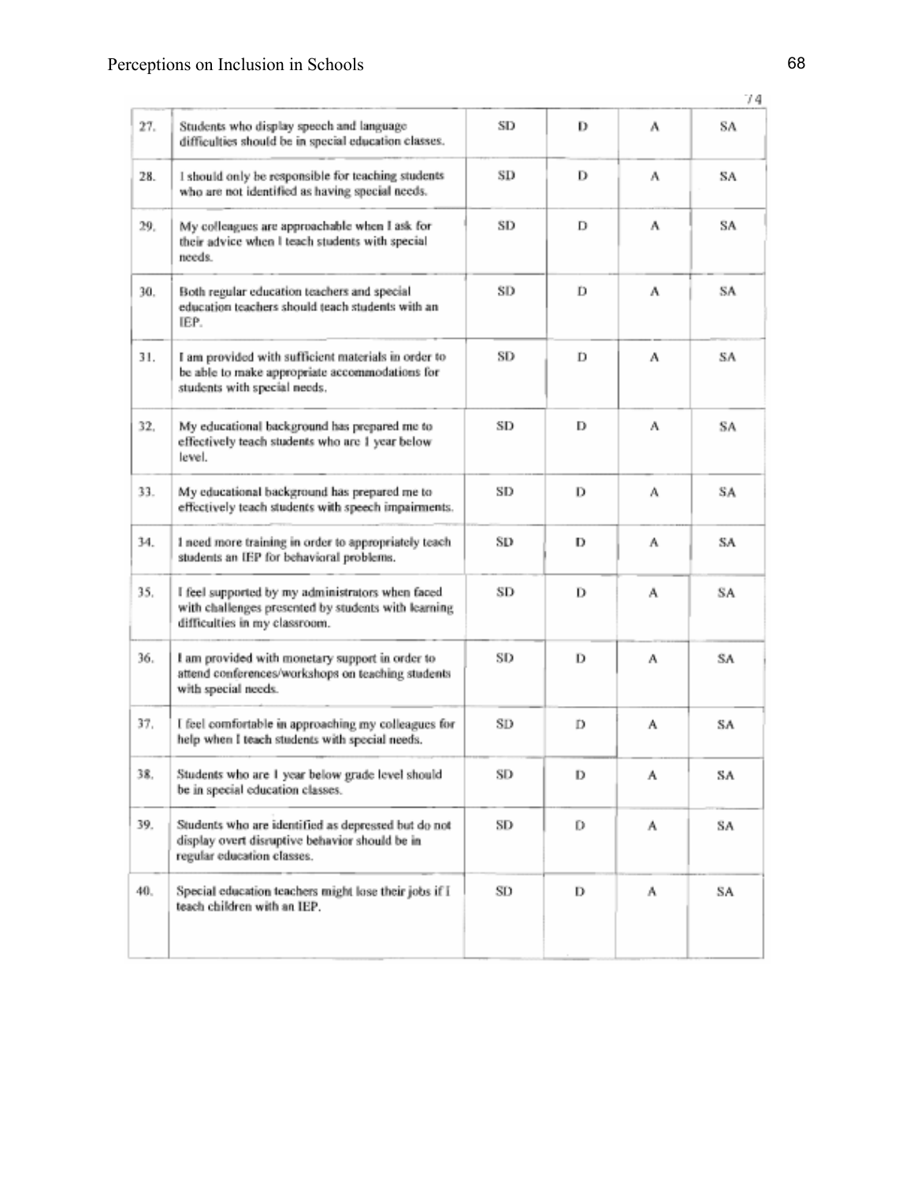| | | | | | |
|---|---|---|---|---|---|
| 27. | Students who display speech and language difficulties should be in special education classes. | SD | D | A | SA |
| 28. | I should only be responsible for teaching students who are not identified as having special needs. | SD | D | A | SA |
| 29. | My colleagues are approachable when I ask for their advice when I teach students with special needs. | SD | D | A | SA |
| 30. | Both regular education teachers and special education teachers should teach students with an IEP. | SD | D | A | SA |
| 31. | I am provided with sufficient materials in order to be able to make appropriate accommodations for students with special needs. | SD | D | A | SA |
| 32. | My educational background has prepared me to effectively teach students who are 1 year below level. | SD | D | A | SA |
| 33. | My educational background has prepared me to effectively teach students with speech impairments. | SD | D | A | SA |
| 34. | I need more training in order to appropriately teach students an IEP for behavioral problems. | SD | D | A | SA |
| 35. | I feel supported by my administrators when faced with challenges presented by students with learning difficulties in my classroom. | SD | D | A | SA |
| 36. | I am provided with monetary support in order to attend conferences/workshops on teaching students with special needs. | SD | D | A | SA |
| 37. | I feel comfortable in approaching my colleagues for help when I teach students with special needs. | SD | D | A | SA |
| 38. | Students who are 1 year below grade level should be in special education classes. | SD | D | A | SA |
| 39. | Students who are identified as depressed but do not display overt disruptive behavior should be in regular education classes. | SD | D | A | SA |
| 40. | Special education teachers might lose their jobs if I teach children with an IEP. | SD | D | A | SA |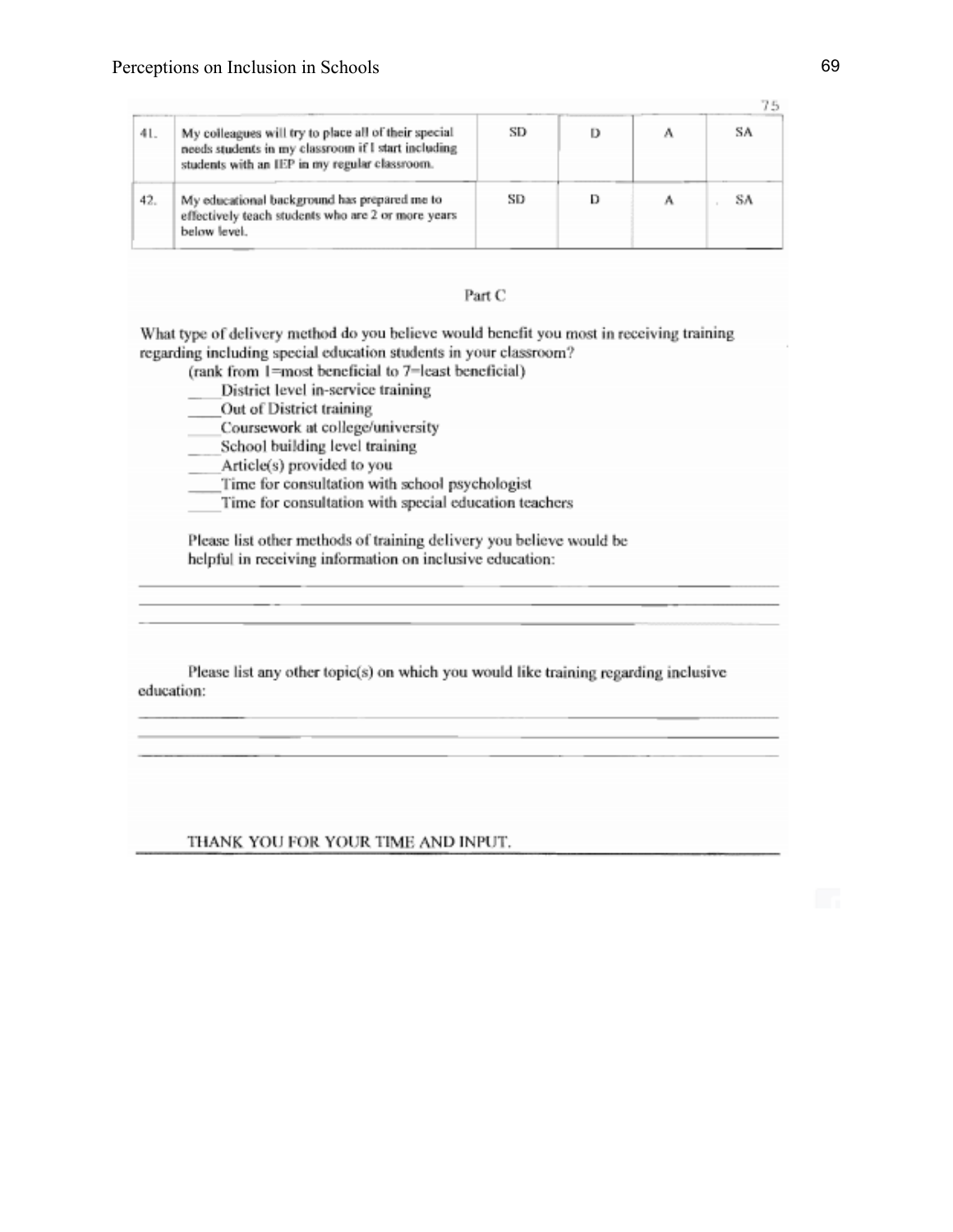| 41. | My colleagues will try to place all of their special needs students in my classroom if I start including students with an IEP in my regular classroom. | SD | D | A | SA |
|---|---|---|---|---|---|
| 42. | My educational background has prepared me to effectively teach students who are 2 or more years below level. | SD | D | A | SA |

Part C

What type of delivery method do you believe would benefit you most in receiving training regarding including special education students in your classroom?

(rank from 1=most beneficial to 7=least beneficial)

____District level in-service training
____Out of District training
____Coursework at college/university
____School building level training
____Article(s) provided to you
____Time for consultation with school psychologist
____Time for consultation with special education teachers

Please list other methods of training delivery you believe would be helpful in receiving information on inclusive education:

_______________________________________________________________________________
_______________________________________________________________________________
_______________________________________________________________________________

Please list any other topic(s) on which you would like training regarding inclusive education:

_______________________________________________________________________________
_______________________________________________________________________________
_______________________________________________________________________________

THANK YOU FOR YOUR TIME AND INPUT.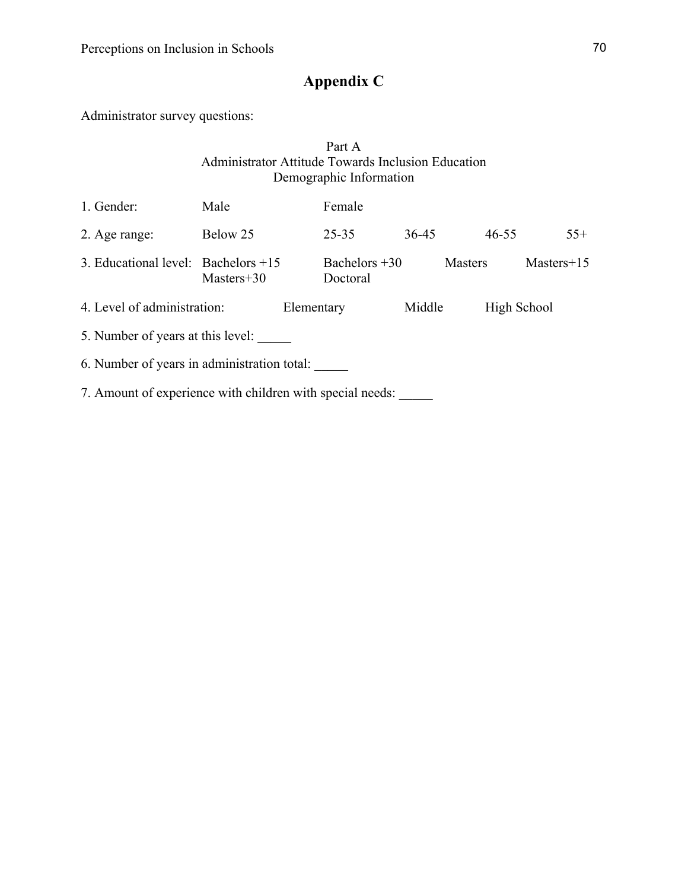# Appendix C

Administrator survey questions:

Part A
Administrator Attitude Towards Inclusion Education
Demographic Information

1. Gender: Male Female

2. Age range: Below 25 25-35 36-45 46-55 55+

3. Educational level: Bachelors +15 Bachelors +30 Masters Masters+15 Masters+30 Doctoral

4. Level of administration: Elementary Middle High School

5. Number of years at this level: _____

6. Number of years in administration total: _____

7. Amount of experience with children with special needs: _____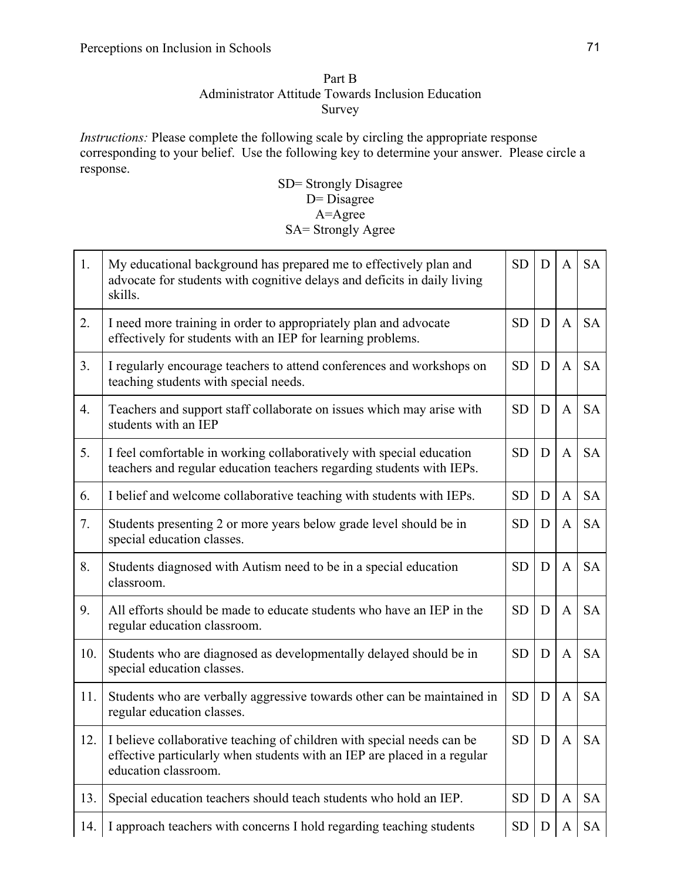Part B
Administrator Attitude Towards Inclusion Education
Survey

*Instructions:* Please complete the following scale by circling the appropriate response corresponding to your belief. Use the following key to determine your answer. Please circle a response.

SD= Strongly Disagree
D= Disagree
A=Agree
SA= Strongly Agree

| | | | | | |
|---|---|---|---|---|---|
| 1. | My educational background has prepared me to effectively plan and advocate for students with cognitive delays and deficits in daily living skills. | SD | D | A | SA |
| 2. | I need more training in order to appropriately plan and advocate effectively for students with an IEP for learning problems. | SD | D | A | SA |
| 3. | I regularly encourage teachers to attend conferences and workshops on teaching students with special needs. | SD | D | A | SA |
| 4. | Teachers and support staff collaborate on issues which may arise with students with an IEP | SD | D | A | SA |
| 5. | I feel comfortable in working collaboratively with special education teachers and regular education teachers regarding students with IEPs. | SD | D | A | SA |
| 6. | I belief and welcome collaborative teaching with students with IEPs. | SD | D | A | SA |
| 7. | Students presenting 2 or more years below grade level should be in special education classes. | SD | D | A | SA |
| 8. | Students diagnosed with Autism need to be in a special education classroom. | SD | D | A | SA |
| 9. | All efforts should be made to educate students who have an IEP in the regular education classroom. | SD | D | A | SA |
| 10. | Students who are diagnosed as developmentally delayed should be in special education classes. | SD | D | A | SA |
| 11. | Students who are verbally aggressive towards other can be maintained in regular education classes. | SD | D | A | SA |
| 12. | I believe collaborative teaching of children with special needs can be effective particularly when students with an IEP are placed in a regular education classroom. | SD | D | A | SA |
| 13. | Special education teachers should teach students who hold an IEP. | SD | D | A | SA |
| 14. | I approach teachers with concerns I hold regarding teaching students | SD | D | A | SA |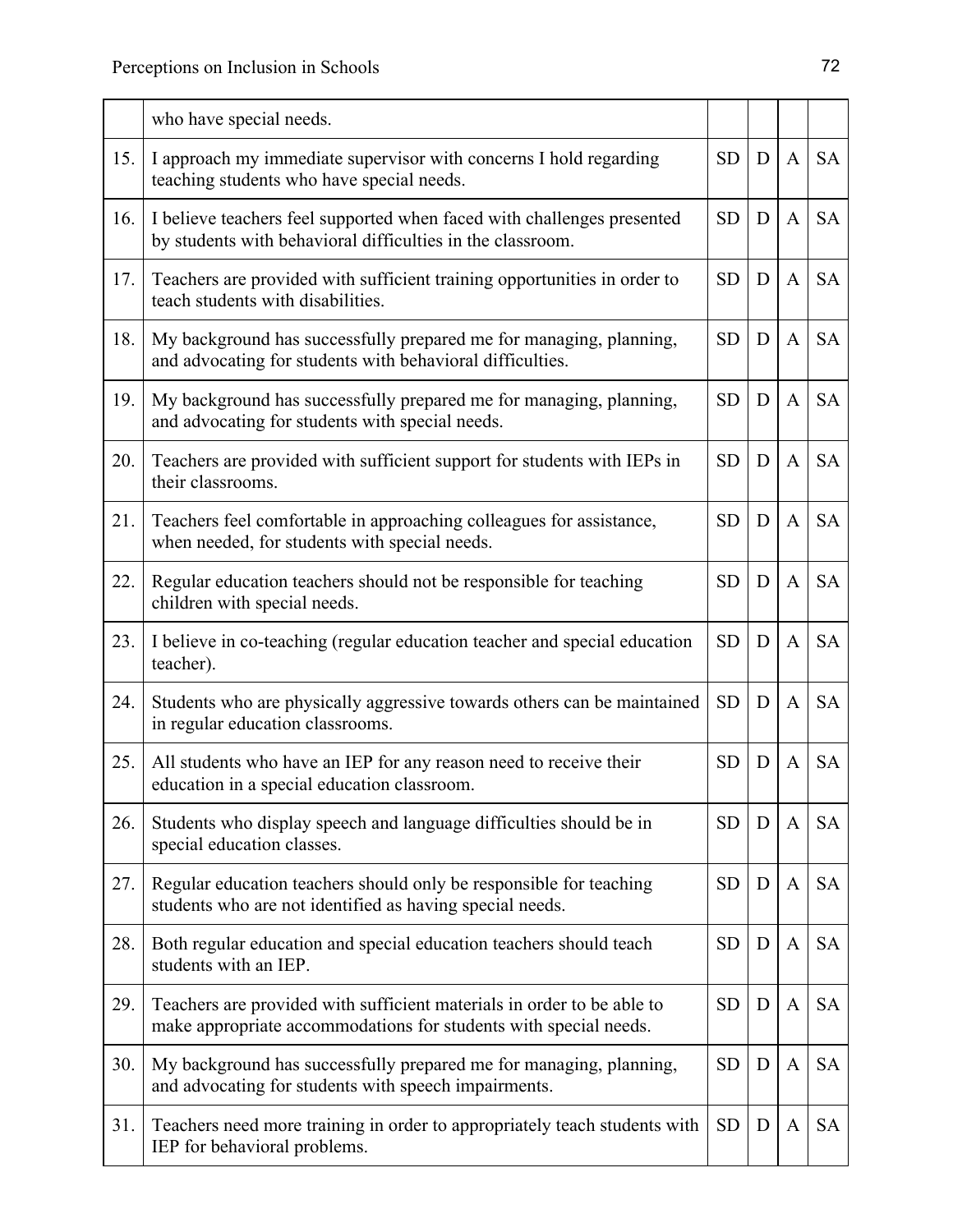| | | | | | |
|---|---|---|---|---|---|
| | who have special needs. | | | | |
| 15. | I approach my immediate supervisor with concerns I hold regarding teaching students who have special needs. | SD | D | A | SA |
| 16. | I believe teachers feel supported when faced with challenges presented by students with behavioral difficulties in the classroom. | SD | D | A | SA |
| 17. | Teachers are provided with sufficient training opportunities in order to teach students with disabilities. | SD | D | A | SA |
| 18. | My background has successfully prepared me for managing, planning, and advocating for students with behavioral difficulties. | SD | D | A | SA |
| 19. | My background has successfully prepared me for managing, planning, and advocating for students with special needs. | SD | D | A | SA |
| 20. | Teachers are provided with sufficient support for students with IEPs in their classrooms. | SD | D | A | SA |
| 21. | Teachers feel comfortable in approaching colleagues for assistance, when needed, for students with special needs. | SD | D | A | SA |
| 22. | Regular education teachers should not be responsible for teaching children with special needs. | SD | D | A | SA |
| 23. | I believe in co-teaching (regular education teacher and special education teacher). | SD | D | A | SA |
| 24. | Students who are physically aggressive towards others can be maintained in regular education classrooms. | SD | D | A | SA |
| 25. | All students who have an IEP for any reason need to receive their education in a special education classroom. | SD | D | A | SA |
| 26. | Students who display speech and language difficulties should be in special education classes. | SD | D | A | SA |
| 27. | Regular education teachers should only be responsible for teaching students who are not identified as having special needs. | SD | D | A | SA |
| 28. | Both regular education and special education teachers should teach students with an IEP. | SD | D | A | SA |
| 29. | Teachers are provided with sufficient materials in order to be able to make appropriate accommodations for students with special needs. | SD | D | A | SA |
| 30. | My background has successfully prepared me for managing, planning, and advocating for students with speech impairments. | SD | D | A | SA |
| 31. | Teachers need more training in order to appropriately teach students with IEP for behavioral problems. | SD | D | A | SA |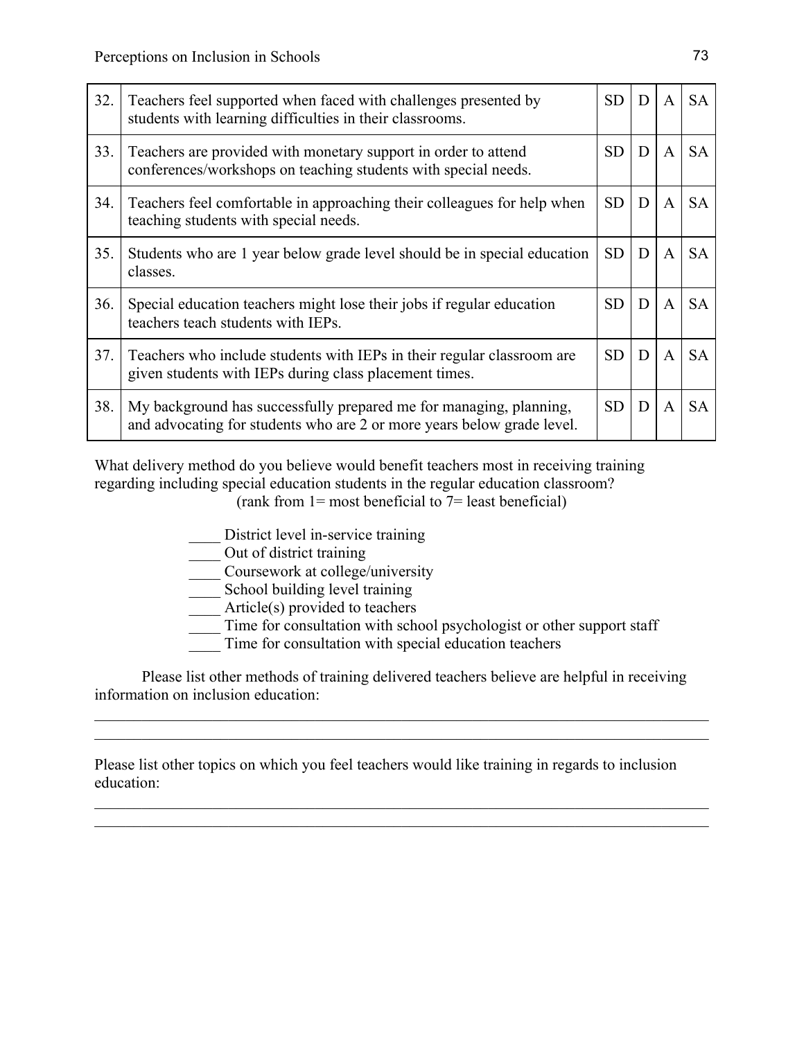| | | | | | |
|---|---|---|---|---|---|
| 32. | Teachers feel supported when faced with challenges presented by students with learning difficulties in their classrooms. | SD | D | A | SA |
| 33. | Teachers are provided with monetary support in order to attend conferences/workshops on teaching students with special needs. | SD | D | A | SA |
| 34. | Teachers feel comfortable in approaching their colleagues for help when teaching students with special needs. | SD | D | A | SA |
| 35. | Students who are 1 year below grade level should be in special education classes. | SD | D | A | SA |
| 36. | Special education teachers might lose their jobs if regular education teachers teach students with IEPs. | SD | D | A | SA |
| 37. | Teachers who include students with IEPs in their regular classroom are given students with IEPs during class placement times. | SD | D | A | SA |
| 38. | My background has successfully prepared me for managing, planning, and advocating for students who are 2 or more years below grade level. | SD | D | A | SA |

What delivery method do you believe would benefit teachers most in receiving training regarding including special education students in the regular education classroom?
(rank from 1= most beneficial to 7= least beneficial)

____ District level in-service training
____ Out of district training
____ Coursework at college/university
____ School building level training
____ Article(s) provided to teachers
____ Time for consultation with school psychologist or other support staff
____ Time for consultation with special education teachers

Please list other methods of training delivered teachers believe are helpful in receiving information on inclusion education:

________________________________________________________________________________
________________________________________________________________________________

Please list other topics on which you feel teachers would like training in regards to inclusion education:

________________________________________________________________________________
________________________________________________________________________________